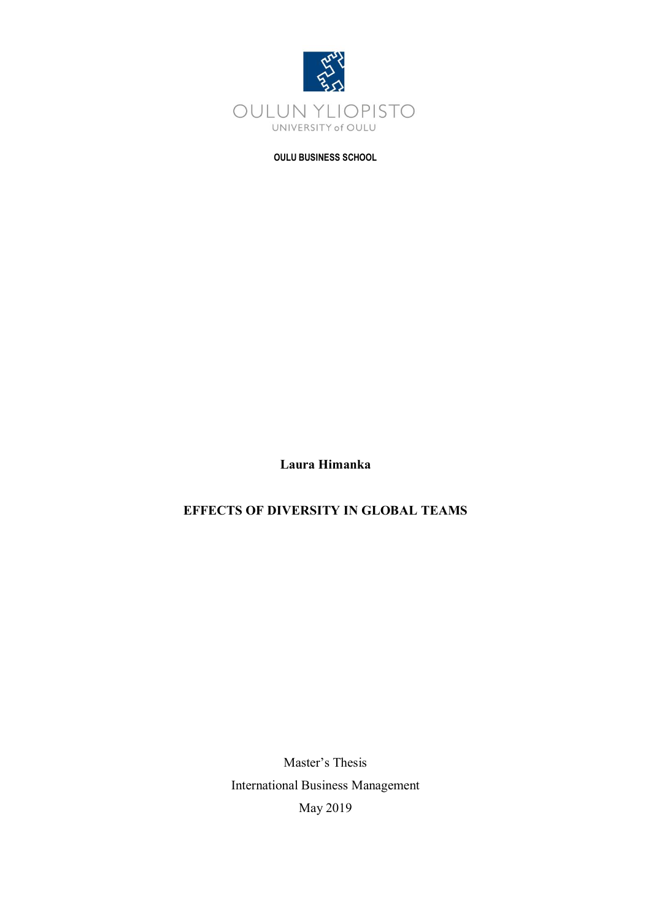OULUN YLIOPISTO

UNIVERSITY of OULU

**OULU BUSINESS SCHOOL**

**Laura Himanka**

# EFFECTS OF DIVERSITY IN GLOBAL TEAMS

Master's Thesis

International Business Management

May 2019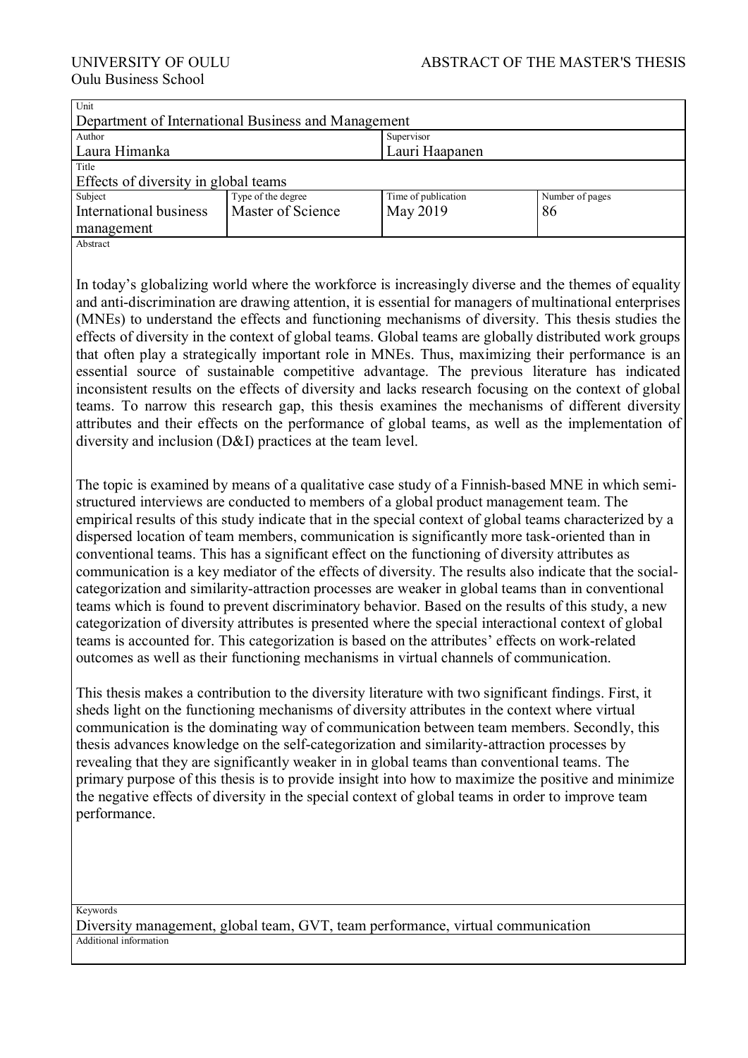UNIVERSITY OF OULU
Oulu Business School

ABSTRACT OF THE MASTER'S THESIS

| Unit | | | |
|---|---|---|---|
| Department of International Business and Management | | | |
| Author<br>Laura Himanka | | Supervisor<br>Lauri Haapanen | |
| Title<br>Effects of diversity in global teams | | | |
| Subject<br>International business management | Type of the degree<br>Master of Science | Time of publication<br>May 2019 | Number of pages<br>86 |

Abstract

In today's globalizing world where the workforce is increasingly diverse and the themes of equality and anti-discrimination are drawing attention, it is essential for managers of multinational enterprises (MNEs) to understand the effects and functioning mechanisms of diversity. This thesis studies the effects of diversity in the context of global teams. Global teams are globally distributed work groups that often play a strategically important role in MNEs. Thus, maximizing their performance is an essential source of sustainable competitive advantage. The previous literature has indicated inconsistent results on the effects of diversity and lacks research focusing on the context of global teams. To narrow this research gap, this thesis examines the mechanisms of different diversity attributes and their effects on the performance of global teams, as well as the implementation of diversity and inclusion (D&I) practices at the team level.

The topic is examined by means of a qualitative case study of a Finnish-based MNE in which semi-structured interviews are conducted to members of a global product management team. The empirical results of this study indicate that in the special context of global teams characterized by a dispersed location of team members, communication is significantly more task-oriented than in conventional teams. This has a significant effect on the functioning of diversity attributes as communication is a key mediator of the effects of diversity. The results also indicate that the social-categorization and similarity-attraction processes are weaker in global teams than in conventional teams which is found to prevent discriminatory behavior. Based on the results of this study, a new categorization of diversity attributes is presented where the special interactional context of global teams is accounted for. This categorization is based on the attributes' effects on work-related outcomes as well as their functioning mechanisms in virtual channels of communication.

This thesis makes a contribution to the diversity literature with two significant findings. First, it sheds light on the functioning mechanisms of diversity attributes in the context where virtual communication is the dominating way of communication between team members. Secondly, this thesis advances knowledge on the self-categorization and similarity-attraction processes by revealing that they are significantly weaker in in global teams than conventional teams. The primary purpose of this thesis is to provide insight into how to maximize the positive and minimize the negative effects of diversity in the special context of global teams in order to improve team performance.

Keywords
Diversity management, global team, GVT, team performance, virtual communication

Additional information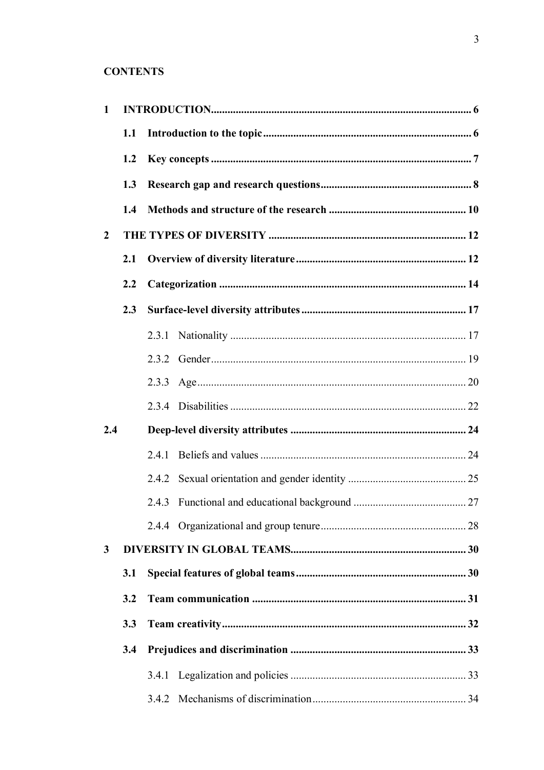**CONTENTS**

**1 INTRODUCTION .......... 6**

**1.1 Introduction to the topic .......... 6**

**1.2 Key concepts .......... 7**

**1.3 Research gap and research questions .......... 8**

**1.4 Methods and structure of the research .......... 10**

**2 THE TYPES OF DIVERSITY .......... 12**

**2.1 Overview of diversity literature .......... 12**

**2.2 Categorization .......... 14**

**2.3 Surface-level diversity attributes .......... 17**

2.3.1 Nationality .......... 17

2.3.2 Gender .......... 19

2.3.3 Age .......... 20

2.3.4 Disabilities .......... 22

**2.4 Deep-level diversity attributes .......... 24**

2.4.1 Beliefs and values .......... 24

2.4.2 Sexual orientation and gender identity .......... 25

2.4.3 Functional and educational background .......... 27

2.4.4 Organizational and group tenure .......... 28

**3 DIVERSITY IN GLOBAL TEAMS .......... 30**

**3.1 Special features of global teams .......... 30**

**3.2 Team communication .......... 31**

**3.3 Team creativity .......... 32**

**3.4 Prejudices and discrimination .......... 33**

3.4.1 Legalization and policies .......... 33

3.4.2 Mechanisms of discrimination .......... 34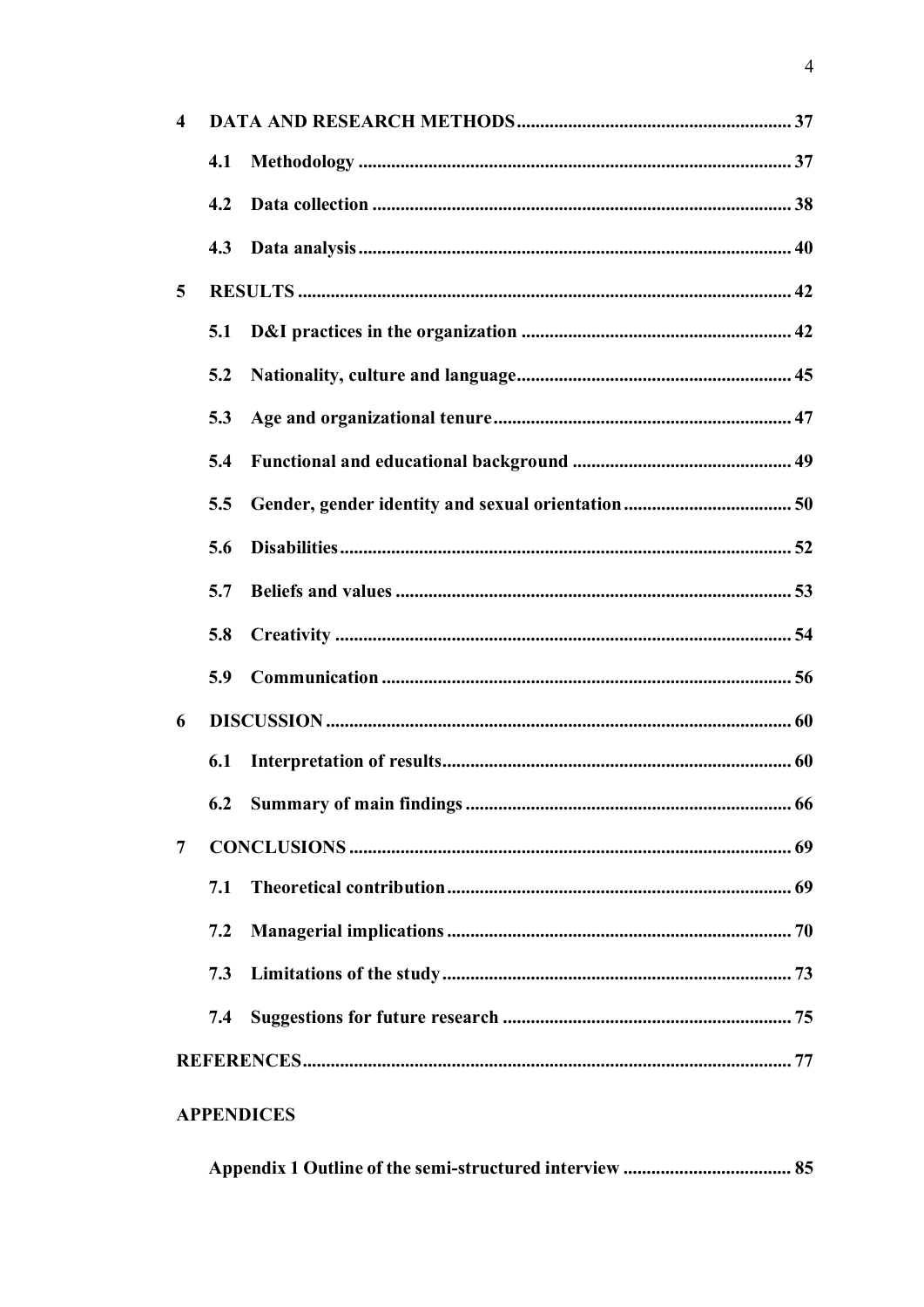4 DATA AND RESEARCH METHODS ... 37

- 4.1 Methodology ... 37
- 4.2 Data collection ... 38
- 4.3 Data analysis ... 40

5 RESULTS ... 42

- 5.1 D&I practices in the organization ... 42
- 5.2 Nationality, culture and language ... 45
- 5.3 Age and organizational tenure ... 47
- 5.4 Functional and educational background ... 49
- 5.5 Gender, gender identity and sexual orientation ... 50
- 5.6 Disabilities ... 52
- 5.7 Beliefs and values ... 53
- 5.8 Creativity ... 54
- 5.9 Communication ... 56

6 DISCUSSION ... 60

- 6.1 Interpretation of results ... 60
- 6.2 Summary of main findings ... 66

7 CONCLUSIONS ... 69

- 7.1 Theoretical contribution ... 69
- 7.2 Managerial implications ... 70
- 7.3 Limitations of the study ... 73
- 7.4 Suggestions for future research ... 75

REFERENCES ... 77

APPENDICES

- Appendix 1 Outline of the semi-structured interview ... 85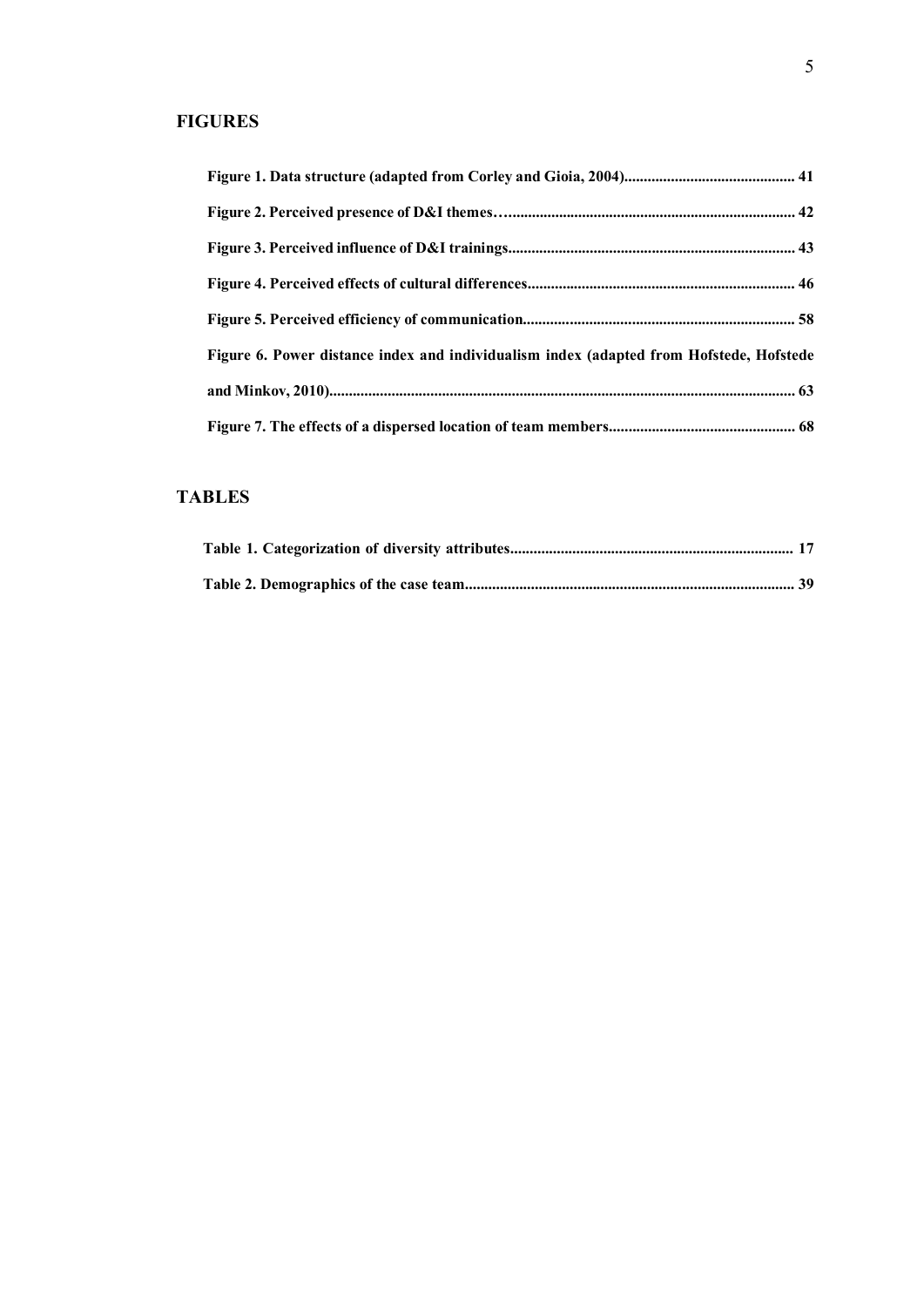## FIGURES

**Figure 1. Data structure (adapted from Corley and Gioia, 2004)............................................ 41**

**Figure 2. Perceived presence of D&I themes…......................................................................... 42**

**Figure 3. Perceived influence of D&I trainings.......................................................................... 43**

**Figure 4. Perceived effects of cultural differences..................................................................... 46**

**Figure 5. Perceived efficiency of communication...................................................................... 58**

**Figure 6. Power distance index and individualism index (adapted from Hofstede, Hofstede and Minkov, 2010)........................................................................................................................ 63**

**Figure 7. The effects of a dispersed location of team members................................................ 68**

## TABLES

**Table 1. Categorization of diversity attributes......................................................................... 17**

**Table 2. Demographics of the case team.................................................................................... 39**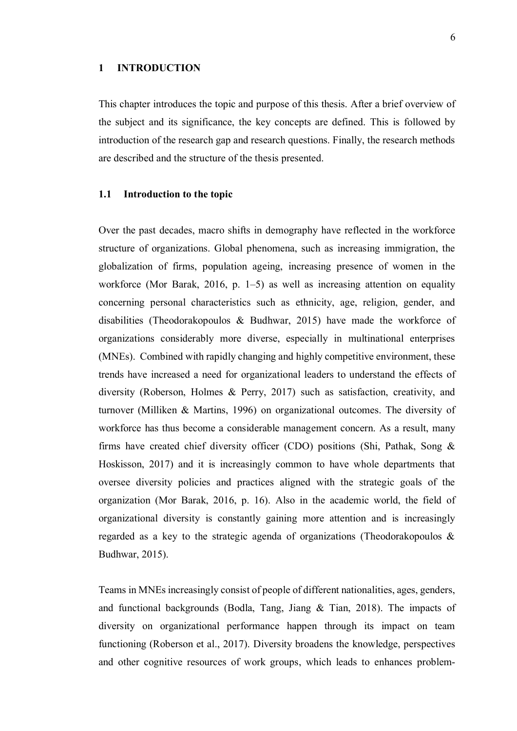# 1 INTRODUCTION

This chapter introduces the topic and purpose of this thesis. After a brief overview of the subject and its significance, the key concepts are defined. This is followed by introduction of the research gap and research questions. Finally, the research methods are described and the structure of the thesis presented.

## 1.1 Introduction to the topic

Over the past decades, macro shifts in demography have reflected in the workforce structure of organizations. Global phenomena, such as increasing immigration, the globalization of firms, population ageing, increasing presence of women in the workforce (Mor Barak, 2016, p. 1–5) as well as increasing attention on equality concerning personal characteristics such as ethnicity, age, religion, gender, and disabilities (Theodorakopoulos & Budhwar, 2015) have made the workforce of organizations considerably more diverse, especially in multinational enterprises (MNEs). Combined with rapidly changing and highly competitive environment, these trends have increased a need for organizational leaders to understand the effects of diversity (Roberson, Holmes & Perry, 2017) such as satisfaction, creativity, and turnover (Milliken & Martins, 1996) on organizational outcomes. The diversity of workforce has thus become a considerable management concern. As a result, many firms have created chief diversity officer (CDO) positions (Shi, Pathak, Song & Hoskisson, 2017) and it is increasingly common to have whole departments that oversee diversity policies and practices aligned with the strategic goals of the organization (Mor Barak, 2016, p. 16). Also in the academic world, the field of organizational diversity is constantly gaining more attention and is increasingly regarded as a key to the strategic agenda of organizations (Theodorakopoulos & Budhwar, 2015).

Teams in MNEs increasingly consist of people of different nationalities, ages, genders, and functional backgrounds (Bodla, Tang, Jiang & Tian, 2018). The impacts of diversity on organizational performance happen through its impact on team functioning (Roberson et al., 2017). Diversity broadens the knowledge, perspectives and other cognitive resources of work groups, which leads to enhances problem-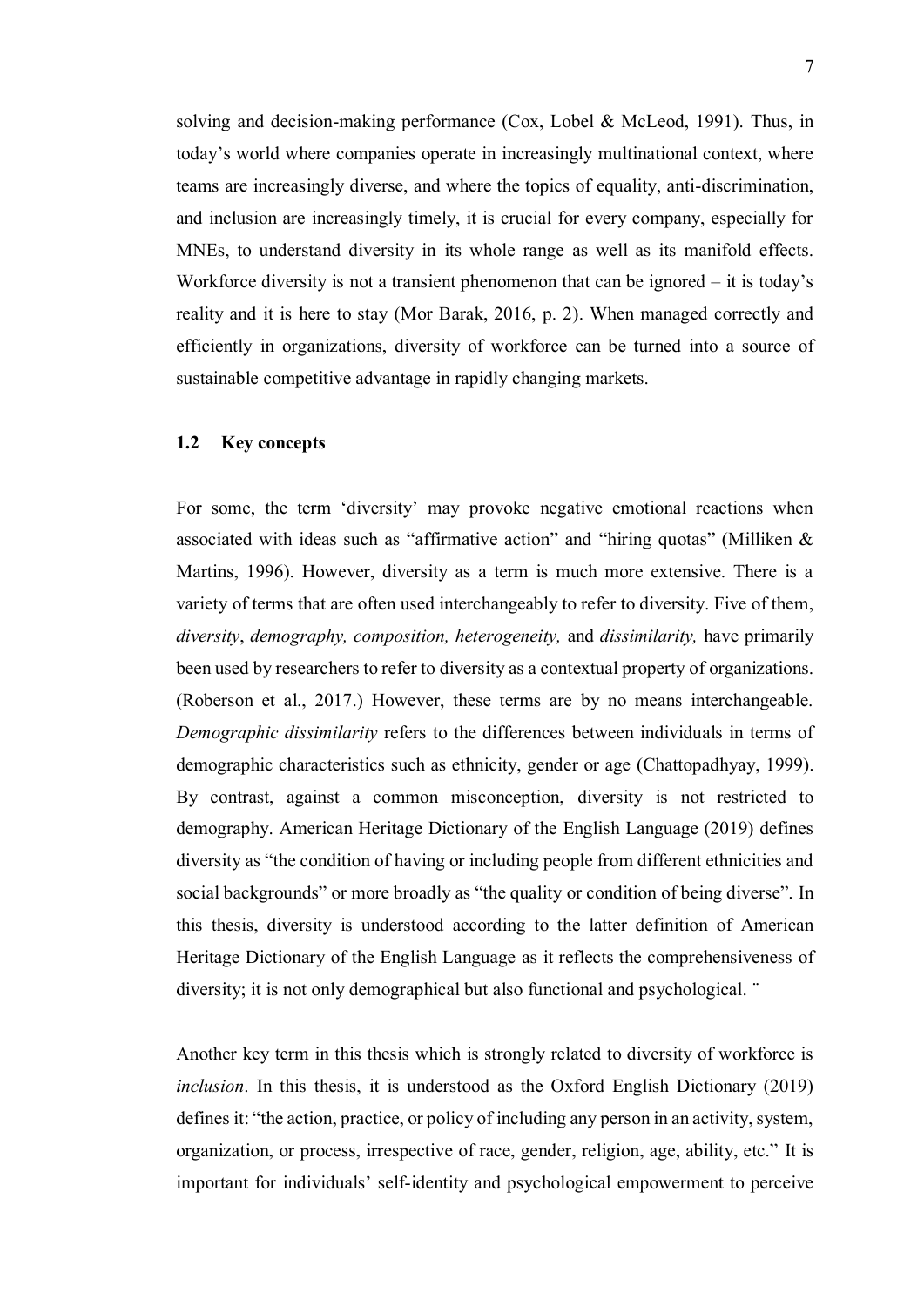solving and decision-making performance (Cox, Lobel & McLeod, 1991). Thus, in today's world where companies operate in increasingly multinational context, where teams are increasingly diverse, and where the topics of equality, anti-discrimination, and inclusion are increasingly timely, it is crucial for every company, especially for MNEs, to understand diversity in its whole range as well as its manifold effects. Workforce diversity is not a transient phenomenon that can be ignored – it is today's reality and it is here to stay (Mor Barak, 2016, p. 2). When managed correctly and efficiently in organizations, diversity of workforce can be turned into a source of sustainable competitive advantage in rapidly changing markets.

### 1.2 Key concepts

For some, the term 'diversity' may provoke negative emotional reactions when associated with ideas such as "affirmative action" and "hiring quotas" (Milliken & Martins, 1996). However, diversity as a term is much more extensive. There is a variety of terms that are often used interchangeably to refer to diversity. Five of them, *diversity*, *demography, composition, heterogeneity,* and *dissimilarity,* have primarily been used by researchers to refer to diversity as a contextual property of organizations. (Roberson et al., 2017.) However, these terms are by no means interchangeable. *Demographic dissimilarity* refers to the differences between individuals in terms of demographic characteristics such as ethnicity, gender or age (Chattopadhyay, 1999). By contrast, against a common misconception, diversity is not restricted to demography. American Heritage Dictionary of the English Language (2019) defines diversity as "the condition of having or including people from different ethnicities and social backgrounds" or more broadly as "the quality or condition of being diverse". In this thesis, diversity is understood according to the latter definition of American Heritage Dictionary of the English Language as it reflects the comprehensiveness of diversity; it is not only demographical but also functional and psychological. ¨

Another key term in this thesis which is strongly related to diversity of workforce is *inclusion*. In this thesis, it is understood as the Oxford English Dictionary (2019) defines it: "the action, practice, or policy of including any person in an activity, system, organization, or process, irrespective of race, gender, religion, age, ability, etc." It is important for individuals' self-identity and psychological empowerment to perceive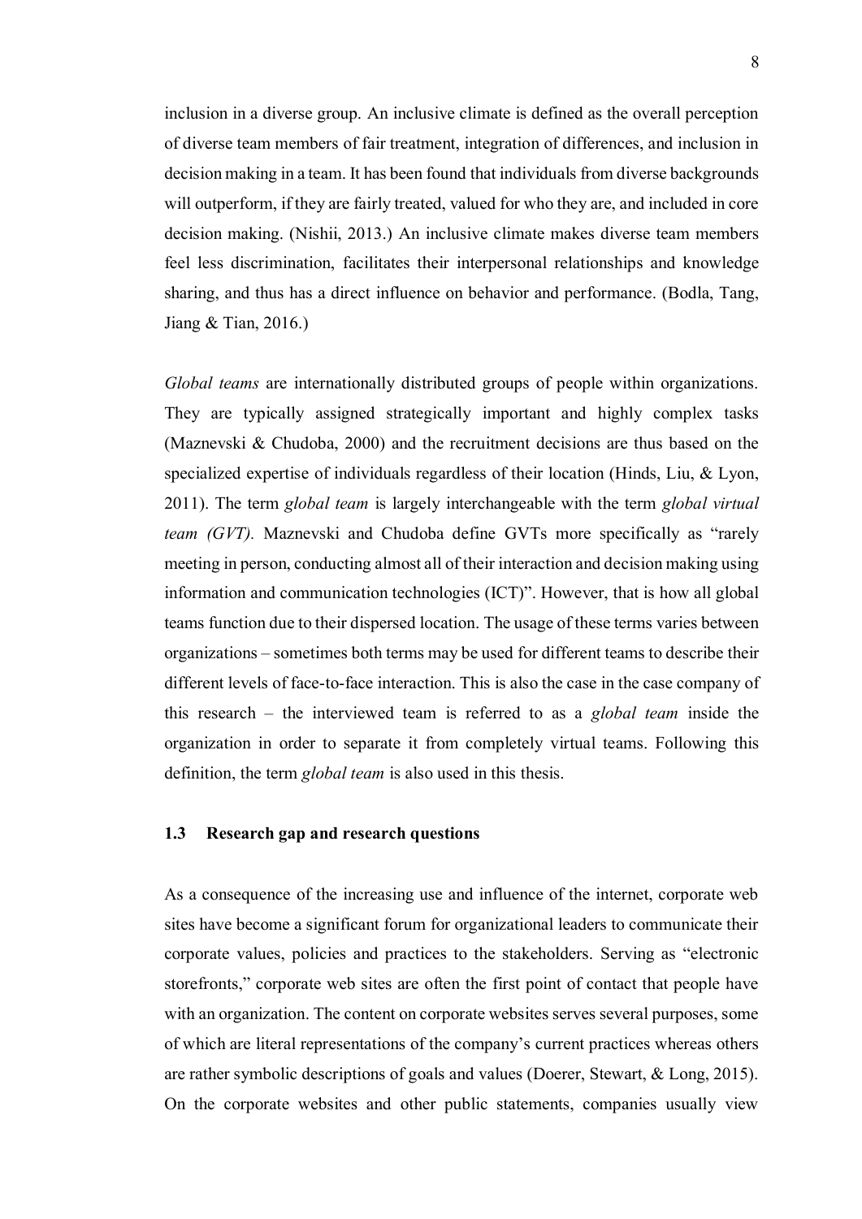inclusion in a diverse group. An inclusive climate is defined as the overall perception of diverse team members of fair treatment, integration of differences, and inclusion in decision making in a team. It has been found that individuals from diverse backgrounds will outperform, if they are fairly treated, valued for who they are, and included in core decision making. (Nishii, 2013.) An inclusive climate makes diverse team members feel less discrimination, facilitates their interpersonal relationships and knowledge sharing, and thus has a direct influence on behavior and performance. (Bodla, Tang, Jiang & Tian, 2016.)

*Global teams* are internationally distributed groups of people within organizations. They are typically assigned strategically important and highly complex tasks (Maznevski & Chudoba, 2000) and the recruitment decisions are thus based on the specialized expertise of individuals regardless of their location (Hinds, Liu, & Lyon, 2011). The term *global team* is largely interchangeable with the term *global virtual team (GVT).* Maznevski and Chudoba define GVTs more specifically as "rarely meeting in person, conducting almost all of their interaction and decision making using information and communication technologies (ICT)". However, that is how all global teams function due to their dispersed location. The usage of these terms varies between organizations – sometimes both terms may be used for different teams to describe their different levels of face-to-face interaction. This is also the case in the case company of this research – the interviewed team is referred to as a *global team* inside the organization in order to separate it from completely virtual teams. Following this definition, the term *global team* is also used in this thesis.

### 1.3 Research gap and research questions

As a consequence of the increasing use and influence of the internet, corporate web sites have become a significant forum for organizational leaders to communicate their corporate values, policies and practices to the stakeholders. Serving as "electronic storefronts," corporate web sites are often the first point of contact that people have with an organization. The content on corporate websites serves several purposes, some of which are literal representations of the company's current practices whereas others are rather symbolic descriptions of goals and values (Doerer, Stewart, & Long, 2015). On the corporate websites and other public statements, companies usually view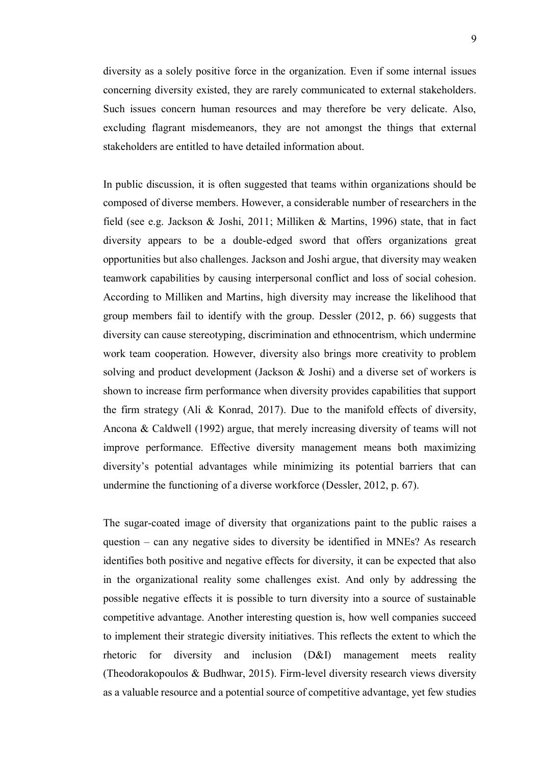diversity as a solely positive force in the organization. Even if some internal issues concerning diversity existed, they are rarely communicated to external stakeholders. Such issues concern human resources and may therefore be very delicate. Also, excluding flagrant misdemeanors, they are not amongst the things that external stakeholders are entitled to have detailed information about.

In public discussion, it is often suggested that teams within organizations should be composed of diverse members. However, a considerable number of researchers in the field (see e.g. Jackson & Joshi, 2011; Milliken & Martins, 1996) state, that in fact diversity appears to be a double-edged sword that offers organizations great opportunities but also challenges. Jackson and Joshi argue, that diversity may weaken teamwork capabilities by causing interpersonal conflict and loss of social cohesion. According to Milliken and Martins, high diversity may increase the likelihood that group members fail to identify with the group. Dessler (2012, p. 66) suggests that diversity can cause stereotyping, discrimination and ethnocentrism, which undermine work team cooperation. However, diversity also brings more creativity to problem solving and product development (Jackson & Joshi) and a diverse set of workers is shown to increase firm performance when diversity provides capabilities that support the firm strategy (Ali & Konrad, 2017). Due to the manifold effects of diversity, Ancona & Caldwell (1992) argue, that merely increasing diversity of teams will not improve performance. Effective diversity management means both maximizing diversity's potential advantages while minimizing its potential barriers that can undermine the functioning of a diverse workforce (Dessler, 2012, p. 67).

The sugar-coated image of diversity that organizations paint to the public raises a question – can any negative sides to diversity be identified in MNEs? As research identifies both positive and negative effects for diversity, it can be expected that also in the organizational reality some challenges exist. And only by addressing the possible negative effects it is possible to turn diversity into a source of sustainable competitive advantage. Another interesting question is, how well companies succeed to implement their strategic diversity initiatives. This reflects the extent to which the rhetoric for diversity and inclusion (D&I) management meets reality (Theodorakopoulos & Budhwar, 2015). Firm-level diversity research views diversity as a valuable resource and a potential source of competitive advantage, yet few studies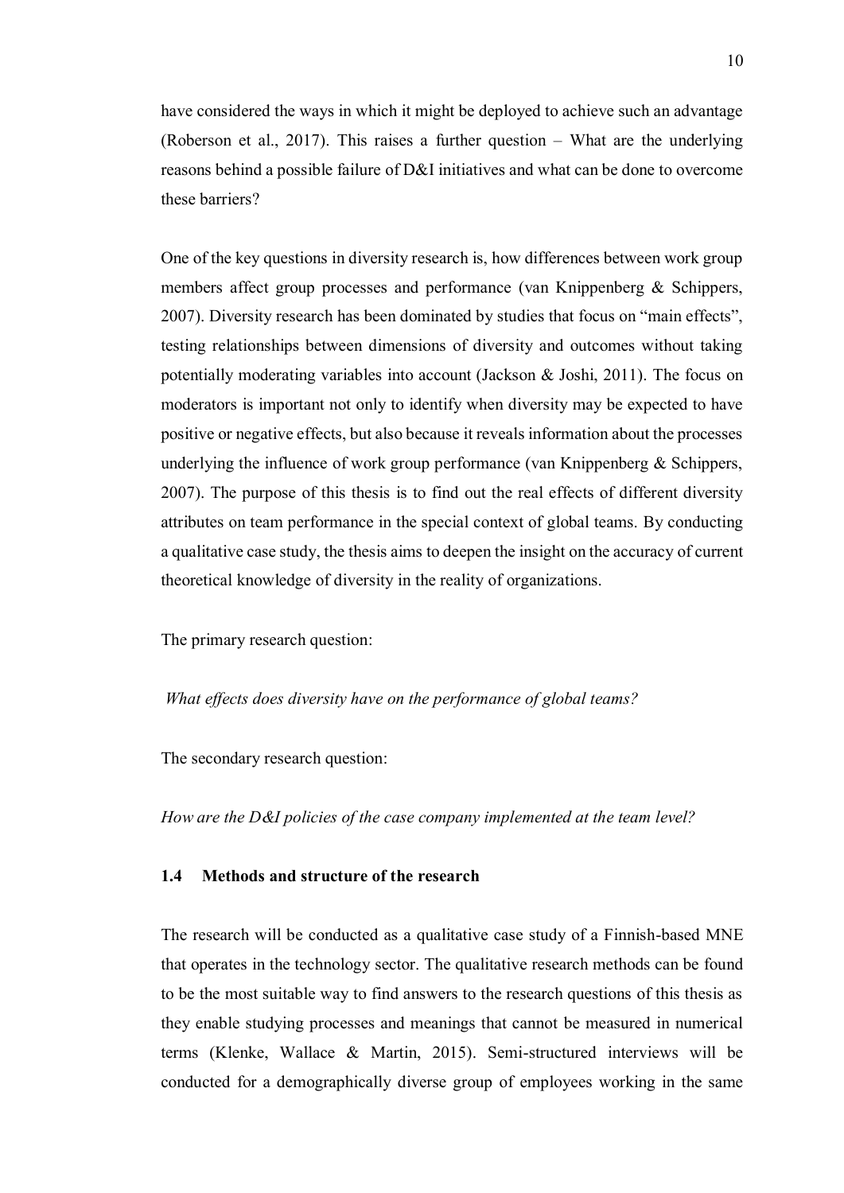have considered the ways in which it might be deployed to achieve such an advantage (Roberson et al., 2017). This raises a further question – What are the underlying reasons behind a possible failure of D&I initiatives and what can be done to overcome these barriers?

One of the key questions in diversity research is, how differences between work group members affect group processes and performance (van Knippenberg & Schippers, 2007). Diversity research has been dominated by studies that focus on "main effects", testing relationships between dimensions of diversity and outcomes without taking potentially moderating variables into account (Jackson & Joshi, 2011). The focus on moderators is important not only to identify when diversity may be expected to have positive or negative effects, but also because it reveals information about the processes underlying the influence of work group performance (van Knippenberg & Schippers, 2007). The purpose of this thesis is to find out the real effects of different diversity attributes on team performance in the special context of global teams. By conducting a qualitative case study, the thesis aims to deepen the insight on the accuracy of current theoretical knowledge of diversity in the reality of organizations.

The primary research question:

*What effects does diversity have on the performance of global teams?*

The secondary research question:

*How are the D&I policies of the case company implemented at the team level?*

### 1.4 Methods and structure of the research

The research will be conducted as a qualitative case study of a Finnish-based MNE that operates in the technology sector. The qualitative research methods can be found to be the most suitable way to find answers to the research questions of this thesis as they enable studying processes and meanings that cannot be measured in numerical terms (Klenke, Wallace & Martin, 2015). Semi-structured interviews will be conducted for a demographically diverse group of employees working in the same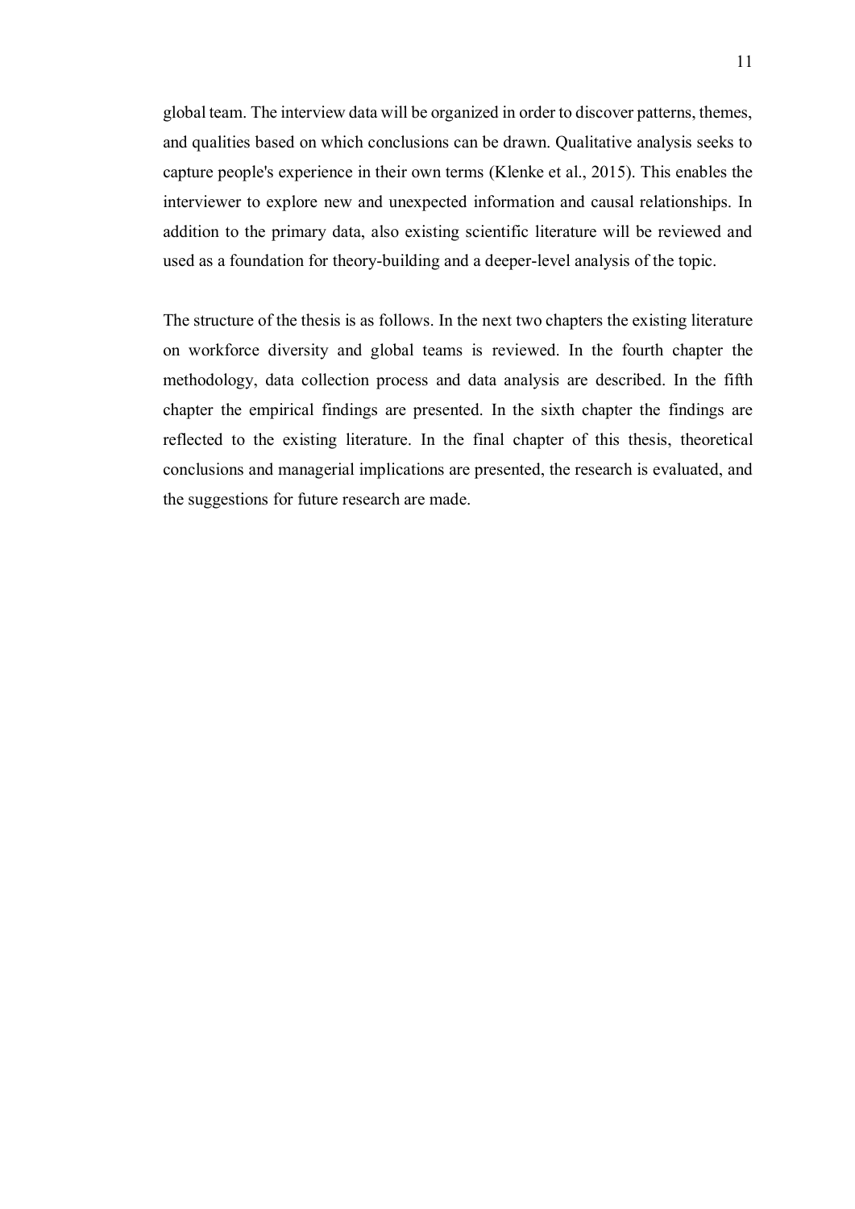global team. The interview data will be organized in order to discover patterns, themes, and qualities based on which conclusions can be drawn. Qualitative analysis seeks to capture people's experience in their own terms (Klenke et al., 2015). This enables the interviewer to explore new and unexpected information and causal relationships. In addition to the primary data, also existing scientific literature will be reviewed and used as a foundation for theory-building and a deeper-level analysis of the topic.

The structure of the thesis is as follows. In the next two chapters the existing literature on workforce diversity and global teams is reviewed. In the fourth chapter the methodology, data collection process and data analysis are described. In the fifth chapter the empirical findings are presented. In the sixth chapter the findings are reflected to the existing literature. In the final chapter of this thesis, theoretical conclusions and managerial implications are presented, the research is evaluated, and the suggestions for future research are made.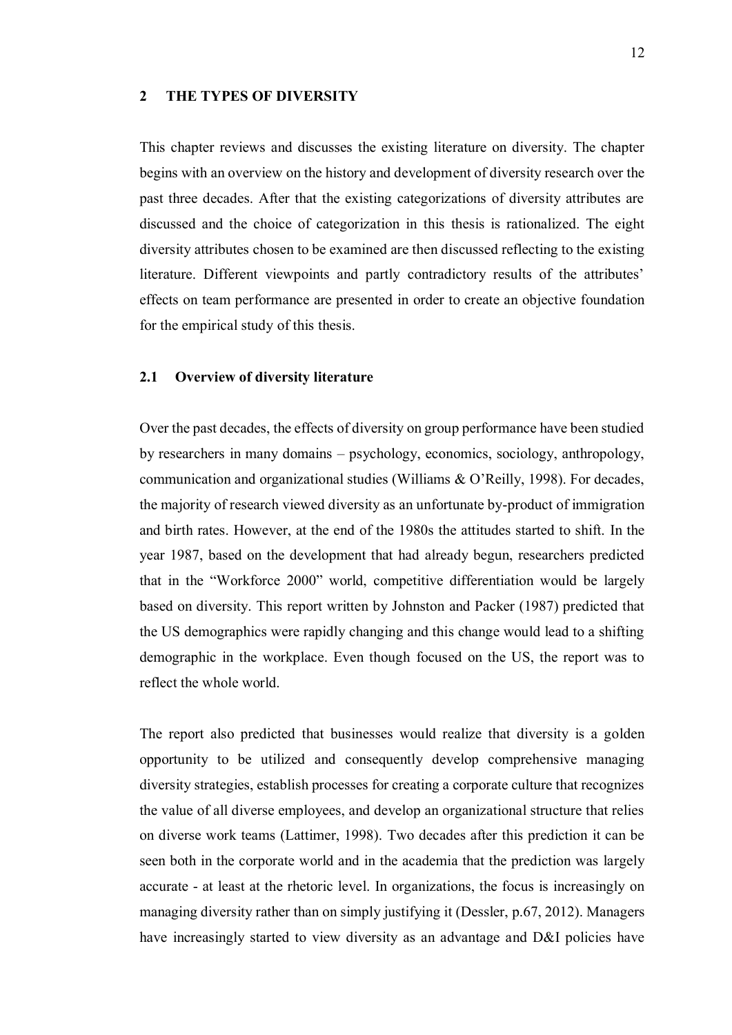## 2 THE TYPES OF DIVERSITY

This chapter reviews and discusses the existing literature on diversity. The chapter begins with an overview on the history and development of diversity research over the past three decades. After that the existing categorizations of diversity attributes are discussed and the choice of categorization in this thesis is rationalized. The eight diversity attributes chosen to be examined are then discussed reflecting to the existing literature. Different viewpoints and partly contradictory results of the attributes' effects on team performance are presented in order to create an objective foundation for the empirical study of this thesis.

### 2.1 Overview of diversity literature

Over the past decades, the effects of diversity on group performance have been studied by researchers in many domains – psychology, economics, sociology, anthropology, communication and organizational studies (Williams & O'Reilly, 1998). For decades, the majority of research viewed diversity as an unfortunate by-product of immigration and birth rates. However, at the end of the 1980s the attitudes started to shift. In the year 1987, based on the development that had already begun, researchers predicted that in the "Workforce 2000" world, competitive differentiation would be largely based on diversity. This report written by Johnston and Packer (1987) predicted that the US demographics were rapidly changing and this change would lead to a shifting demographic in the workplace. Even though focused on the US, the report was to reflect the whole world.

The report also predicted that businesses would realize that diversity is a golden opportunity to be utilized and consequently develop comprehensive managing diversity strategies, establish processes for creating a corporate culture that recognizes the value of all diverse employees, and develop an organizational structure that relies on diverse work teams (Lattimer, 1998). Two decades after this prediction it can be seen both in the corporate world and in the academia that the prediction was largely accurate - at least at the rhetoric level. In organizations, the focus is increasingly on managing diversity rather than on simply justifying it (Dessler, p.67, 2012). Managers have increasingly started to view diversity as an advantage and D&I policies have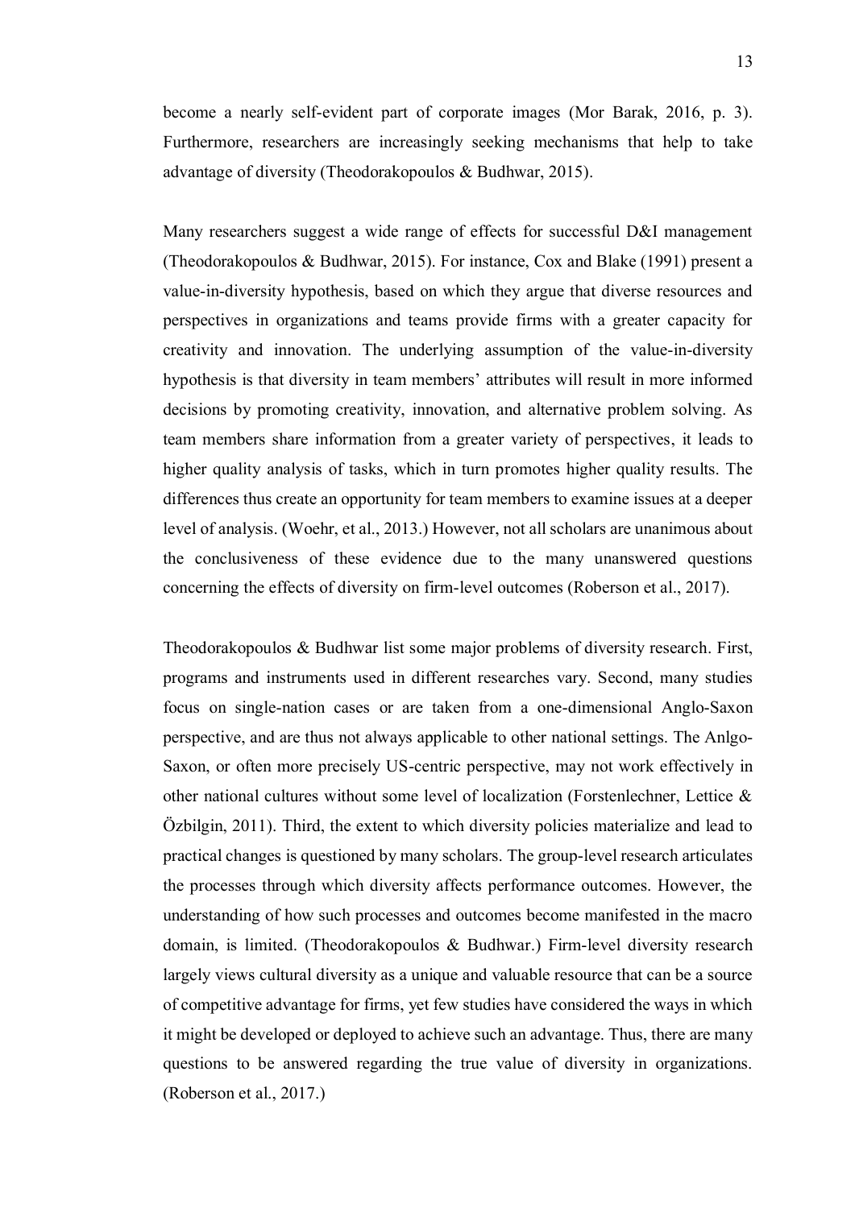become a nearly self-evident part of corporate images (Mor Barak, 2016, p. 3). Furthermore, researchers are increasingly seeking mechanisms that help to take advantage of diversity (Theodorakopoulos & Budhwar, 2015).

Many researchers suggest a wide range of effects for successful D&I management (Theodorakopoulos & Budhwar, 2015). For instance, Cox and Blake (1991) present a value-in-diversity hypothesis, based on which they argue that diverse resources and perspectives in organizations and teams provide firms with a greater capacity for creativity and innovation. The underlying assumption of the value-in-diversity hypothesis is that diversity in team members' attributes will result in more informed decisions by promoting creativity, innovation, and alternative problem solving. As team members share information from a greater variety of perspectives, it leads to higher quality analysis of tasks, which in turn promotes higher quality results. The differences thus create an opportunity for team members to examine issues at a deeper level of analysis. (Woehr, et al., 2013.) However, not all scholars are unanimous about the conclusiveness of these evidence due to the many unanswered questions concerning the effects of diversity on firm-level outcomes (Roberson et al., 2017).

Theodorakopoulos & Budhwar list some major problems of diversity research. First, programs and instruments used in different researches vary. Second, many studies focus on single-nation cases or are taken from a one-dimensional Anglo-Saxon perspective, and are thus not always applicable to other national settings. The Anlgo-Saxon, or often more precisely US-centric perspective, may not work effectively in other national cultures without some level of localization (Forstenlechner, Lettice & Özbilgin, 2011). Third, the extent to which diversity policies materialize and lead to practical changes is questioned by many scholars. The group-level research articulates the processes through which diversity affects performance outcomes. However, the understanding of how such processes and outcomes become manifested in the macro domain, is limited. (Theodorakopoulos & Budhwar.) Firm-level diversity research largely views cultural diversity as a unique and valuable resource that can be a source of competitive advantage for firms, yet few studies have considered the ways in which it might be developed or deployed to achieve such an advantage. Thus, there are many questions to be answered regarding the true value of diversity in organizations. (Roberson et al., 2017.)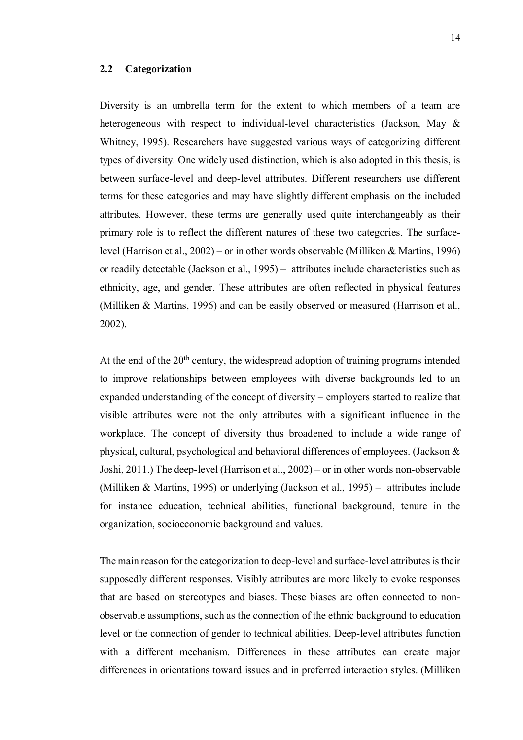## 2.2 Categorization

Diversity is an umbrella term for the extent to which members of a team are heterogeneous with respect to individual-level characteristics (Jackson, May & Whitney, 1995). Researchers have suggested various ways of categorizing different types of diversity. One widely used distinction, which is also adopted in this thesis, is between surface-level and deep-level attributes. Different researchers use different terms for these categories and may have slightly different emphasis on the included attributes. However, these terms are generally used quite interchangeably as their primary role is to reflect the different natures of these two categories. The surface-level (Harrison et al., 2002) – or in other words observable (Milliken & Martins, 1996) or readily detectable (Jackson et al., 1995) – attributes include characteristics such as ethnicity, age, and gender. These attributes are often reflected in physical features (Milliken & Martins, 1996) and can be easily observed or measured (Harrison et al., 2002).

At the end of the 20th century, the widespread adoption of training programs intended to improve relationships between employees with diverse backgrounds led to an expanded understanding of the concept of diversity – employers started to realize that visible attributes were not the only attributes with a significant influence in the workplace. The concept of diversity thus broadened to include a wide range of physical, cultural, psychological and behavioral differences of employees. (Jackson & Joshi, 2011.) The deep-level (Harrison et al., 2002) – or in other words non-observable (Milliken & Martins, 1996) or underlying (Jackson et al., 1995) – attributes include for instance education, technical abilities, functional background, tenure in the organization, socioeconomic background and values.

The main reason for the categorization to deep-level and surface-level attributes is their supposedly different responses. Visibly attributes are more likely to evoke responses that are based on stereotypes and biases. These biases are often connected to non-observable assumptions, such as the connection of the ethnic background to education level or the connection of gender to technical abilities. Deep-level attributes function with a different mechanism. Differences in these attributes can create major differences in orientations toward issues and in preferred interaction styles. (Milliken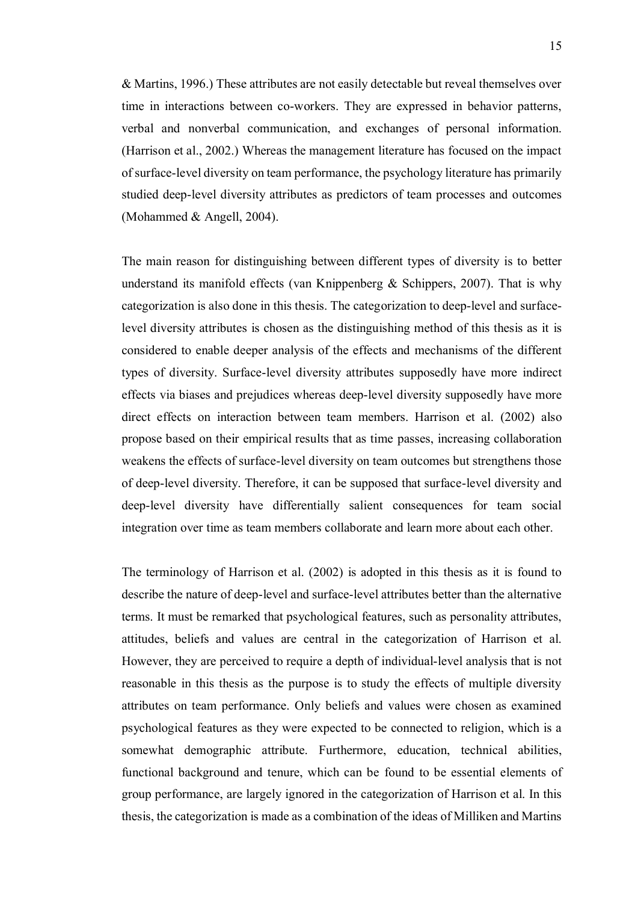& Martins, 1996.) These attributes are not easily detectable but reveal themselves over time in interactions between co-workers. They are expressed in behavior patterns, verbal and nonverbal communication, and exchanges of personal information. (Harrison et al., 2002.) Whereas the management literature has focused on the impact of surface-level diversity on team performance, the psychology literature has primarily studied deep-level diversity attributes as predictors of team processes and outcomes (Mohammed & Angell, 2004).

The main reason for distinguishing between different types of diversity is to better understand its manifold effects (van Knippenberg & Schippers, 2007). That is why categorization is also done in this thesis. The categorization to deep-level and surface-level diversity attributes is chosen as the distinguishing method of this thesis as it is considered to enable deeper analysis of the effects and mechanisms of the different types of diversity. Surface-level diversity attributes supposedly have more indirect effects via biases and prejudices whereas deep-level diversity supposedly have more direct effects on interaction between team members. Harrison et al. (2002) also propose based on their empirical results that as time passes, increasing collaboration weakens the effects of surface-level diversity on team outcomes but strengthens those of deep-level diversity. Therefore, it can be supposed that surface-level diversity and deep-level diversity have differentially salient consequences for team social integration over time as team members collaborate and learn more about each other.

The terminology of Harrison et al. (2002) is adopted in this thesis as it is found to describe the nature of deep-level and surface-level attributes better than the alternative terms. It must be remarked that psychological features, such as personality attributes, attitudes, beliefs and values are central in the categorization of Harrison et al. However, they are perceived to require a depth of individual-level analysis that is not reasonable in this thesis as the purpose is to study the effects of multiple diversity attributes on team performance. Only beliefs and values were chosen as examined psychological features as they were expected to be connected to religion, which is a somewhat demographic attribute. Furthermore, education, technical abilities, functional background and tenure, which can be found to be essential elements of group performance, are largely ignored in the categorization of Harrison et al. In this thesis, the categorization is made as a combination of the ideas of Milliken and Martins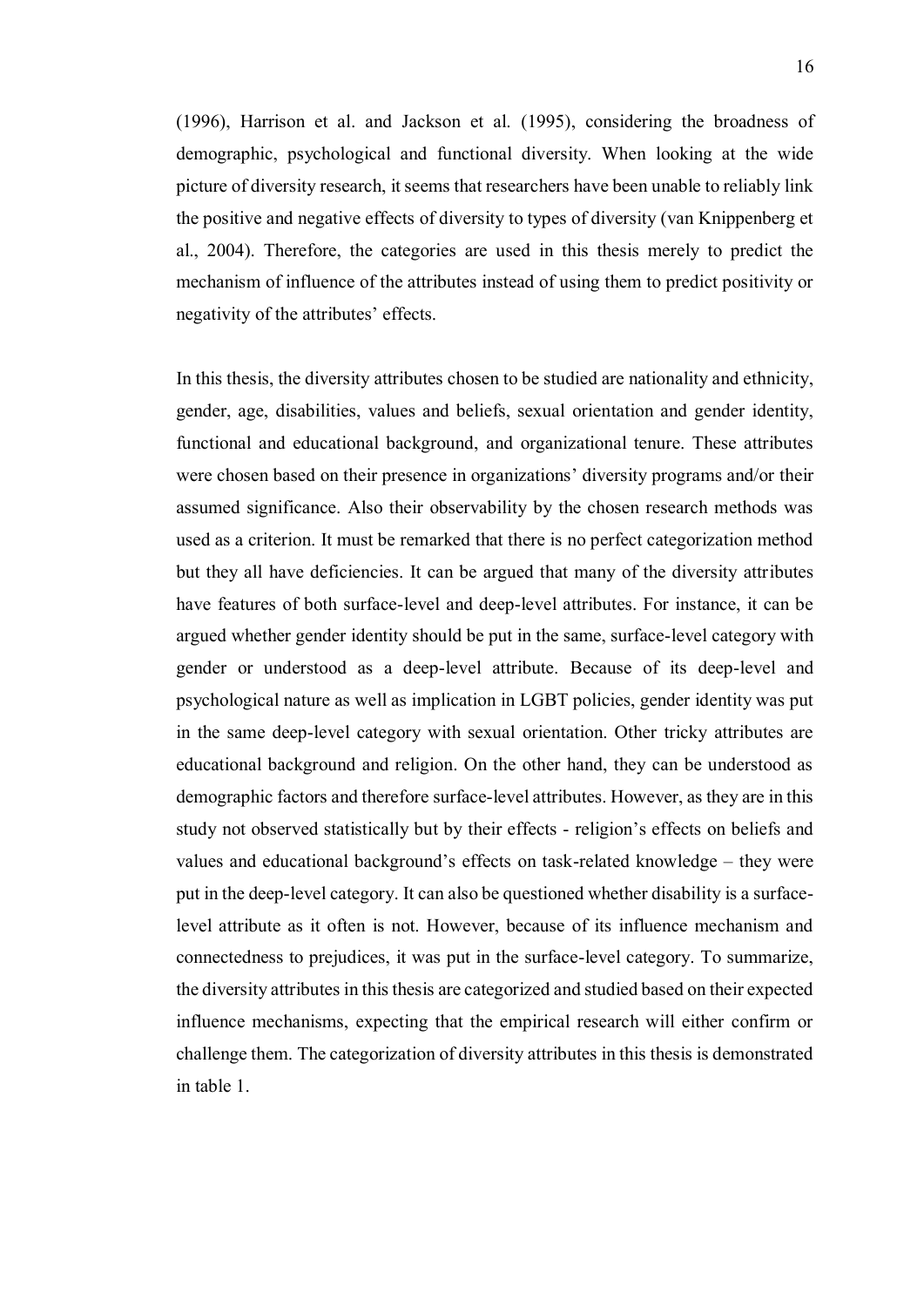(1996), Harrison et al. and Jackson et al. (1995), considering the broadness of demographic, psychological and functional diversity. When looking at the wide picture of diversity research, it seems that researchers have been unable to reliably link the positive and negative effects of diversity to types of diversity (van Knippenberg et al., 2004). Therefore, the categories are used in this thesis merely to predict the mechanism of influence of the attributes instead of using them to predict positivity or negativity of the attributes' effects.

In this thesis, the diversity attributes chosen to be studied are nationality and ethnicity, gender, age, disabilities, values and beliefs, sexual orientation and gender identity, functional and educational background, and organizational tenure. These attributes were chosen based on their presence in organizations' diversity programs and/or their assumed significance. Also their observability by the chosen research methods was used as a criterion. It must be remarked that there is no perfect categorization method but they all have deficiencies. It can be argued that many of the diversity attributes have features of both surface-level and deep-level attributes. For instance, it can be argued whether gender identity should be put in the same, surface-level category with gender or understood as a deep-level attribute. Because of its deep-level and psychological nature as well as implication in LGBT policies, gender identity was put in the same deep-level category with sexual orientation. Other tricky attributes are educational background and religion. On the other hand, they can be understood as demographic factors and therefore surface-level attributes. However, as they are in this study not observed statistically but by their effects - religion's effects on beliefs and values and educational background's effects on task-related knowledge – they were put in the deep-level category. It can also be questioned whether disability is a surface-level attribute as it often is not. However, because of its influence mechanism and connectedness to prejudices, it was put in the surface-level category. To summarize, the diversity attributes in this thesis are categorized and studied based on their expected influence mechanisms, expecting that the empirical research will either confirm or challenge them. The categorization of diversity attributes in this thesis is demonstrated in table 1.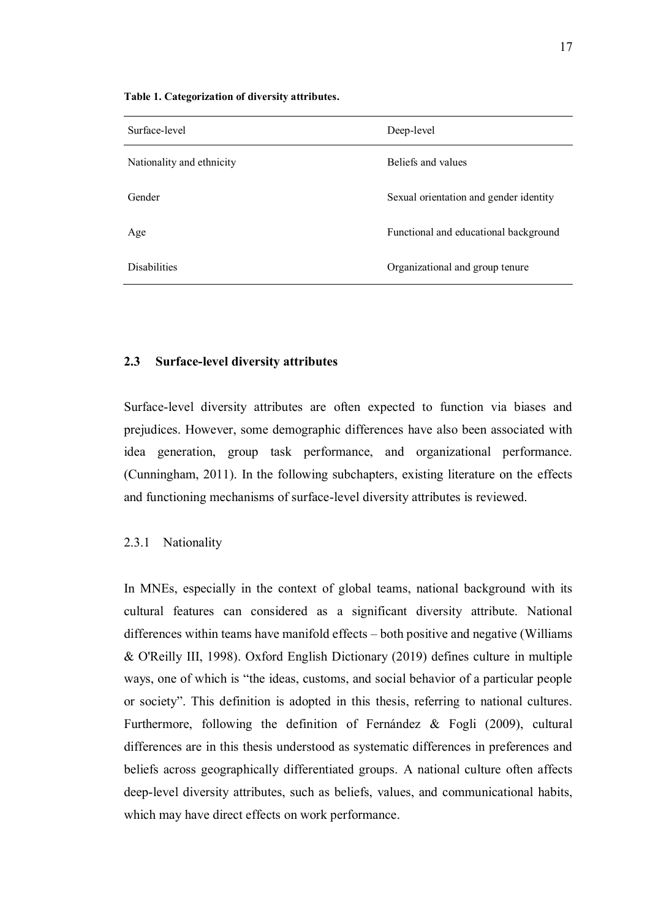**Table 1. Categorization of diversity attributes.**

| Surface-level | Deep-level |
| --- | --- |
| Nationality and ethnicity | Beliefs and values |
| Gender | Sexual orientation and gender identity |
| Age | Functional and educational background |
| Disabilities | Organizational and group tenure |

### 2.3 Surface-level diversity attributes

Surface-level diversity attributes are often expected to function via biases and prejudices. However, some demographic differences have also been associated with idea generation, group task performance, and organizational performance. (Cunningham, 2011). In the following subchapters, existing literature on the effects and functioning mechanisms of surface-level diversity attributes is reviewed.

#### 2.3.1 Nationality

In MNEs, especially in the context of global teams, national background with its cultural features can considered as a significant diversity attribute. National differences within teams have manifold effects – both positive and negative (Williams & O'Reilly III, 1998). Oxford English Dictionary (2019) defines culture in multiple ways, one of which is "the ideas, customs, and social behavior of a particular people or society". This definition is adopted in this thesis, referring to national cultures. Furthermore, following the definition of Fernández & Fogli (2009), cultural differences are in this thesis understood as systematic differences in preferences and beliefs across geographically differentiated groups. A national culture often affects deep-level diversity attributes, such as beliefs, values, and communicational habits, which may have direct effects on work performance.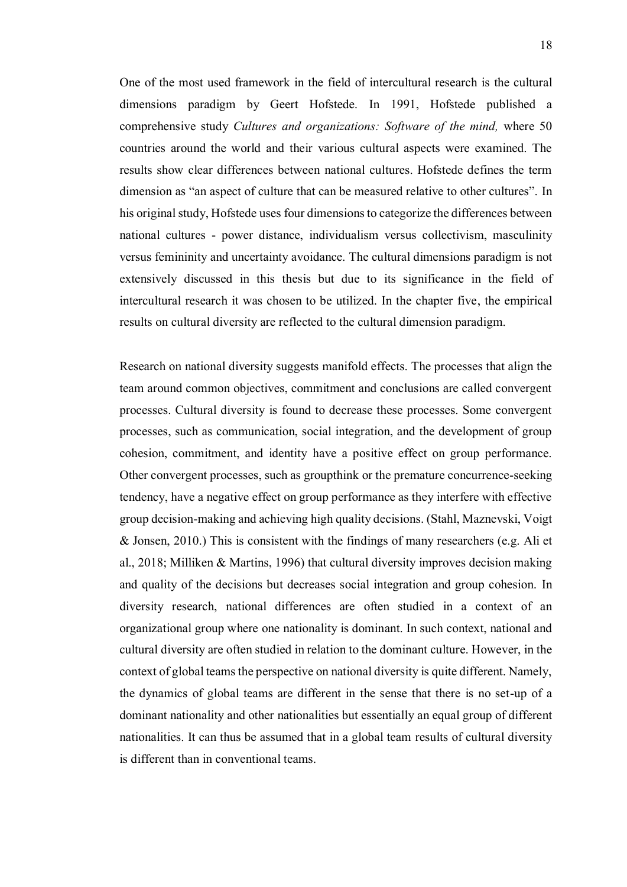One of the most used framework in the field of intercultural research is the cultural dimensions paradigm by Geert Hofstede. In 1991, Hofstede published a comprehensive study *Cultures and organizations: Software of the mind,* where 50 countries around the world and their various cultural aspects were examined. The results show clear differences between national cultures. Hofstede defines the term dimension as "an aspect of culture that can be measured relative to other cultures". In his original study, Hofstede uses four dimensions to categorize the differences between national cultures - power distance, individualism versus collectivism, masculinity versus femininity and uncertainty avoidance. The cultural dimensions paradigm is not extensively discussed in this thesis but due to its significance in the field of intercultural research it was chosen to be utilized. In the chapter five, the empirical results on cultural diversity are reflected to the cultural dimension paradigm.

Research on national diversity suggests manifold effects. The processes that align the team around common objectives, commitment and conclusions are called convergent processes. Cultural diversity is found to decrease these processes. Some convergent processes, such as communication, social integration, and the development of group cohesion, commitment, and identity have a positive effect on group performance. Other convergent processes, such as groupthink or the premature concurrence-seeking tendency, have a negative effect on group performance as they interfere with effective group decision-making and achieving high quality decisions. (Stahl, Maznevski, Voigt & Jonsen, 2010.) This is consistent with the findings of many researchers (e.g. Ali et al., 2018; Milliken & Martins, 1996) that cultural diversity improves decision making and quality of the decisions but decreases social integration and group cohesion. In diversity research, national differences are often studied in a context of an organizational group where one nationality is dominant. In such context, national and cultural diversity are often studied in relation to the dominant culture. However, in the context of global teams the perspective on national diversity is quite different. Namely, the dynamics of global teams are different in the sense that there is no set-up of a dominant nationality and other nationalities but essentially an equal group of different nationalities. It can thus be assumed that in a global team results of cultural diversity is different than in conventional teams.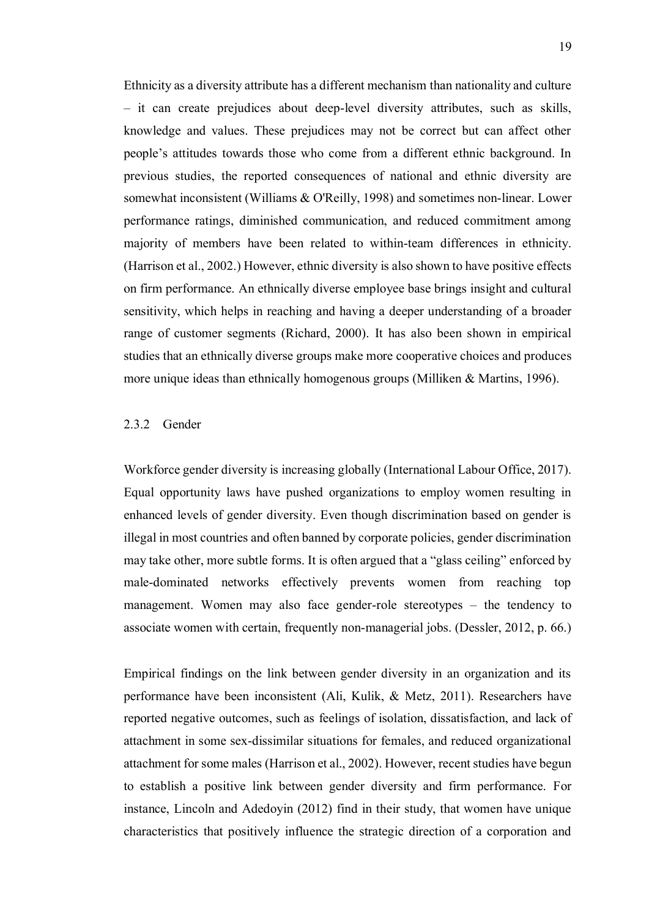Ethnicity as a diversity attribute has a different mechanism than nationality and culture – it can create prejudices about deep-level diversity attributes, such as skills, knowledge and values. These prejudices may not be correct but can affect other people's attitudes towards those who come from a different ethnic background. In previous studies, the reported consequences of national and ethnic diversity are somewhat inconsistent (Williams & O'Reilly, 1998) and sometimes non-linear. Lower performance ratings, diminished communication, and reduced commitment among majority of members have been related to within-team differences in ethnicity. (Harrison et al., 2002.) However, ethnic diversity is also shown to have positive effects on firm performance. An ethnically diverse employee base brings insight and cultural sensitivity, which helps in reaching and having a deeper understanding of a broader range of customer segments (Richard, 2000). It has also been shown in empirical studies that an ethnically diverse groups make more cooperative choices and produces more unique ideas than ethnically homogenous groups (Milliken & Martins, 1996).

### 2.3.2 Gender

Workforce gender diversity is increasing globally (International Labour Office, 2017). Equal opportunity laws have pushed organizations to employ women resulting in enhanced levels of gender diversity. Even though discrimination based on gender is illegal in most countries and often banned by corporate policies, gender discrimination may take other, more subtle forms. It is often argued that a "glass ceiling" enforced by male-dominated networks effectively prevents women from reaching top management. Women may also face gender-role stereotypes – the tendency to associate women with certain, frequently non-managerial jobs. (Dessler, 2012, p. 66.)

Empirical findings on the link between gender diversity in an organization and its performance have been inconsistent (Ali, Kulik, & Metz, 2011). Researchers have reported negative outcomes, such as feelings of isolation, dissatisfaction, and lack of attachment in some sex-dissimilar situations for females, and reduced organizational attachment for some males (Harrison et al., 2002). However, recent studies have begun to establish a positive link between gender diversity and firm performance. For instance, Lincoln and Adedoyin (2012) find in their study, that women have unique characteristics that positively influence the strategic direction of a corporation and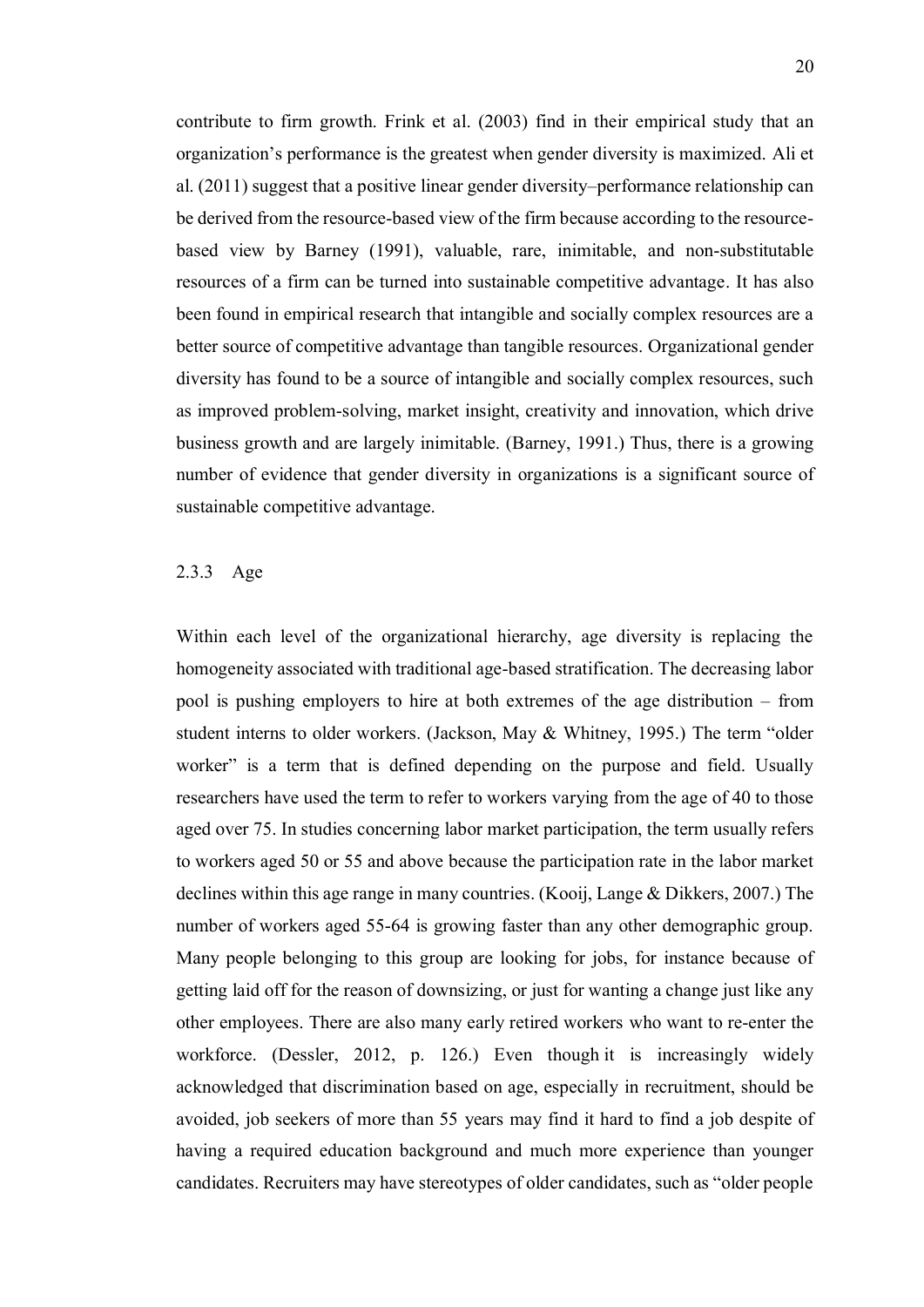contribute to firm growth. Frink et al. (2003) find in their empirical study that an organization's performance is the greatest when gender diversity is maximized. Ali et al. (2011) suggest that a positive linear gender diversity–performance relationship can be derived from the resource-based view of the firm because according to the resource-based view by Barney (1991), valuable, rare, inimitable, and non-substitutable resources of a firm can be turned into sustainable competitive advantage. It has also been found in empirical research that intangible and socially complex resources are a better source of competitive advantage than tangible resources. Organizational gender diversity has found to be a source of intangible and socially complex resources, such as improved problem-solving, market insight, creativity and innovation, which drive business growth and are largely inimitable. (Barney, 1991.) Thus, there is a growing number of evidence that gender diversity in organizations is a significant source of sustainable competitive advantage.

### 2.3.3 Age

Within each level of the organizational hierarchy, age diversity is replacing the homogeneity associated with traditional age-based stratification. The decreasing labor pool is pushing employers to hire at both extremes of the age distribution – from student interns to older workers. (Jackson, May & Whitney, 1995.) The term "older worker" is a term that is defined depending on the purpose and field. Usually researchers have used the term to refer to workers varying from the age of 40 to those aged over 75. In studies concerning labor market participation, the term usually refers to workers aged 50 or 55 and above because the participation rate in the labor market declines within this age range in many countries. (Kooij, Lange & Dikkers, 2007.) The number of workers aged 55-64 is growing faster than any other demographic group. Many people belonging to this group are looking for jobs, for instance because of getting laid off for the reason of downsizing, or just for wanting a change just like any other employees. There are also many early retired workers who want to re-enter the workforce. (Dessler, 2012, p. 126.) Even though it is increasingly widely acknowledged that discrimination based on age, especially in recruitment, should be avoided, job seekers of more than 55 years may find it hard to find a job despite of having a required education background and much more experience than younger candidates. Recruiters may have stereotypes of older candidates, such as "older people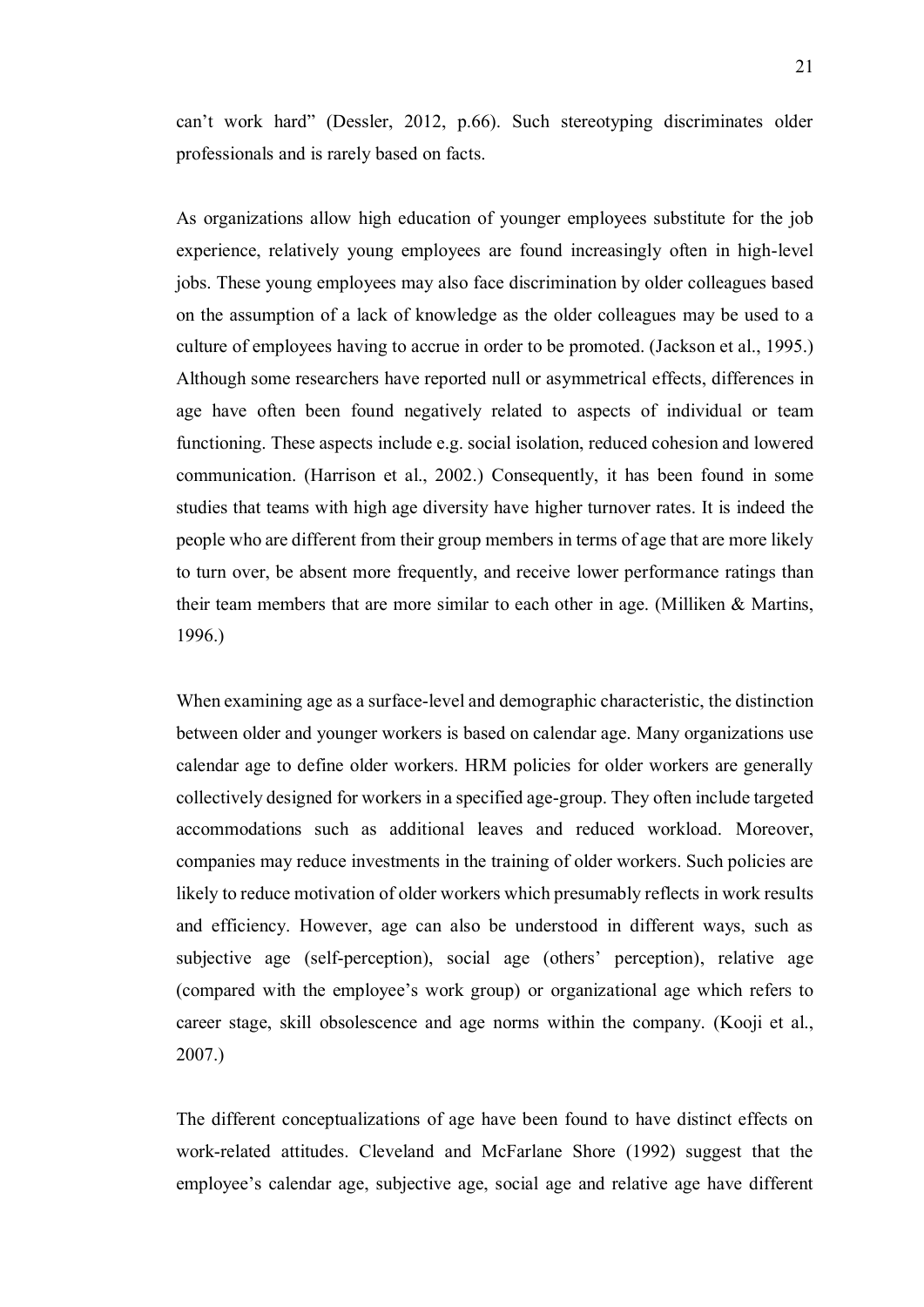can't work hard" (Dessler, 2012, p.66). Such stereotyping discriminates older professionals and is rarely based on facts.

As organizations allow high education of younger employees substitute for the job experience, relatively young employees are found increasingly often in high-level jobs. These young employees may also face discrimination by older colleagues based on the assumption of a lack of knowledge as the older colleagues may be used to a culture of employees having to accrue in order to be promoted. (Jackson et al., 1995.) Although some researchers have reported null or asymmetrical effects, differences in age have often been found negatively related to aspects of individual or team functioning. These aspects include e.g. social isolation, reduced cohesion and lowered communication. (Harrison et al., 2002.) Consequently, it has been found in some studies that teams with high age diversity have higher turnover rates. It is indeed the people who are different from their group members in terms of age that are more likely to turn over, be absent more frequently, and receive lower performance ratings than their team members that are more similar to each other in age. (Milliken & Martins, 1996.)

When examining age as a surface-level and demographic characteristic, the distinction between older and younger workers is based on calendar age. Many organizations use calendar age to define older workers. HRM policies for older workers are generally collectively designed for workers in a specified age-group. They often include targeted accommodations such as additional leaves and reduced workload. Moreover, companies may reduce investments in the training of older workers. Such policies are likely to reduce motivation of older workers which presumably reflects in work results and efficiency. However, age can also be understood in different ways, such as subjective age (self-perception), social age (others' perception), relative age (compared with the employee's work group) or organizational age which refers to career stage, skill obsolescence and age norms within the company. (Kooji et al., 2007.)

The different conceptualizations of age have been found to have distinct effects on work-related attitudes. Cleveland and McFarlane Shore (1992) suggest that the employee's calendar age, subjective age, social age and relative age have different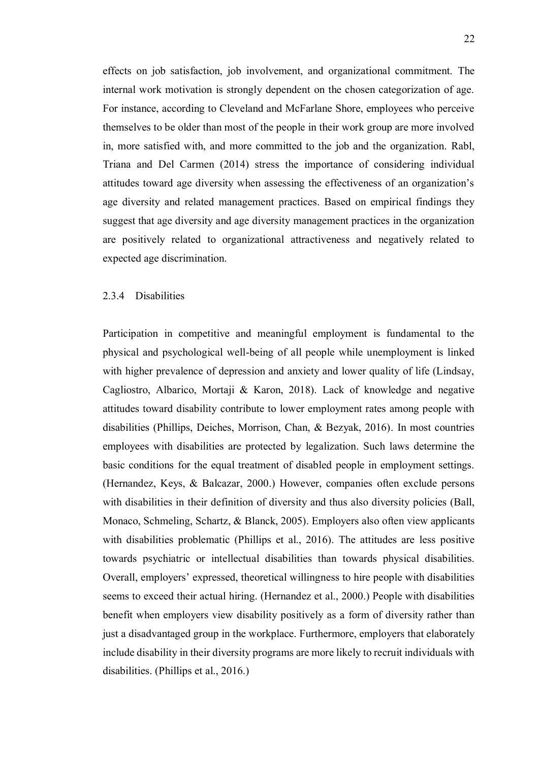effects on job satisfaction, job involvement, and organizational commitment. The internal work motivation is strongly dependent on the chosen categorization of age. For instance, according to Cleveland and McFarlane Shore, employees who perceive themselves to be older than most of the people in their work group are more involved in, more satisfied with, and more committed to the job and the organization. Rabl, Triana and Del Carmen (2014) stress the importance of considering individual attitudes toward age diversity when assessing the effectiveness of an organization's age diversity and related management practices. Based on empirical findings they suggest that age diversity and age diversity management practices in the organization are positively related to organizational attractiveness and negatively related to expected age discrimination.

### 2.3.4 Disabilities

Participation in competitive and meaningful employment is fundamental to the physical and psychological well-being of all people while unemployment is linked with higher prevalence of depression and anxiety and lower quality of life (Lindsay, Cagliostro, Albarico, Mortaji & Karon, 2018). Lack of knowledge and negative attitudes toward disability contribute to lower employment rates among people with disabilities (Phillips, Deiches, Morrison, Chan, & Bezyak, 2016). In most countries employees with disabilities are protected by legalization. Such laws determine the basic conditions for the equal treatment of disabled people in employment settings. (Hernandez, Keys, & Balcazar, 2000.) However, companies often exclude persons with disabilities in their definition of diversity and thus also diversity policies (Ball, Monaco, Schmeling, Schartz, & Blanck, 2005). Employers also often view applicants with disabilities problematic (Phillips et al., 2016). The attitudes are less positive towards psychiatric or intellectual disabilities than towards physical disabilities. Overall, employers' expressed, theoretical willingness to hire people with disabilities seems to exceed their actual hiring. (Hernandez et al., 2000.) People with disabilities benefit when employers view disability positively as a form of diversity rather than just a disadvantaged group in the workplace. Furthermore, employers that elaborately include disability in their diversity programs are more likely to recruit individuals with disabilities. (Phillips et al., 2016.)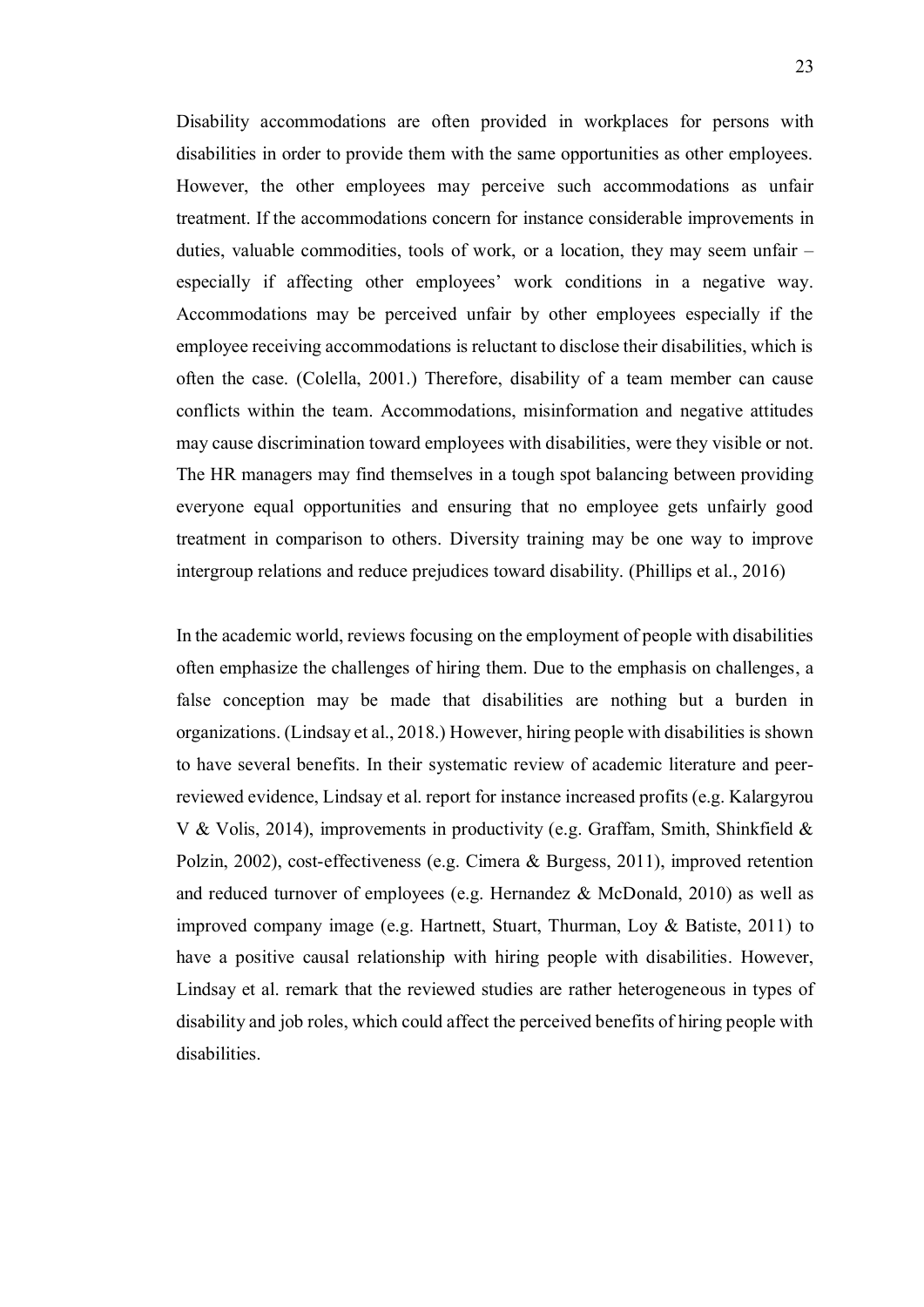Disability accommodations are often provided in workplaces for persons with disabilities in order to provide them with the same opportunities as other employees. However, the other employees may perceive such accommodations as unfair treatment. If the accommodations concern for instance considerable improvements in duties, valuable commodities, tools of work, or a location, they may seem unfair – especially if affecting other employees' work conditions in a negative way. Accommodations may be perceived unfair by other employees especially if the employee receiving accommodations is reluctant to disclose their disabilities, which is often the case. (Colella, 2001.) Therefore, disability of a team member can cause conflicts within the team. Accommodations, misinformation and negative attitudes may cause discrimination toward employees with disabilities, were they visible or not. The HR managers may find themselves in a tough spot balancing between providing everyone equal opportunities and ensuring that no employee gets unfairly good treatment in comparison to others. Diversity training may be one way to improve intergroup relations and reduce prejudices toward disability. (Phillips et al., 2016)

In the academic world, reviews focusing on the employment of people with disabilities often emphasize the challenges of hiring them. Due to the emphasis on challenges, a false conception may be made that disabilities are nothing but a burden in organizations. (Lindsay et al., 2018.) However, hiring people with disabilities is shown to have several benefits. In their systematic review of academic literature and peer-reviewed evidence, Lindsay et al. report for instance increased profits (e.g. Kalargyrou V & Volis, 2014), improvements in productivity (e.g. Graffam, Smith, Shinkfield & Polzin, 2002), cost-effectiveness (e.g. Cimera & Burgess, 2011), improved retention and reduced turnover of employees (e.g. Hernandez & McDonald, 2010) as well as improved company image (e.g. Hartnett, Stuart, Thurman, Loy & Batiste, 2011) to have a positive causal relationship with hiring people with disabilities. However, Lindsay et al. remark that the reviewed studies are rather heterogeneous in types of disability and job roles, which could affect the perceived benefits of hiring people with disabilities.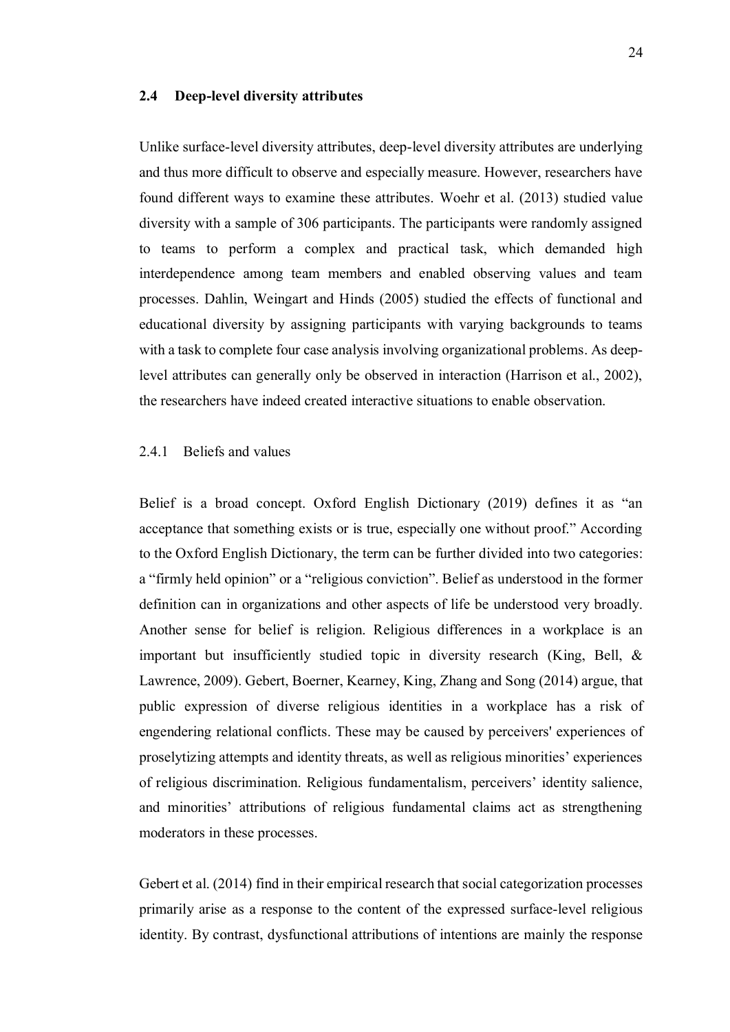## 2.4 Deep-level diversity attributes

Unlike surface-level diversity attributes, deep-level diversity attributes are underlying and thus more difficult to observe and especially measure. However, researchers have found different ways to examine these attributes. Woehr et al. (2013) studied value diversity with a sample of 306 participants. The participants were randomly assigned to teams to perform a complex and practical task, which demanded high interdependence among team members and enabled observing values and team processes. Dahlin, Weingart and Hinds (2005) studied the effects of functional and educational diversity by assigning participants with varying backgrounds to teams with a task to complete four case analysis involving organizational problems. As deep-level attributes can generally only be observed in interaction (Harrison et al., 2002), the researchers have indeed created interactive situations to enable observation.

### 2.4.1 Beliefs and values

Belief is a broad concept. Oxford English Dictionary (2019) defines it as "an acceptance that something exists or is true, especially one without proof." According to the Oxford English Dictionary, the term can be further divided into two categories: a "firmly held opinion" or a "religious conviction". Belief as understood in the former definition can in organizations and other aspects of life be understood very broadly. Another sense for belief is religion. Religious differences in a workplace is an important but insufficiently studied topic in diversity research (King, Bell, & Lawrence, 2009). Gebert, Boerner, Kearney, King, Zhang and Song (2014) argue, that public expression of diverse religious identities in a workplace has a risk of engendering relational conflicts. These may be caused by perceivers' experiences of proselytizing attempts and identity threats, as well as religious minorities' experiences of religious discrimination. Religious fundamentalism, perceivers' identity salience, and minorities' attributions of religious fundamental claims act as strengthening moderators in these processes.

Gebert et al. (2014) find in their empirical research that social categorization processes primarily arise as a response to the content of the expressed surface-level religious identity. By contrast, dysfunctional attributions of intentions are mainly the response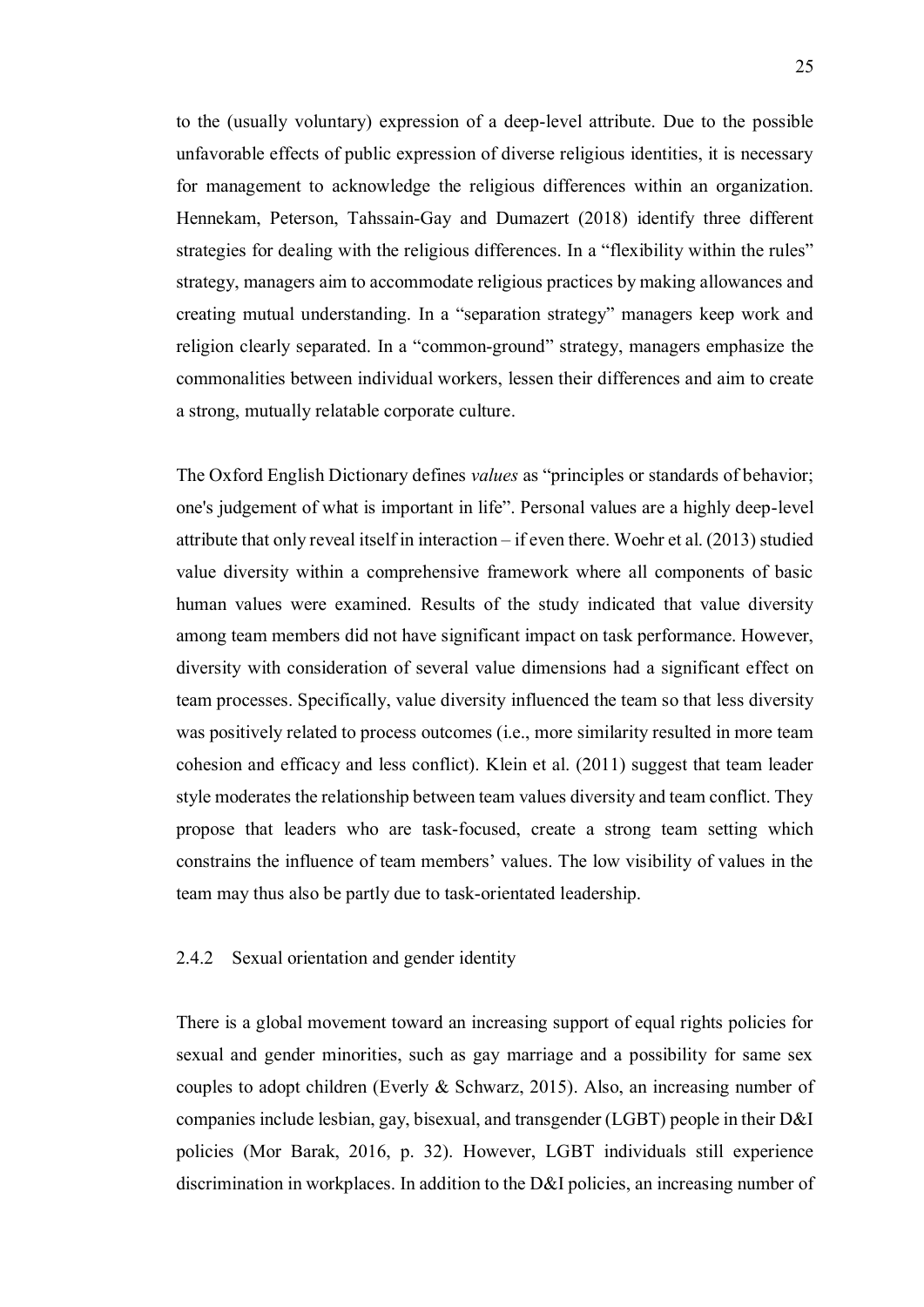to the (usually voluntary) expression of a deep-level attribute. Due to the possible unfavorable effects of public expression of diverse religious identities, it is necessary for management to acknowledge the religious differences within an organization. Hennekam, Peterson, Tahssain-Gay and Dumazert (2018) identify three different strategies for dealing with the religious differences. In a "flexibility within the rules" strategy, managers aim to accommodate religious practices by making allowances and creating mutual understanding. In a "separation strategy" managers keep work and religion clearly separated. In a "common-ground" strategy, managers emphasize the commonalities between individual workers, lessen their differences and aim to create a strong, mutually relatable corporate culture.

The Oxford English Dictionary defines *values* as "principles or standards of behavior; one's judgement of what is important in life". Personal values are a highly deep-level attribute that only reveal itself in interaction – if even there. Woehr et al. (2013) studied value diversity within a comprehensive framework where all components of basic human values were examined. Results of the study indicated that value diversity among team members did not have significant impact on task performance. However, diversity with consideration of several value dimensions had a significant effect on team processes. Specifically, value diversity influenced the team so that less diversity was positively related to process outcomes (i.e., more similarity resulted in more team cohesion and efficacy and less conflict). Klein et al. (2011) suggest that team leader style moderates the relationship between team values diversity and team conflict. They propose that leaders who are task-focused, create a strong team setting which constrains the influence of team members' values. The low visibility of values in the team may thus also be partly due to task-orientated leadership.

### 2.4.2 Sexual orientation and gender identity

There is a global movement toward an increasing support of equal rights policies for sexual and gender minorities, such as gay marriage and a possibility for same sex couples to adopt children (Everly & Schwarz, 2015). Also, an increasing number of companies include lesbian, gay, bisexual, and transgender (LGBT) people in their D&I policies (Mor Barak, 2016, p. 32). However, LGBT individuals still experience discrimination in workplaces. In addition to the D&I policies, an increasing number of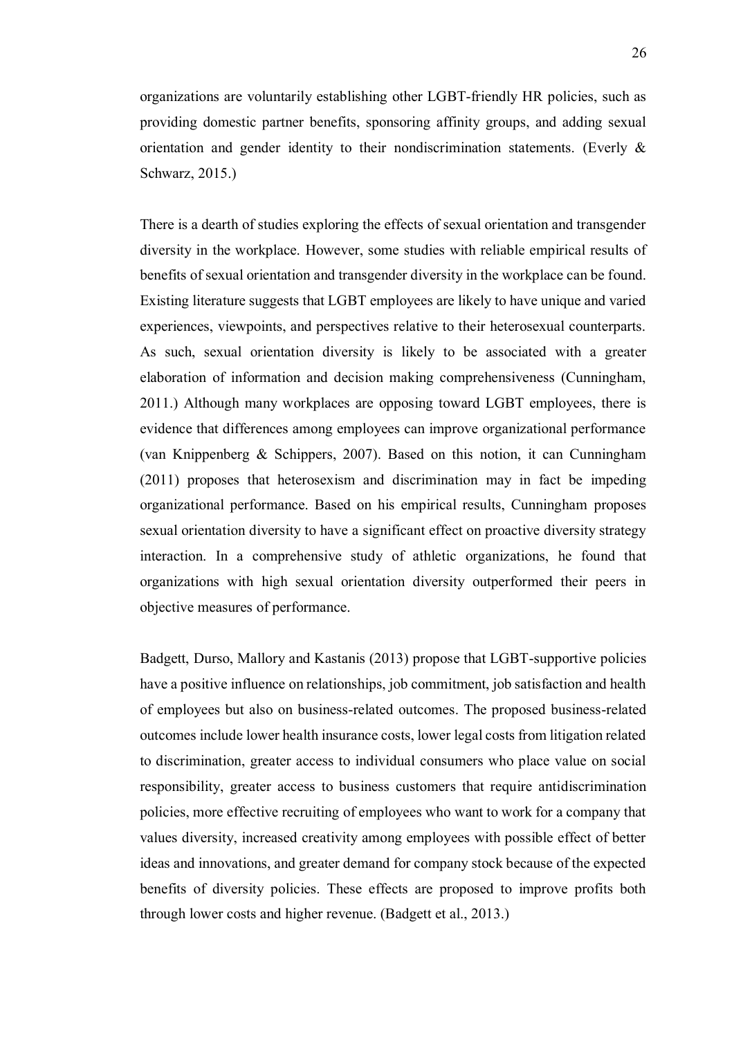organizations are voluntarily establishing other LGBT-friendly HR policies, such as providing domestic partner benefits, sponsoring affinity groups, and adding sexual orientation and gender identity to their nondiscrimination statements. (Everly & Schwarz, 2015.)

There is a dearth of studies exploring the effects of sexual orientation and transgender diversity in the workplace. However, some studies with reliable empirical results of benefits of sexual orientation and transgender diversity in the workplace can be found. Existing literature suggests that LGBT employees are likely to have unique and varied experiences, viewpoints, and perspectives relative to their heterosexual counterparts. As such, sexual orientation diversity is likely to be associated with a greater elaboration of information and decision making comprehensiveness (Cunningham, 2011.) Although many workplaces are opposing toward LGBT employees, there is evidence that differences among employees can improve organizational performance (van Knippenberg & Schippers, 2007). Based on this notion, it can Cunningham (2011) proposes that heterosexism and discrimination may in fact be impeding organizational performance. Based on his empirical results, Cunningham proposes sexual orientation diversity to have a significant effect on proactive diversity strategy interaction. In a comprehensive study of athletic organizations, he found that organizations with high sexual orientation diversity outperformed their peers in objective measures of performance.

Badgett, Durso, Mallory and Kastanis (2013) propose that LGBT-supportive policies have a positive influence on relationships, job commitment, job satisfaction and health of employees but also on business-related outcomes. The proposed business-related outcomes include lower health insurance costs, lower legal costs from litigation related to discrimination, greater access to individual consumers who place value on social responsibility, greater access to business customers that require antidiscrimination policies, more effective recruiting of employees who want to work for a company that values diversity, increased creativity among employees with possible effect of better ideas and innovations, and greater demand for company stock because of the expected benefits of diversity policies. These effects are proposed to improve profits both through lower costs and higher revenue. (Badgett et al., 2013.)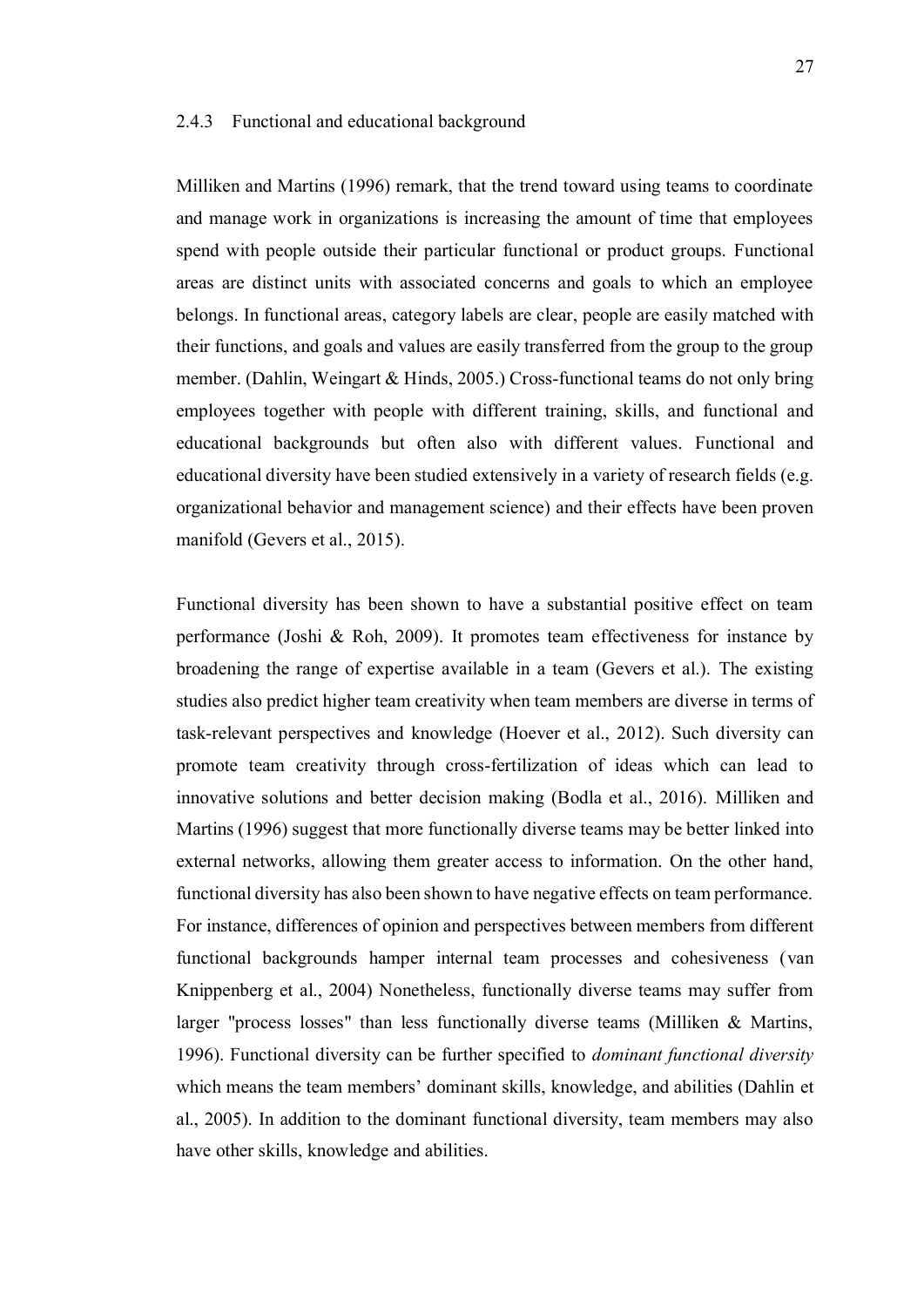### 2.4.3 Functional and educational background

Milliken and Martins (1996) remark, that the trend toward using teams to coordinate and manage work in organizations is increasing the amount of time that employees spend with people outside their particular functional or product groups. Functional areas are distinct units with associated concerns and goals to which an employee belongs. In functional areas, category labels are clear, people are easily matched with their functions, and goals and values are easily transferred from the group to the group member. (Dahlin, Weingart & Hinds, 2005.) Cross-functional teams do not only bring employees together with people with different training, skills, and functional and educational backgrounds but often also with different values. Functional and educational diversity have been studied extensively in a variety of research fields (e.g. organizational behavior and management science) and their effects have been proven manifold (Gevers et al., 2015).

Functional diversity has been shown to have a substantial positive effect on team performance (Joshi & Roh, 2009). It promotes team effectiveness for instance by broadening the range of expertise available in a team (Gevers et al.). The existing studies also predict higher team creativity when team members are diverse in terms of task-relevant perspectives and knowledge (Hoever et al., 2012). Such diversity can promote team creativity through cross-fertilization of ideas which can lead to innovative solutions and better decision making (Bodla et al., 2016). Milliken and Martins (1996) suggest that more functionally diverse teams may be better linked into external networks, allowing them greater access to information. On the other hand, functional diversity has also been shown to have negative effects on team performance. For instance, differences of opinion and perspectives between members from different functional backgrounds hamper internal team processes and cohesiveness (van Knippenberg et al., 2004) Nonetheless, functionally diverse teams may suffer from larger "process losses" than less functionally diverse teams (Milliken & Martins, 1996). Functional diversity can be further specified to *dominant functional diversity* which means the team members' dominant skills, knowledge, and abilities (Dahlin et al., 2005). In addition to the dominant functional diversity, team members may also have other skills, knowledge and abilities.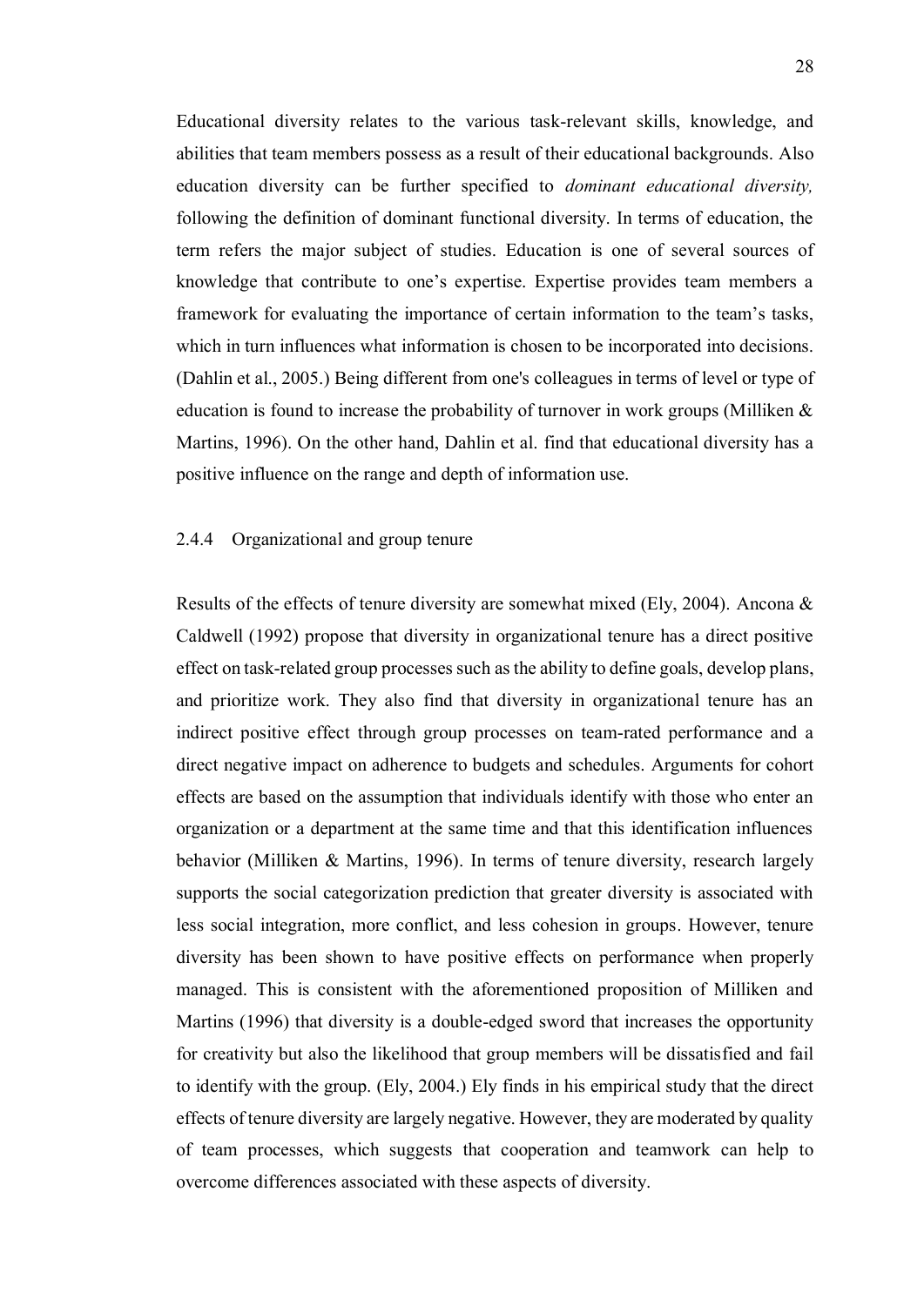Educational diversity relates to the various task-relevant skills, knowledge, and abilities that team members possess as a result of their educational backgrounds. Also education diversity can be further specified to *dominant educational diversity,* following the definition of dominant functional diversity. In terms of education, the term refers the major subject of studies. Education is one of several sources of knowledge that contribute to one's expertise. Expertise provides team members a framework for evaluating the importance of certain information to the team's tasks, which in turn influences what information is chosen to be incorporated into decisions. (Dahlin et al., 2005.) Being different from one's colleagues in terms of level or type of education is found to increase the probability of turnover in work groups (Milliken & Martins, 1996). On the other hand, Dahlin et al. find that educational diversity has a positive influence on the range and depth of information use.

### 2.4.4 Organizational and group tenure

Results of the effects of tenure diversity are somewhat mixed (Ely, 2004). Ancona & Caldwell (1992) propose that diversity in organizational tenure has a direct positive effect on task-related group processes such as the ability to define goals, develop plans, and prioritize work. They also find that diversity in organizational tenure has an indirect positive effect through group processes on team-rated performance and a direct negative impact on adherence to budgets and schedules. Arguments for cohort effects are based on the assumption that individuals identify with those who enter an organization or a department at the same time and that this identification influences behavior (Milliken & Martins, 1996). In terms of tenure diversity, research largely supports the social categorization prediction that greater diversity is associated with less social integration, more conflict, and less cohesion in groups. However, tenure diversity has been shown to have positive effects on performance when properly managed. This is consistent with the aforementioned proposition of Milliken and Martins (1996) that diversity is a double-edged sword that increases the opportunity for creativity but also the likelihood that group members will be dissatisfied and fail to identify with the group. (Ely, 2004.) Ely finds in his empirical study that the direct effects of tenure diversity are largely negative. However, they are moderated by quality of team processes, which suggests that cooperation and teamwork can help to overcome differences associated with these aspects of diversity.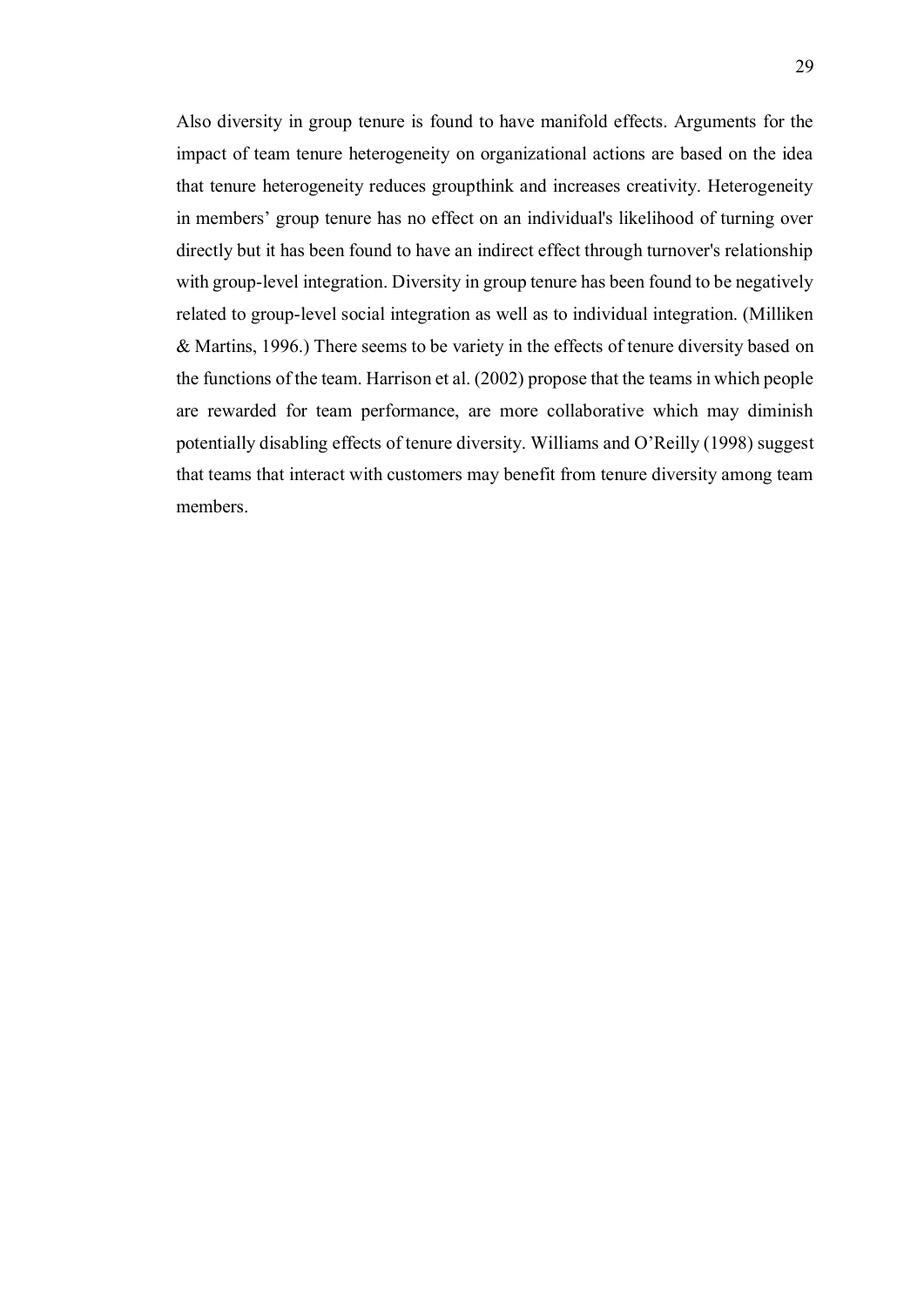Also diversity in group tenure is found to have manifold effects. Arguments for the impact of team tenure heterogeneity on organizational actions are based on the idea that tenure heterogeneity reduces groupthink and increases creativity. Heterogeneity in members' group tenure has no effect on an individual's likelihood of turning over directly but it has been found to have an indirect effect through turnover's relationship with group-level integration. Diversity in group tenure has been found to be negatively related to group-level social integration as well as to individual integration. (Milliken & Martins, 1996.) There seems to be variety in the effects of tenure diversity based on the functions of the team. Harrison et al. (2002) propose that the teams in which people are rewarded for team performance, are more collaborative which may diminish potentially disabling effects of tenure diversity. Williams and O'Reilly (1998) suggest that teams that interact with customers may benefit from tenure diversity among team members.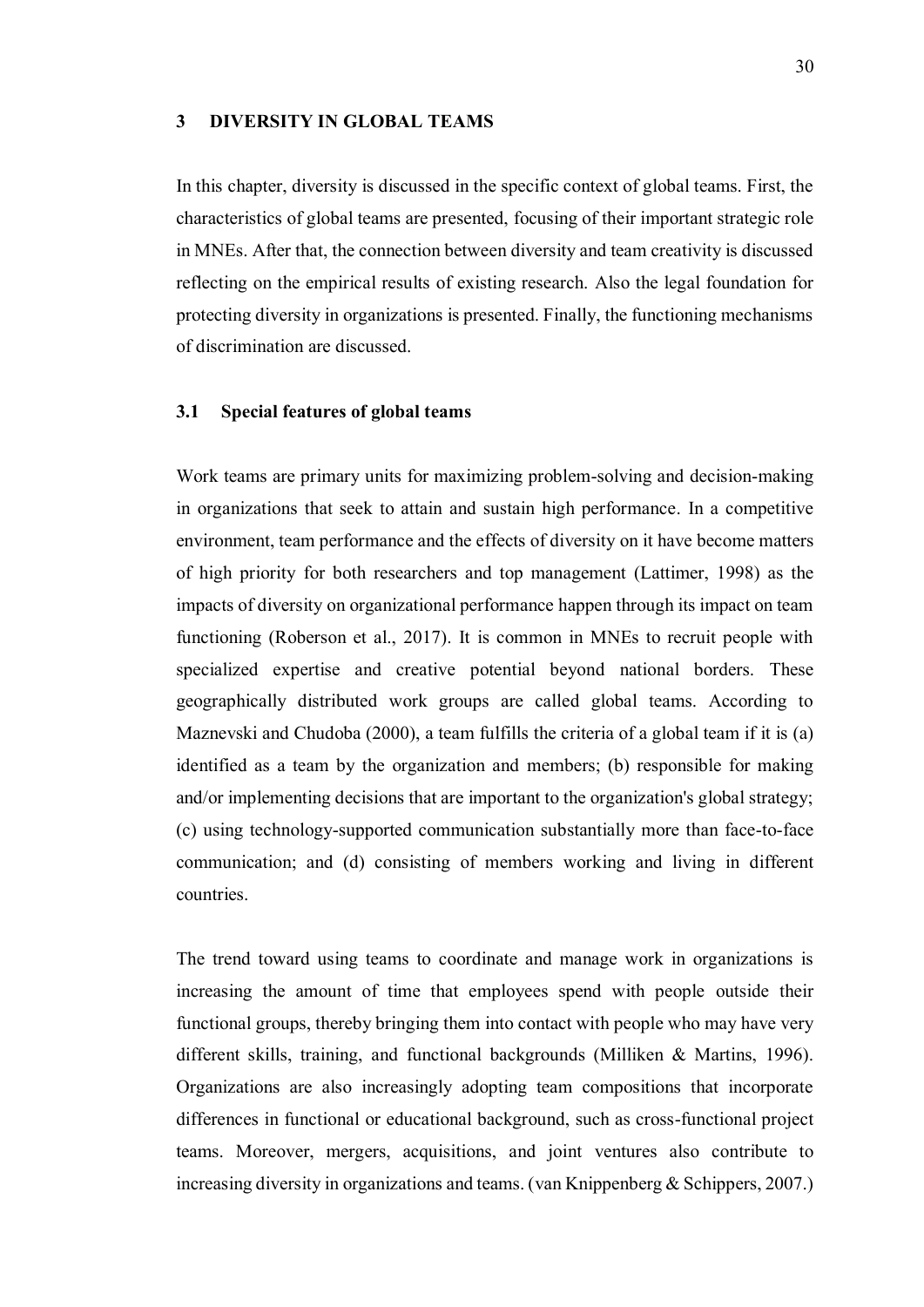# 3 DIVERSITY IN GLOBAL TEAMS

In this chapter, diversity is discussed in the specific context of global teams. First, the characteristics of global teams are presented, focusing of their important strategic role in MNEs. After that, the connection between diversity and team creativity is discussed reflecting on the empirical results of existing research. Also the legal foundation for protecting diversity in organizations is presented. Finally, the functioning mechanisms of discrimination are discussed.

## 3.1 Special features of global teams

Work teams are primary units for maximizing problem-solving and decision-making in organizations that seek to attain and sustain high performance. In a competitive environment, team performance and the effects of diversity on it have become matters of high priority for both researchers and top management (Lattimer, 1998) as the impacts of diversity on organizational performance happen through its impact on team functioning (Roberson et al., 2017). It is common in MNEs to recruit people with specialized expertise and creative potential beyond national borders. These geographically distributed work groups are called global teams. According to Maznevski and Chudoba (2000), a team fulfills the criteria of a global team if it is (a) identified as a team by the organization and members; (b) responsible for making and/or implementing decisions that are important to the organization's global strategy; (c) using technology-supported communication substantially more than face-to-face communication; and (d) consisting of members working and living in different countries.

The trend toward using teams to coordinate and manage work in organizations is increasing the amount of time that employees spend with people outside their functional groups, thereby bringing them into contact with people who may have very different skills, training, and functional backgrounds (Milliken & Martins, 1996). Organizations are also increasingly adopting team compositions that incorporate differences in functional or educational background, such as cross-functional project teams. Moreover, mergers, acquisitions, and joint ventures also contribute to increasing diversity in organizations and teams. (van Knippenberg & Schippers, 2007.)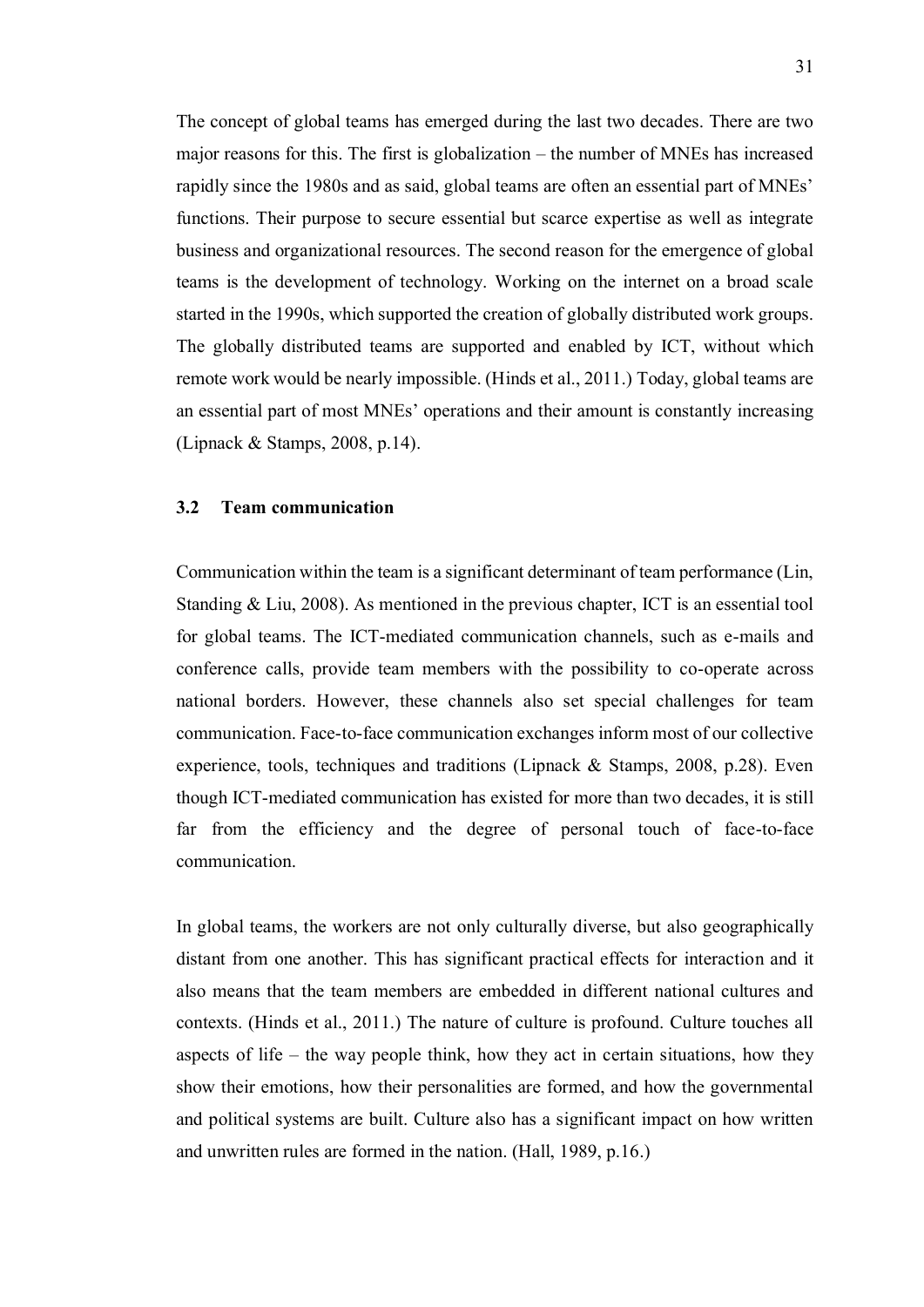The concept of global teams has emerged during the last two decades. There are two major reasons for this. The first is globalization – the number of MNEs has increased rapidly since the 1980s and as said, global teams are often an essential part of MNEs' functions. Their purpose to secure essential but scarce expertise as well as integrate business and organizational resources. The second reason for the emergence of global teams is the development of technology. Working on the internet on a broad scale started in the 1990s, which supported the creation of globally distributed work groups. The globally distributed teams are supported and enabled by ICT, without which remote work would be nearly impossible. (Hinds et al., 2011.) Today, global teams are an essential part of most MNEs' operations and their amount is constantly increasing (Lipnack & Stamps, 2008, p.14).

### 3.2 Team communication

Communication within the team is a significant determinant of team performance (Lin, Standing & Liu, 2008). As mentioned in the previous chapter, ICT is an essential tool for global teams. The ICT-mediated communication channels, such as e-mails and conference calls, provide team members with the possibility to co-operate across national borders. However, these channels also set special challenges for team communication. Face-to-face communication exchanges inform most of our collective experience, tools, techniques and traditions (Lipnack & Stamps, 2008, p.28). Even though ICT-mediated communication has existed for more than two decades, it is still far from the efficiency and the degree of personal touch of face-to-face communication.

In global teams, the workers are not only culturally diverse, but also geographically distant from one another. This has significant practical effects for interaction and it also means that the team members are embedded in different national cultures and contexts. (Hinds et al., 2011.) The nature of culture is profound. Culture touches all aspects of life – the way people think, how they act in certain situations, how they show their emotions, how their personalities are formed, and how the governmental and political systems are built. Culture also has a significant impact on how written and unwritten rules are formed in the nation. (Hall, 1989, p.16.)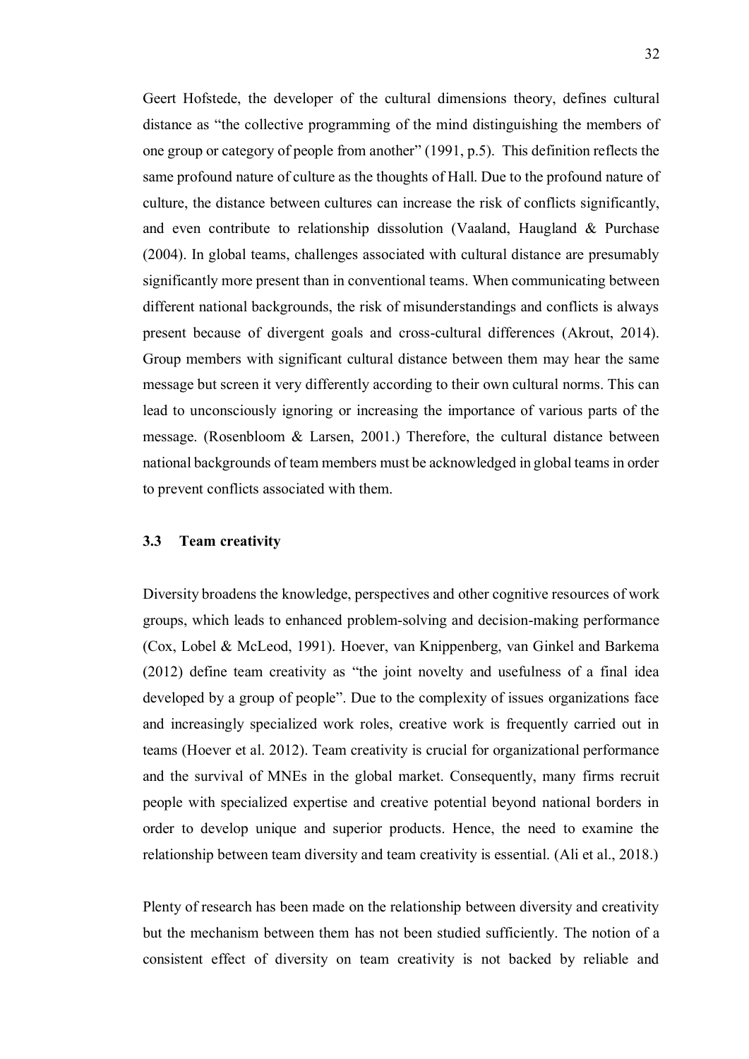Geert Hofstede, the developer of the cultural dimensions theory, defines cultural distance as "the collective programming of the mind distinguishing the members of one group or category of people from another" (1991, p.5). This definition reflects the same profound nature of culture as the thoughts of Hall. Due to the profound nature of culture, the distance between cultures can increase the risk of conflicts significantly, and even contribute to relationship dissolution (Vaaland, Haugland & Purchase (2004). In global teams, challenges associated with cultural distance are presumably significantly more present than in conventional teams. When communicating between different national backgrounds, the risk of misunderstandings and conflicts is always present because of divergent goals and cross-cultural differences (Akrout, 2014). Group members with significant cultural distance between them may hear the same message but screen it very differently according to their own cultural norms. This can lead to unconsciously ignoring or increasing the importance of various parts of the message. (Rosenbloom & Larsen, 2001.) Therefore, the cultural distance between national backgrounds of team members must be acknowledged in global teams in order to prevent conflicts associated with them.

### 3.3 Team creativity

Diversity broadens the knowledge, perspectives and other cognitive resources of work groups, which leads to enhanced problem-solving and decision-making performance (Cox, Lobel & McLeod, 1991). Hoever, van Knippenberg, van Ginkel and Barkema (2012) define team creativity as "the joint novelty and usefulness of a final idea developed by a group of people". Due to the complexity of issues organizations face and increasingly specialized work roles, creative work is frequently carried out in teams (Hoever et al. 2012). Team creativity is crucial for organizational performance and the survival of MNEs in the global market. Consequently, many firms recruit people with specialized expertise and creative potential beyond national borders in order to develop unique and superior products. Hence, the need to examine the relationship between team diversity and team creativity is essential. (Ali et al., 2018.)

Plenty of research has been made on the relationship between diversity and creativity but the mechanism between them has not been studied sufficiently. The notion of a consistent effect of diversity on team creativity is not backed by reliable and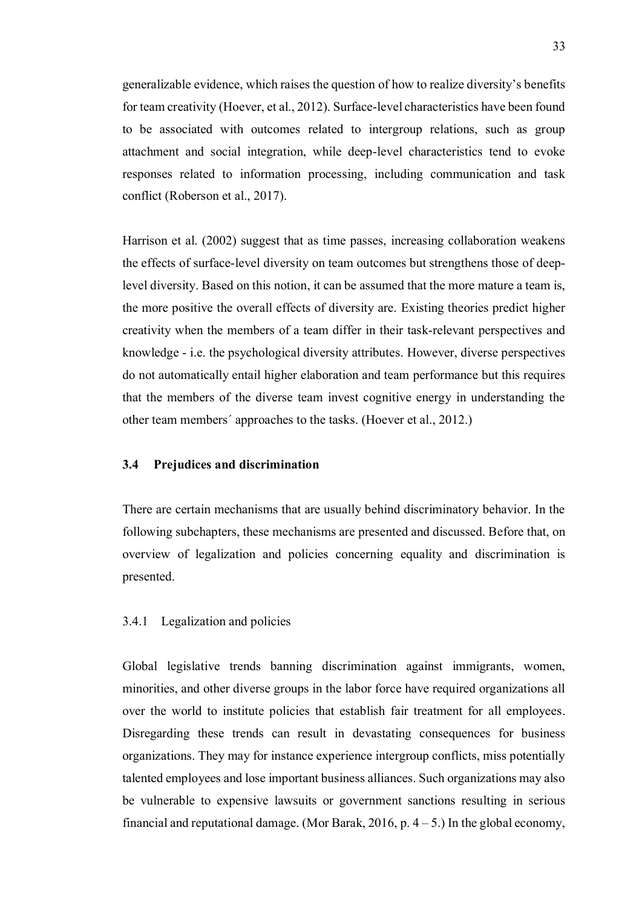generalizable evidence, which raises the question of how to realize diversity's benefits for team creativity (Hoever, et al., 2012). Surface-level characteristics have been found to be associated with outcomes related to intergroup relations, such as group attachment and social integration, while deep-level characteristics tend to evoke responses related to information processing, including communication and task conflict (Roberson et al., 2017).

Harrison et al. (2002) suggest that as time passes, increasing collaboration weakens the effects of surface-level diversity on team outcomes but strengthens those of deep-level diversity. Based on this notion, it can be assumed that the more mature a team is, the more positive the overall effects of diversity are. Existing theories predict higher creativity when the members of a team differ in their task-relevant perspectives and knowledge - i.e. the psychological diversity attributes. However, diverse perspectives do not automatically entail higher elaboration and team performance but this requires that the members of the diverse team invest cognitive energy in understanding the other team members´ approaches to the tasks. (Hoever et al., 2012.)

### 3.4 Prejudices and discrimination

There are certain mechanisms that are usually behind discriminatory behavior. In the following subchapters, these mechanisms are presented and discussed. Before that, on overview of legalization and policies concerning equality and discrimination is presented.

#### 3.4.1 Legalization and policies

Global legislative trends banning discrimination against immigrants, women, minorities, and other diverse groups in the labor force have required organizations all over the world to institute policies that establish fair treatment for all employees. Disregarding these trends can result in devastating consequences for business organizations. They may for instance experience intergroup conflicts, miss potentially talented employees and lose important business alliances. Such organizations may also be vulnerable to expensive lawsuits or government sanctions resulting in serious financial and reputational damage. (Mor Barak, 2016, p. 4 – 5.) In the global economy,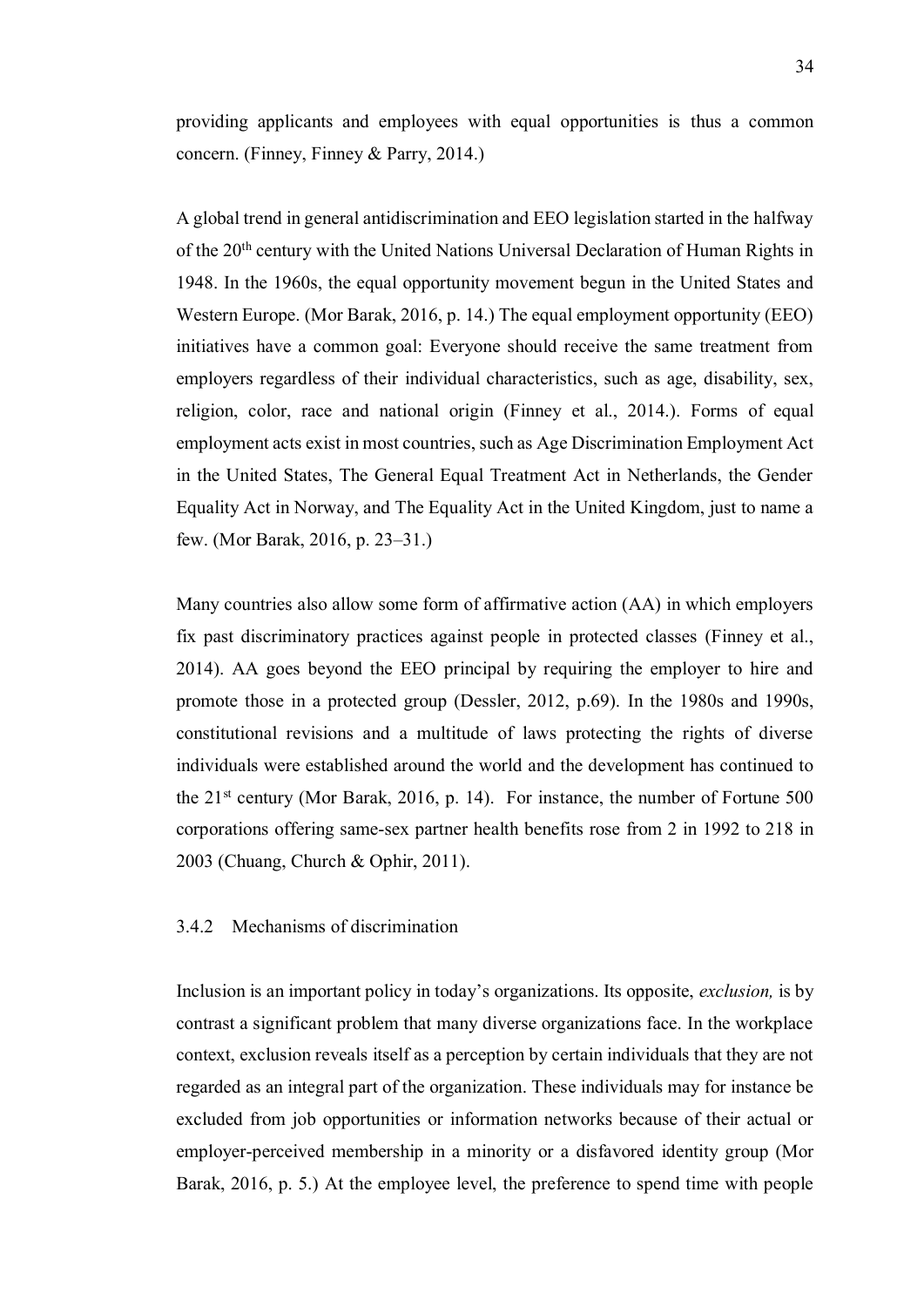providing applicants and employees with equal opportunities is thus a common concern. (Finney, Finney & Parry, 2014.)

A global trend in general antidiscrimination and EEO legislation started in the halfway of the 20th century with the United Nations Universal Declaration of Human Rights in 1948. In the 1960s, the equal opportunity movement begun in the United States and Western Europe. (Mor Barak, 2016, p. 14.) The equal employment opportunity (EEO) initiatives have a common goal: Everyone should receive the same treatment from employers regardless of their individual characteristics, such as age, disability, sex, religion, color, race and national origin (Finney et al., 2014.). Forms of equal employment acts exist in most countries, such as Age Discrimination Employment Act in the United States, The General Equal Treatment Act in Netherlands, the Gender Equality Act in Norway, and The Equality Act in the United Kingdom, just to name a few. (Mor Barak, 2016, p. 23–31.)

Many countries also allow some form of affirmative action (AA) in which employers fix past discriminatory practices against people in protected classes (Finney et al., 2014). AA goes beyond the EEO principal by requiring the employer to hire and promote those in a protected group (Dessler, 2012, p.69). In the 1980s and 1990s, constitutional revisions and a multitude of laws protecting the rights of diverse individuals were established around the world and the development has continued to the 21st century (Mor Barak, 2016, p. 14). For instance, the number of Fortune 500 corporations offering same-sex partner health benefits rose from 2 in 1992 to 218 in 2003 (Chuang, Church & Ophir, 2011).

### 3.4.2 Mechanisms of discrimination

Inclusion is an important policy in today's organizations. Its opposite, *exclusion,* is by contrast a significant problem that many diverse organizations face. In the workplace context, exclusion reveals itself as a perception by certain individuals that they are not regarded as an integral part of the organization. These individuals may for instance be excluded from job opportunities or information networks because of their actual or employer-perceived membership in a minority or a disfavored identity group (Mor Barak, 2016, p. 5.) At the employee level, the preference to spend time with people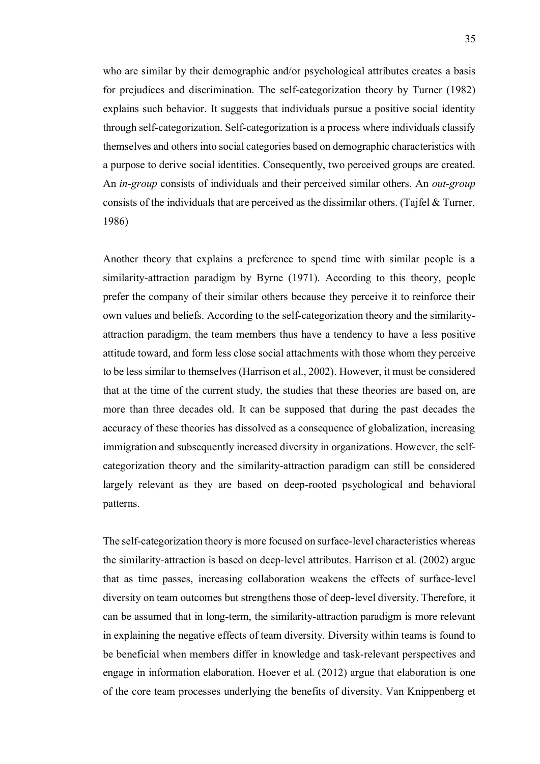who are similar by their demographic and/or psychological attributes creates a basis for prejudices and discrimination. The self-categorization theory by Turner (1982) explains such behavior. It suggests that individuals pursue a positive social identity through self-categorization. Self-categorization is a process where individuals classify themselves and others into social categories based on demographic characteristics with a purpose to derive social identities. Consequently, two perceived groups are created. An *in-group* consists of individuals and their perceived similar others. An *out-group* consists of the individuals that are perceived as the dissimilar others. (Tajfel & Turner, 1986)

Another theory that explains a preference to spend time with similar people is a similarity-attraction paradigm by Byrne (1971). According to this theory, people prefer the company of their similar others because they perceive it to reinforce their own values and beliefs. According to the self-categorization theory and the similarity-attraction paradigm, the team members thus have a tendency to have a less positive attitude toward, and form less close social attachments with those whom they perceive to be less similar to themselves (Harrison et al., 2002). However, it must be considered that at the time of the current study, the studies that these theories are based on, are more than three decades old. It can be supposed that during the past decades the accuracy of these theories has dissolved as a consequence of globalization, increasing immigration and subsequently increased diversity in organizations. However, the self-categorization theory and the similarity-attraction paradigm can still be considered largely relevant as they are based on deep-rooted psychological and behavioral patterns.

The self-categorization theory is more focused on surface-level characteristics whereas the similarity-attraction is based on deep-level attributes. Harrison et al. (2002) argue that as time passes, increasing collaboration weakens the effects of surface-level diversity on team outcomes but strengthens those of deep-level diversity. Therefore, it can be assumed that in long-term, the similarity-attraction paradigm is more relevant in explaining the negative effects of team diversity. Diversity within teams is found to be beneficial when members differ in knowledge and task-relevant perspectives and engage in information elaboration. Hoever et al. (2012) argue that elaboration is one of the core team processes underlying the benefits of diversity. Van Knippenberg et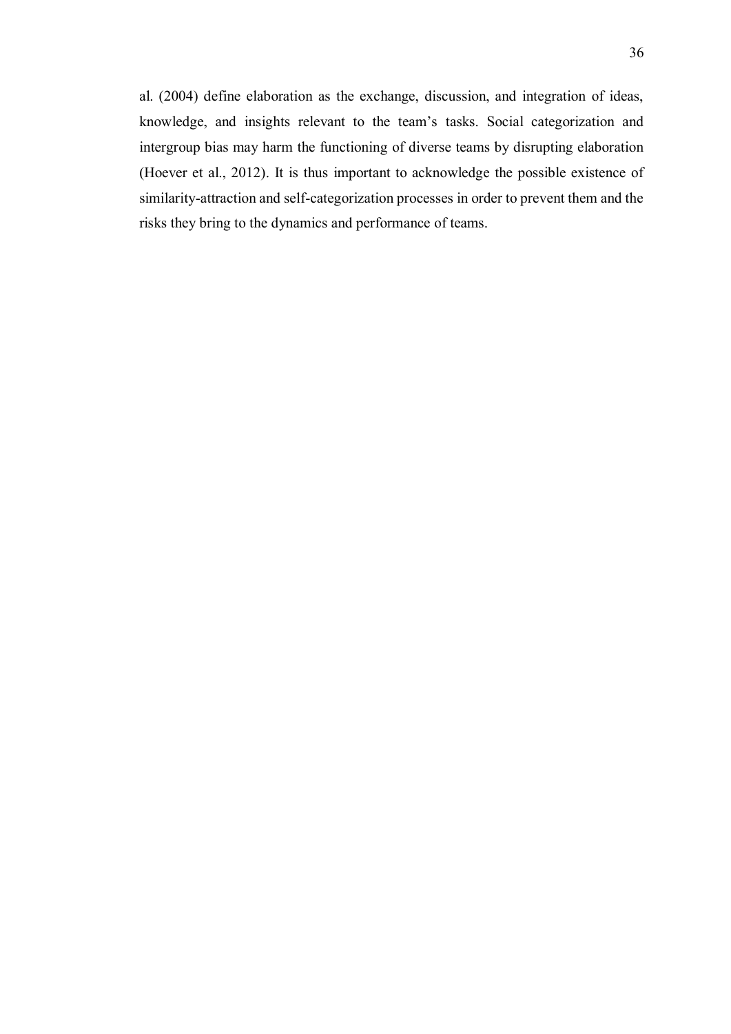al. (2004) define elaboration as the exchange, discussion, and integration of ideas, knowledge, and insights relevant to the team's tasks. Social categorization and intergroup bias may harm the functioning of diverse teams by disrupting elaboration (Hoever et al., 2012). It is thus important to acknowledge the possible existence of similarity-attraction and self-categorization processes in order to prevent them and the risks they bring to the dynamics and performance of teams.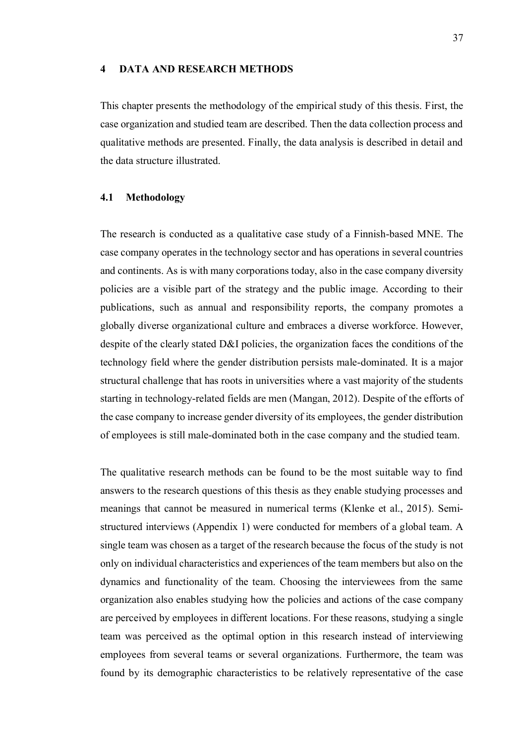# 4 DATA AND RESEARCH METHODS

This chapter presents the methodology of the empirical study of this thesis. First, the case organization and studied team are described. Then the data collection process and qualitative methods are presented. Finally, the data analysis is described in detail and the data structure illustrated.

## 4.1 Methodology

The research is conducted as a qualitative case study of a Finnish-based MNE. The case company operates in the technology sector and has operations in several countries and continents. As is with many corporations today, also in the case company diversity policies are a visible part of the strategy and the public image. According to their publications, such as annual and responsibility reports, the company promotes a globally diverse organizational culture and embraces a diverse workforce. However, despite of the clearly stated D&I policies, the organization faces the conditions of the technology field where the gender distribution persists male-dominated. It is a major structural challenge that has roots in universities where a vast majority of the students starting in technology-related fields are men (Mangan, 2012). Despite of the efforts of the case company to increase gender diversity of its employees, the gender distribution of employees is still male-dominated both in the case company and the studied team.

The qualitative research methods can be found to be the most suitable way to find answers to the research questions of this thesis as they enable studying processes and meanings that cannot be measured in numerical terms (Klenke et al., 2015). Semi-structured interviews (Appendix 1) were conducted for members of a global team. A single team was chosen as a target of the research because the focus of the study is not only on individual characteristics and experiences of the team members but also on the dynamics and functionality of the team. Choosing the interviewees from the same organization also enables studying how the policies and actions of the case company are perceived by employees in different locations. For these reasons, studying a single team was perceived as the optimal option in this research instead of interviewing employees from several teams or several organizations. Furthermore, the team was found by its demographic characteristics to be relatively representative of the case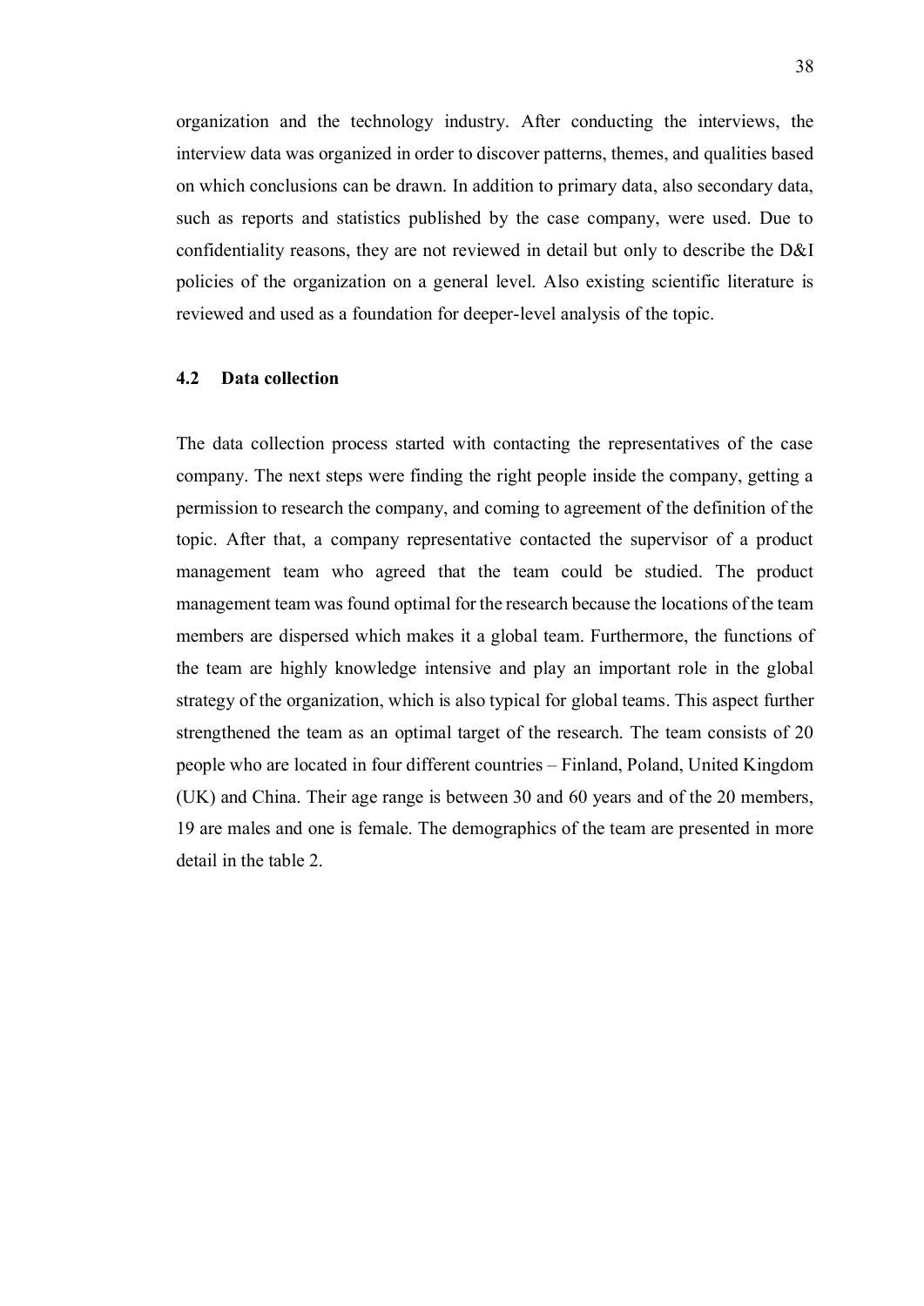organization and the technology industry. After conducting the interviews, the interview data was organized in order to discover patterns, themes, and qualities based on which conclusions can be drawn. In addition to primary data, also secondary data, such as reports and statistics published by the case company, were used. Due to confidentiality reasons, they are not reviewed in detail but only to describe the D&I policies of the organization on a general level. Also existing scientific literature is reviewed and used as a foundation for deeper-level analysis of the topic.

## 4.2 Data collection

The data collection process started with contacting the representatives of the case company. The next steps were finding the right people inside the company, getting a permission to research the company, and coming to agreement of the definition of the topic. After that, a company representative contacted the supervisor of a product management team who agreed that the team could be studied. The product management team was found optimal for the research because the locations of the team members are dispersed which makes it a global team. Furthermore, the functions of the team are highly knowledge intensive and play an important role in the global strategy of the organization, which is also typical for global teams. This aspect further strengthened the team as an optimal target of the research. The team consists of 20 people who are located in four different countries – Finland, Poland, United Kingdom (UK) and China. Their age range is between 30 and 60 years and of the 20 members, 19 are males and one is female. The demographics of the team are presented in more detail in the table 2.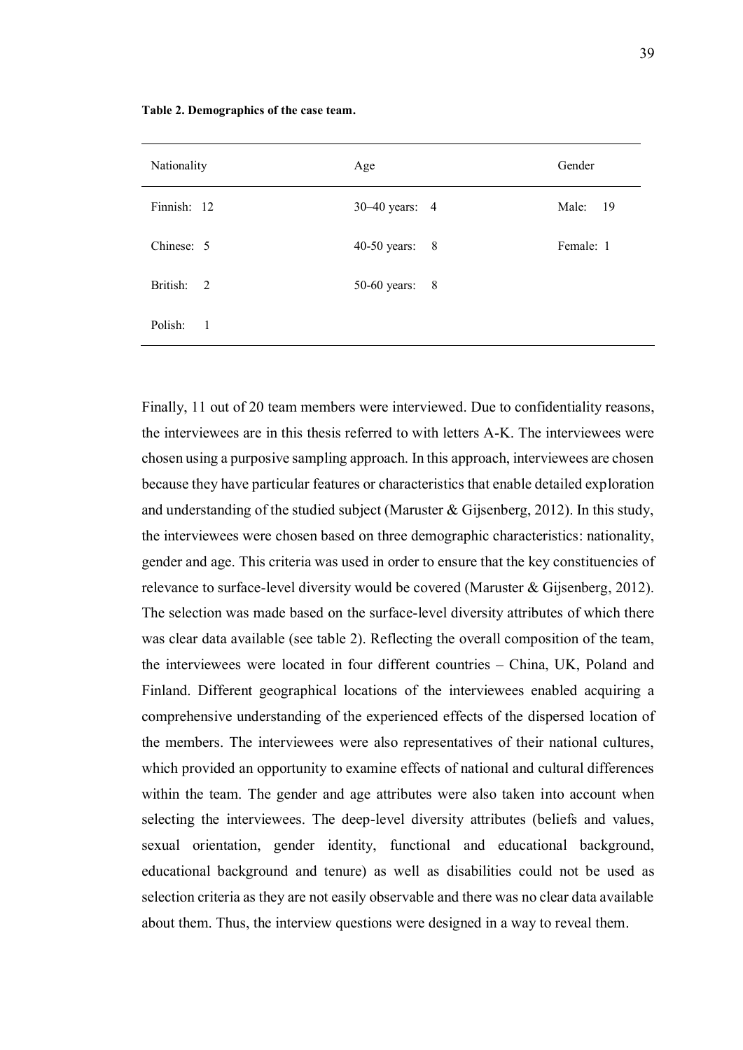**Table 2. Demographics of the case team.**

| Nationality | Age | Gender |
|---|---|---|
| Finnish: 12 | 30–40 years: 4 | Male: 19 |
| Chinese: 5 | 40-50 years: 8 | Female: 1 |
| British: 2 | 50-60 years: 8 | |
| Polish: 1 | | |

Finally, 11 out of 20 team members were interviewed. Due to confidentiality reasons, the interviewees are in this thesis referred to with letters A-K. The interviewees were chosen using a purposive sampling approach. In this approach, interviewees are chosen because they have particular features or characteristics that enable detailed exploration and understanding of the studied subject (Maruster & Gijsenberg, 2012). In this study, the interviewees were chosen based on three demographic characteristics: nationality, gender and age. This criteria was used in order to ensure that the key constituencies of relevance to surface-level diversity would be covered (Maruster & Gijsenberg, 2012). The selection was made based on the surface-level diversity attributes of which there was clear data available (see table 2). Reflecting the overall composition of the team, the interviewees were located in four different countries – China, UK, Poland and Finland. Different geographical locations of the interviewees enabled acquiring a comprehensive understanding of the experienced effects of the dispersed location of the members. The interviewees were also representatives of their national cultures, which provided an opportunity to examine effects of national and cultural differences within the team. The gender and age attributes were also taken into account when selecting the interviewees. The deep-level diversity attributes (beliefs and values, sexual orientation, gender identity, functional and educational background, educational background and tenure) as well as disabilities could not be used as selection criteria as they are not easily observable and there was no clear data available about them. Thus, the interview questions were designed in a way to reveal them.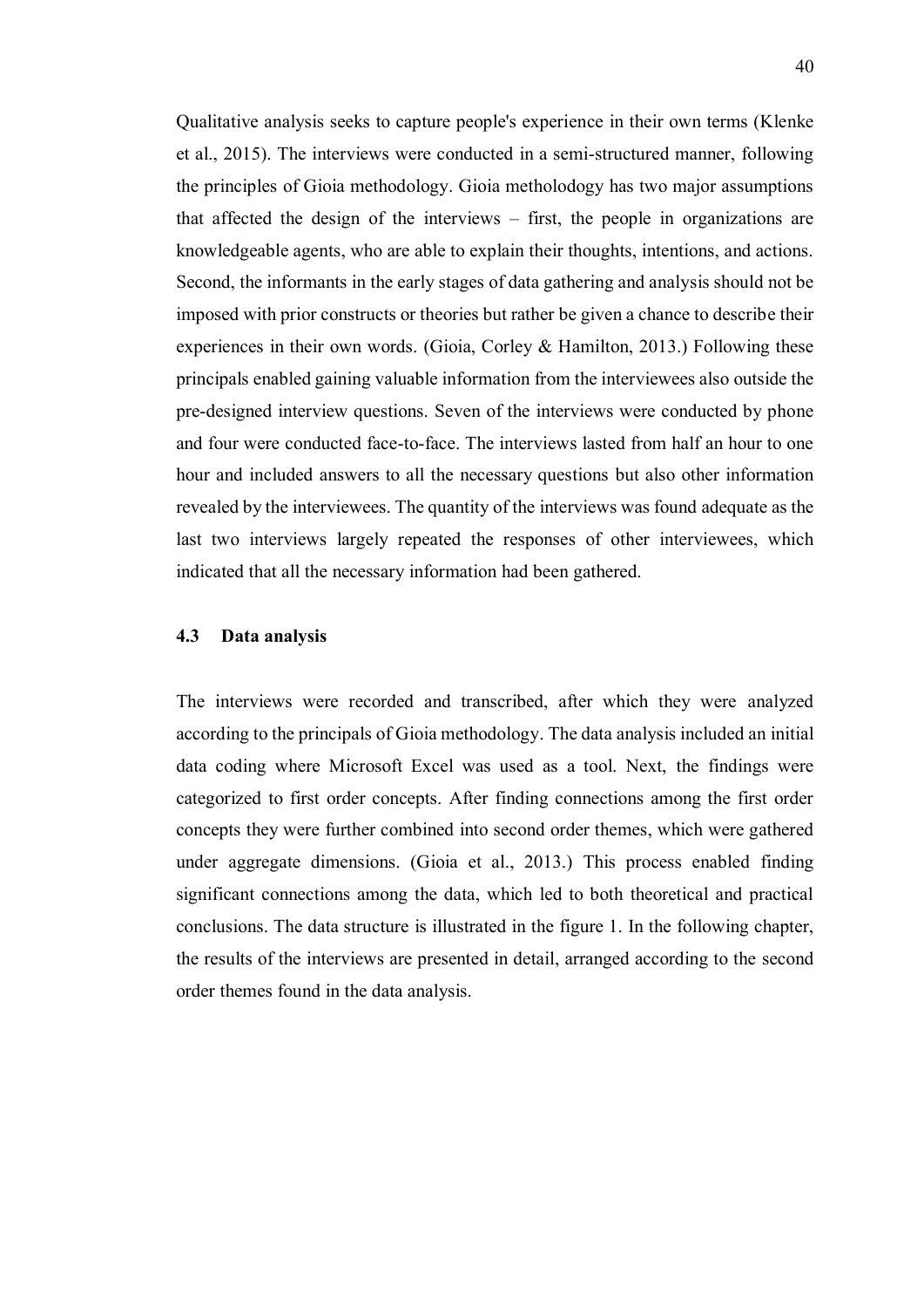Qualitative analysis seeks to capture people's experience in their own terms (Klenke et al., 2015). The interviews were conducted in a semi-structured manner, following the principles of Gioia methodology. Gioia metholodogy has two major assumptions that affected the design of the interviews – first, the people in organizations are knowledgeable agents, who are able to explain their thoughts, intentions, and actions. Second, the informants in the early stages of data gathering and analysis should not be imposed with prior constructs or theories but rather be given a chance to describe their experiences in their own words. (Gioia, Corley & Hamilton, 2013.) Following these principals enabled gaining valuable information from the interviewees also outside the pre-designed interview questions. Seven of the interviews were conducted by phone and four were conducted face-to-face. The interviews lasted from half an hour to one hour and included answers to all the necessary questions but also other information revealed by the interviewees. The quantity of the interviews was found adequate as the last two interviews largely repeated the responses of other interviewees, which indicated that all the necessary information had been gathered.

### 4.3 Data analysis

The interviews were recorded and transcribed, after which they were analyzed according to the principals of Gioia methodology. The data analysis included an initial data coding where Microsoft Excel was used as a tool. Next, the findings were categorized to first order concepts. After finding connections among the first order concepts they were further combined into second order themes, which were gathered under aggregate dimensions. (Gioia et al., 2013.) This process enabled finding significant connections among the data, which led to both theoretical and practical conclusions. The data structure is illustrated in the figure 1. In the following chapter, the results of the interviews are presented in detail, arranged according to the second order themes found in the data analysis.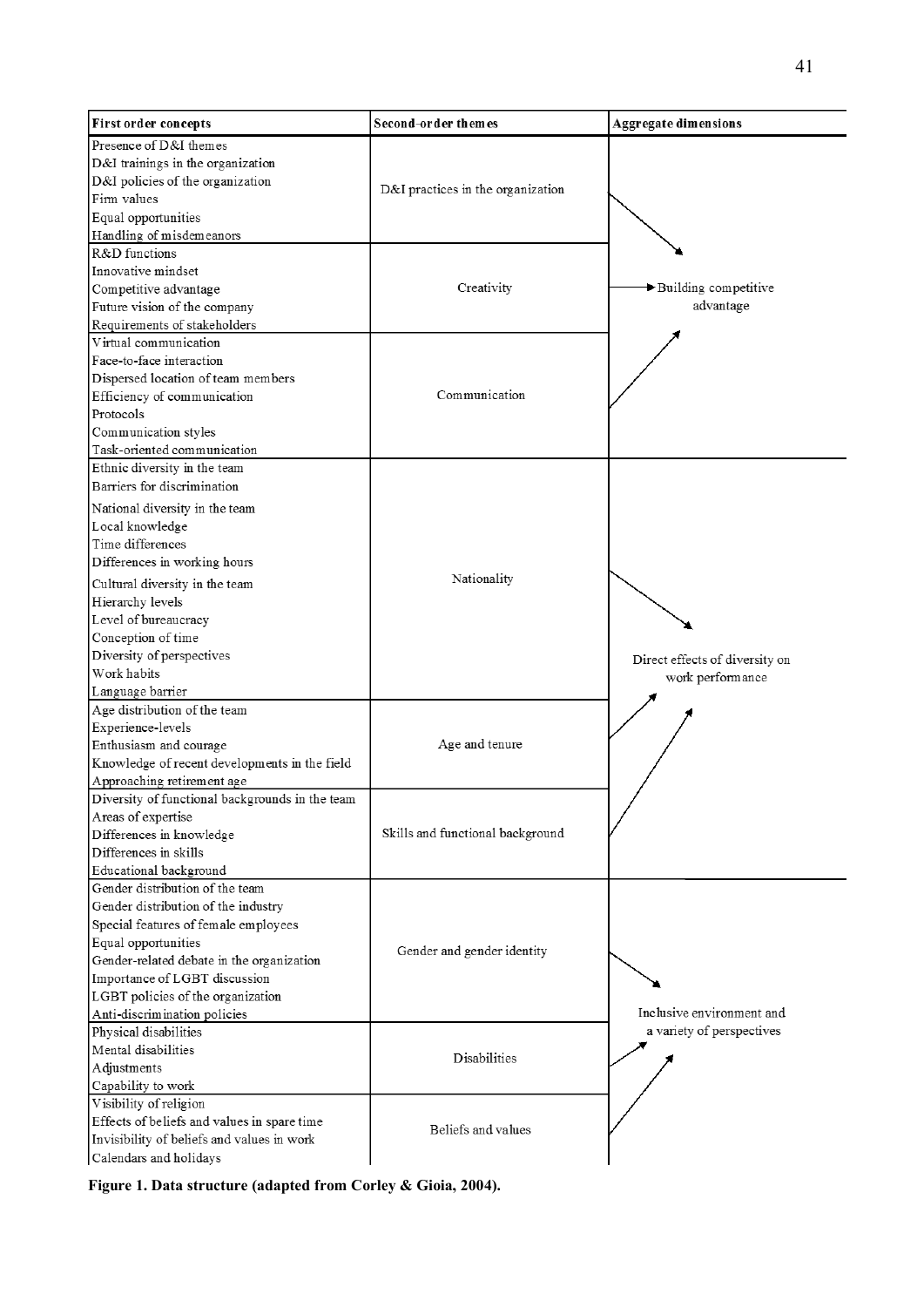| First order concepts | Second-order themes | Aggregate dimensions |
|---|---|---|
| Presence of D&I themes<br>D&I trainings in the organization<br>D&I policies of the organization<br>Firm values<br>Equal opportunities<br>Handling of misdemeanors | D&I practices in the organization | Building competitive advantage |
| R&D functions<br>Innovative mindset<br>Competitive advantage<br>Future vision of the company<br>Requirements of stakeholders | Creativity | Building competitive advantage |
| Virtual communication<br>Face-to-face interaction<br>Dispersed location of team members<br>Efficiency of communication<br>Protocols<br>Communication styles<br>Task-oriented communication | Communication | Building competitive advantage |
| Ethnic diversity in the team<br>Barriers for discrimination<br>National diversity in the team<br>Local knowledge<br>Time differences<br>Differences in working hours<br>Cultural diversity in the team<br>Hierarchy levels<br>Level of bureaucracy<br>Conception of time<br>Diversity of perspectives<br>Work habits<br>Language barrier | Nationality | Direct effects of diversity on work performance |
| Age distribution of the team<br>Experience-levels<br>Enthusiasm and courage<br>Knowledge of recent developments in the field<br>Approaching retirement age | Age and tenure | Direct effects of diversity on work performance |
| Diversity of functional backgrounds in the team<br>Areas of expertise<br>Differences in knowledge<br>Differences in skills<br>Educational background | Skills and functional background | Direct effects of diversity on work performance |
| Gender distribution of the team<br>Gender distribution of the industry<br>Special features of female employees<br>Equal opportunities<br>Gender-related debate in the organization<br>Importance of LGBT discussion<br>LGBT policies of the organization<br>Anti-discrimination policies | Gender and gender identity | Inclusive environment and a variety of perspectives |
| Physical disabilities<br>Mental disabilities<br>Adjustments<br>Capability to work | Disabilities | Inclusive environment and a variety of perspectives |
| Visibility of religion<br>Effects of beliefs and values in spare time<br>Invisibility of beliefs and values in work<br>Calendars and holidays | Beliefs and values | Inclusive environment and a variety of perspectives |

**Figure 1. Data structure (adapted from Corley & Gioia, 2004).**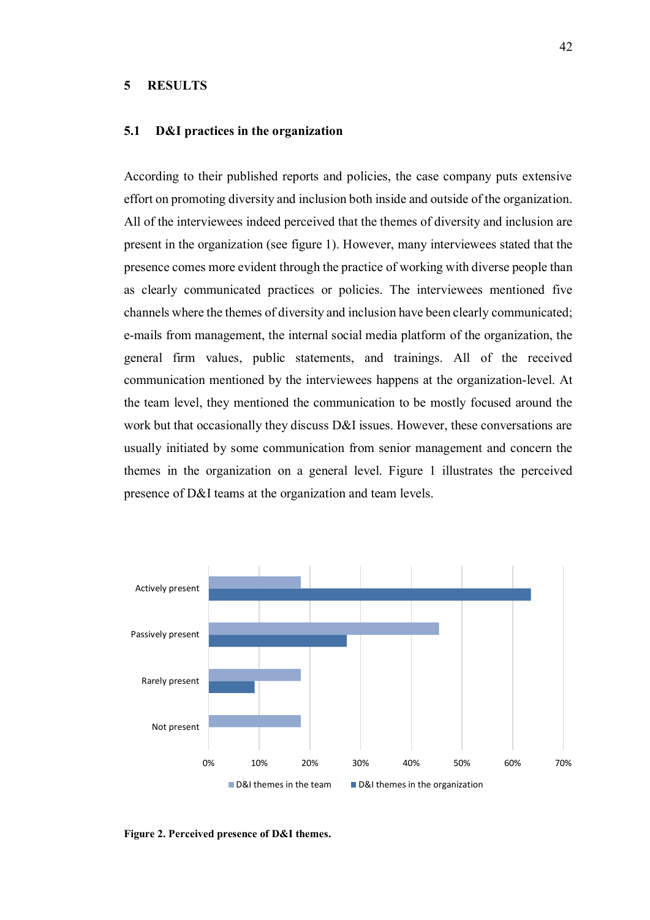## 5 RESULTS

### 5.1 D&I practices in the organization

According to their published reports and policies, the case company puts extensive effort on promoting diversity and inclusion both inside and outside of the organization. All of the interviewees indeed perceived that the themes of diversity and inclusion are present in the organization (see figure 1). However, many interviewees stated that the presence comes more evident through the practice of working with diverse people than as clearly communicated practices or policies. The interviewees mentioned five channels where the themes of diversity and inclusion have been clearly communicated; e-mails from management, the internal social media platform of the organization, the general firm values, public statements, and trainings. All of the received communication mentioned by the interviewees happens at the organization-level. At the team level, they mentioned the communication to be mostly focused around the work but that occasionally they discuss D&I issues. However, these conversations are usually initiated by some communication from senior management and concern the themes in the organization on a general level. Figure 1 illustrates the perceived presence of D&I teams at the organization and team levels.

**Figure 2. Perceived presence of D&I themes.**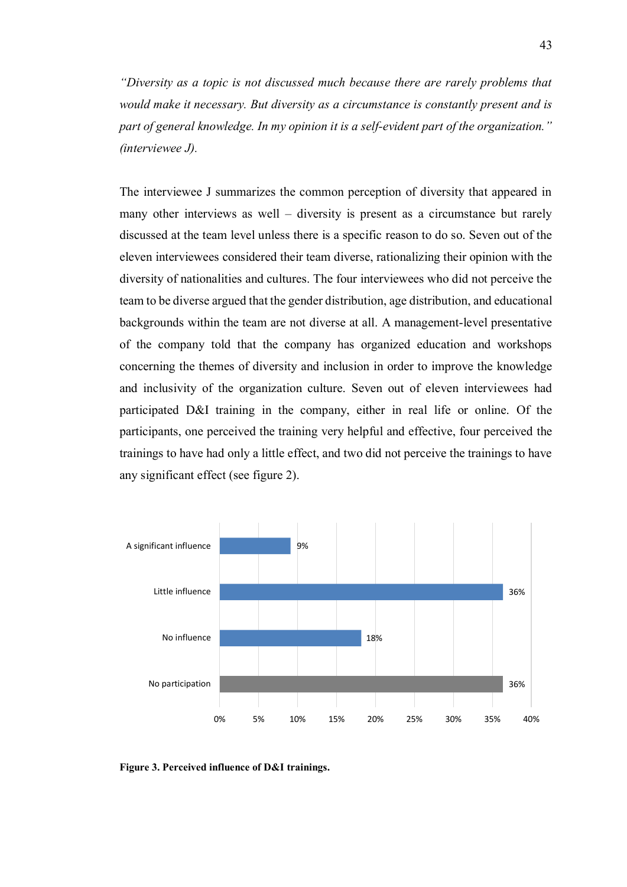*"Diversity as a topic is not discussed much because there are rarely problems that would make it necessary. But diversity as a circumstance is constantly present and is part of general knowledge. In my opinion it is a self-evident part of the organization." (interviewee J).*

The interviewee J summarizes the common perception of diversity that appeared in many other interviews as well – diversity is present as a circumstance but rarely discussed at the team level unless there is a specific reason to do so. Seven out of the eleven interviewees considered their team diverse, rationalizing their opinion with the diversity of nationalities and cultures. The four interviewees who did not perceive the team to be diverse argued that the gender distribution, age distribution, and educational backgrounds within the team are not diverse at all. A management-level presentative of the company told that the company has organized education and workshops concerning the themes of diversity and inclusion in order to improve the knowledge and inclusivity of the organization culture. Seven out of eleven interviewees had participated D&I training in the company, either in real life or online. Of the participants, one perceived the training very helpful and effective, four perceived the trainings to have had only a little effect, and two did not perceive the trainings to have any significant effect (see figure 2).

| Category | Percentage |
|---|---|
| A significant influence | 9% |
| Little influence | 36% |
| No influence | 18% |
| No participation | 36% |

**Figure 3. Perceived influence of D&I trainings.**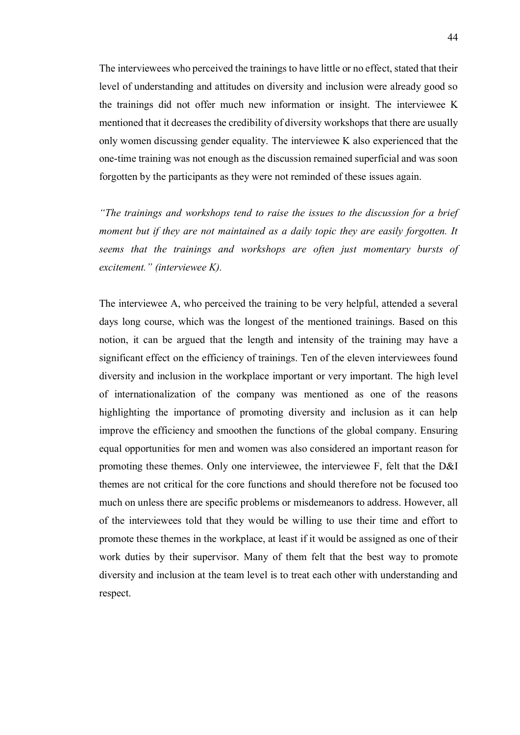The interviewees who perceived the trainings to have little or no effect, stated that their level of understanding and attitudes on diversity and inclusion were already good so the trainings did not offer much new information or insight. The interviewee K mentioned that it decreases the credibility of diversity workshops that there are usually only women discussing gender equality. The interviewee K also experienced that the one-time training was not enough as the discussion remained superficial and was soon forgotten by the participants as they were not reminded of these issues again.

*"The trainings and workshops tend to raise the issues to the discussion for a brief moment but if they are not maintained as a daily topic they are easily forgotten. It seems that the trainings and workshops are often just momentary bursts of excitement." (interviewee K).*

The interviewee A, who perceived the training to be very helpful, attended a several days long course, which was the longest of the mentioned trainings. Based on this notion, it can be argued that the length and intensity of the training may have a significant effect on the efficiency of trainings. Ten of the eleven interviewees found diversity and inclusion in the workplace important or very important. The high level of internationalization of the company was mentioned as one of the reasons highlighting the importance of promoting diversity and inclusion as it can help improve the efficiency and smoothen the functions of the global company. Ensuring equal opportunities for men and women was also considered an important reason for promoting these themes. Only one interviewee, the interviewee F, felt that the D&I themes are not critical for the core functions and should therefore not be focused too much on unless there are specific problems or misdemeanors to address. However, all of the interviewees told that they would be willing to use their time and effort to promote these themes in the workplace, at least if it would be assigned as one of their work duties by their supervisor. Many of them felt that the best way to promote diversity and inclusion at the team level is to treat each other with understanding and respect.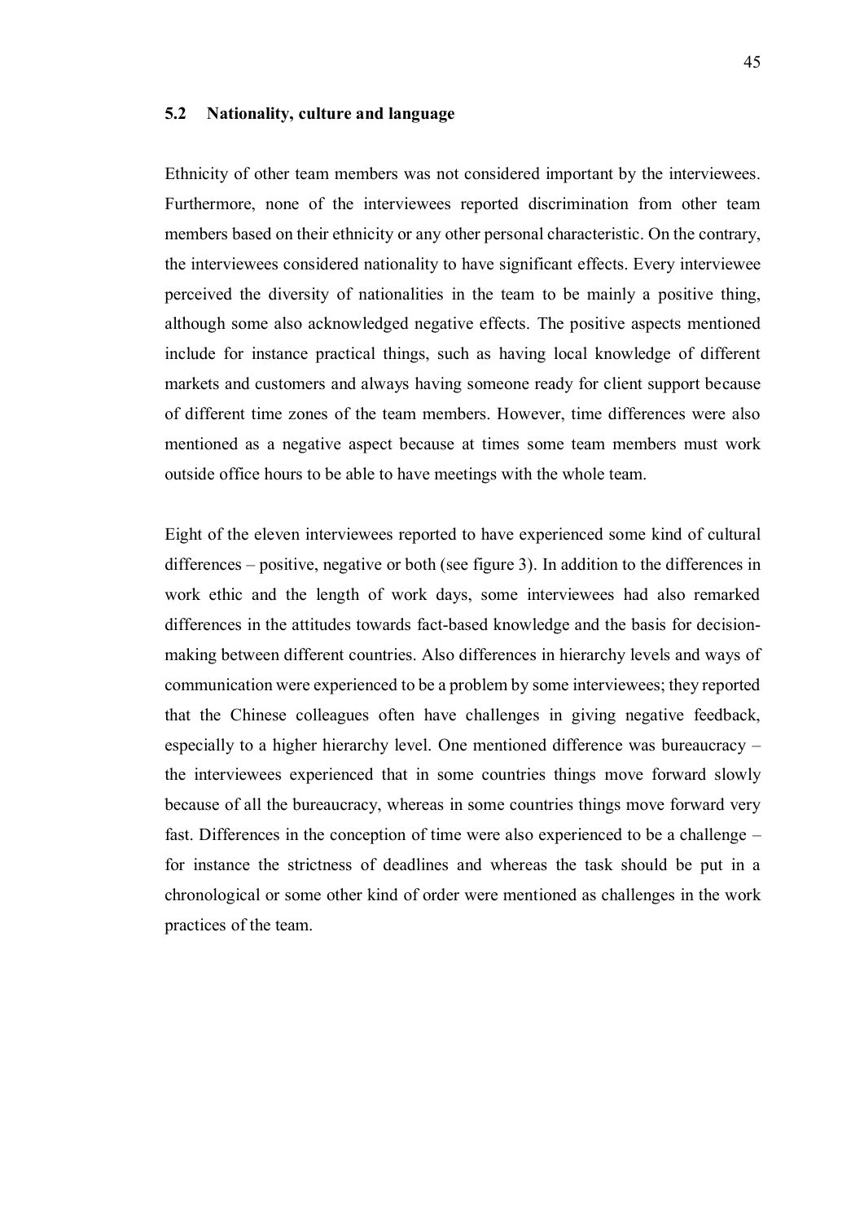## 5.2 Nationality, culture and language

Ethnicity of other team members was not considered important by the interviewees. Furthermore, none of the interviewees reported discrimination from other team members based on their ethnicity or any other personal characteristic. On the contrary, the interviewees considered nationality to have significant effects. Every interviewee perceived the diversity of nationalities in the team to be mainly a positive thing, although some also acknowledged negative effects. The positive aspects mentioned include for instance practical things, such as having local knowledge of different markets and customers and always having someone ready for client support because of different time zones of the team members. However, time differences were also mentioned as a negative aspect because at times some team members must work outside office hours to be able to have meetings with the whole team.

Eight of the eleven interviewees reported to have experienced some kind of cultural differences – positive, negative or both (see figure 3). In addition to the differences in work ethic and the length of work days, some interviewees had also remarked differences in the attitudes towards fact-based knowledge and the basis for decision-making between different countries. Also differences in hierarchy levels and ways of communication were experienced to be a problem by some interviewees; they reported that the Chinese colleagues often have challenges in giving negative feedback, especially to a higher hierarchy level. One mentioned difference was bureaucracy – the interviewees experienced that in some countries things move forward slowly because of all the bureaucracy, whereas in some countries things move forward very fast. Differences in the conception of time were also experienced to be a challenge – for instance the strictness of deadlines and whereas the task should be put in a chronological or some other kind of order were mentioned as challenges in the work practices of the team.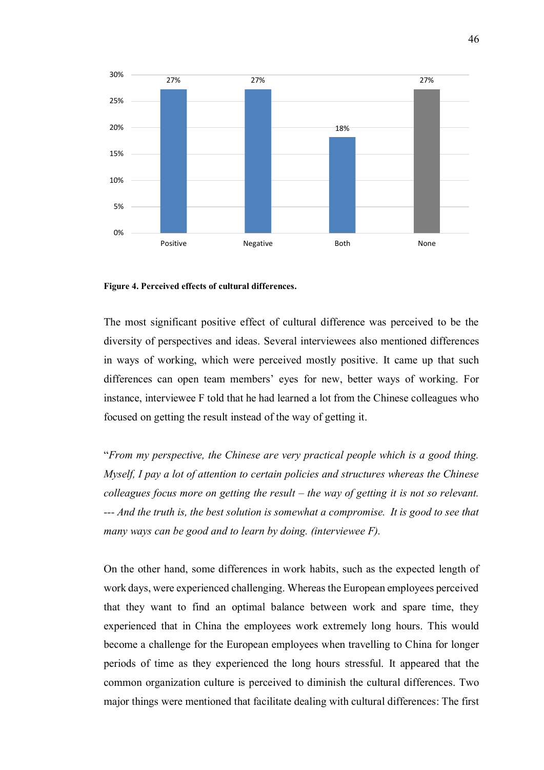| | Positive | Negative | Both | None |
|---|---|---|---|---|
| % | 27% | 27% | 18% | 27% |

**Figure 4. Perceived effects of cultural differences.**

The most significant positive effect of cultural difference was perceived to be the diversity of perspectives and ideas. Several interviewees also mentioned differences in ways of working, which were perceived mostly positive. It came up that such differences can open team members' eyes for new, better ways of working. For instance, interviewee F told that he had learned a lot from the Chinese colleagues who focused on getting the result instead of the way of getting it.

"*From my perspective, the Chinese are very practical people which is a good thing. Myself, I pay a lot of attention to certain policies and structures whereas the Chinese colleagues focus more on getting the result – the way of getting it is not so relevant. --- And the truth is, the best solution is somewhat a compromise. It is good to see that many ways can be good and to learn by doing. (interviewee F).*

On the other hand, some differences in work habits, such as the expected length of work days, were experienced challenging. Whereas the European employees perceived that they want to find an optimal balance between work and spare time, they experienced that in China the employees work extremely long hours. This would become a challenge for the European employees when travelling to China for longer periods of time as they experienced the long hours stressful. It appeared that the common organization culture is perceived to diminish the cultural differences. Two major things were mentioned that facilitate dealing with cultural differences: The first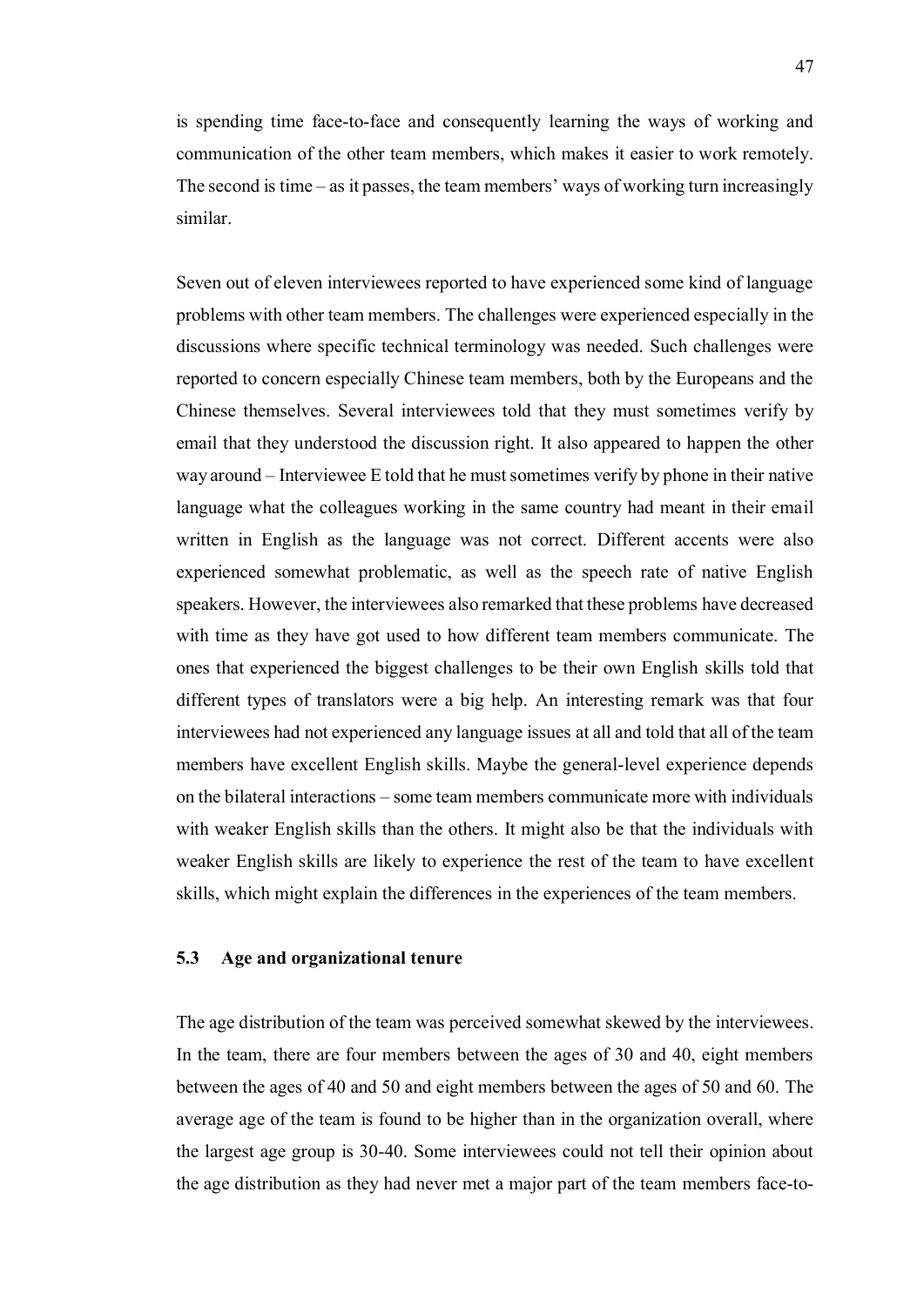is spending time face-to-face and consequently learning the ways of working and communication of the other team members, which makes it easier to work remotely. The second is time – as it passes, the team members' ways of working turn increasingly similar.

Seven out of eleven interviewees reported to have experienced some kind of language problems with other team members. The challenges were experienced especially in the discussions where specific technical terminology was needed. Such challenges were reported to concern especially Chinese team members, both by the Europeans and the Chinese themselves. Several interviewees told that they must sometimes verify by email that they understood the discussion right. It also appeared to happen the other way around – Interviewee E told that he must sometimes verify by phone in their native language what the colleagues working in the same country had meant in their email written in English as the language was not correct. Different accents were also experienced somewhat problematic, as well as the speech rate of native English speakers. However, the interviewees also remarked that these problems have decreased with time as they have got used to how different team members communicate. The ones that experienced the biggest challenges to be their own English skills told that different types of translators were a big help. An interesting remark was that four interviewees had not experienced any language issues at all and told that all of the team members have excellent English skills. Maybe the general-level experience depends on the bilateral interactions – some team members communicate more with individuals with weaker English skills than the others. It might also be that the individuals with weaker English skills are likely to experience the rest of the team to have excellent skills, which might explain the differences in the experiences of the team members.

### 5.3 Age and organizational tenure

The age distribution of the team was perceived somewhat skewed by the interviewees. In the team, there are four members between the ages of 30 and 40, eight members between the ages of 40 and 50 and eight members between the ages of 50 and 60. The average age of the team is found to be higher than in the organization overall, where the largest age group is 30-40. Some interviewees could not tell their opinion about the age distribution as they had never met a major part of the team members face-to-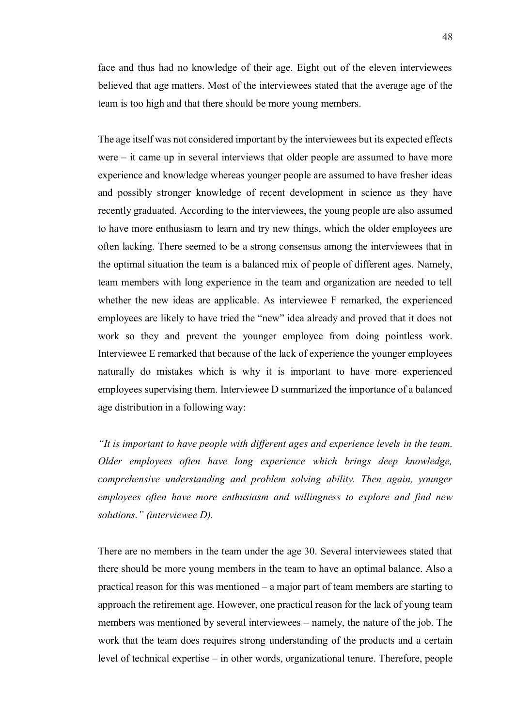face and thus had no knowledge of their age. Eight out of the eleven interviewees believed that age matters. Most of the interviewees stated that the average age of the team is too high and that there should be more young members.

The age itself was not considered important by the interviewees but its expected effects were – it came up in several interviews that older people are assumed to have more experience and knowledge whereas younger people are assumed to have fresher ideas and possibly stronger knowledge of recent development in science as they have recently graduated. According to the interviewees, the young people are also assumed to have more enthusiasm to learn and try new things, which the older employees are often lacking. There seemed to be a strong consensus among the interviewees that in the optimal situation the team is a balanced mix of people of different ages. Namely, team members with long experience in the team and organization are needed to tell whether the new ideas are applicable. As interviewee F remarked, the experienced employees are likely to have tried the "new" idea already and proved that it does not work so they and prevent the younger employee from doing pointless work. Interviewee E remarked that because of the lack of experience the younger employees naturally do mistakes which is why it is important to have more experienced employees supervising them. Interviewee D summarized the importance of a balanced age distribution in a following way:

*"It is important to have people with different ages and experience levels in the team. Older employees often have long experience which brings deep knowledge, comprehensive understanding and problem solving ability. Then again, younger employees often have more enthusiasm and willingness to explore and find new solutions." (interviewee D).*

There are no members in the team under the age 30. Several interviewees stated that there should be more young members in the team to have an optimal balance. Also a practical reason for this was mentioned – a major part of team members are starting to approach the retirement age. However, one practical reason for the lack of young team members was mentioned by several interviewees – namely, the nature of the job. The work that the team does requires strong understanding of the products and a certain level of technical expertise – in other words, organizational tenure. Therefore, people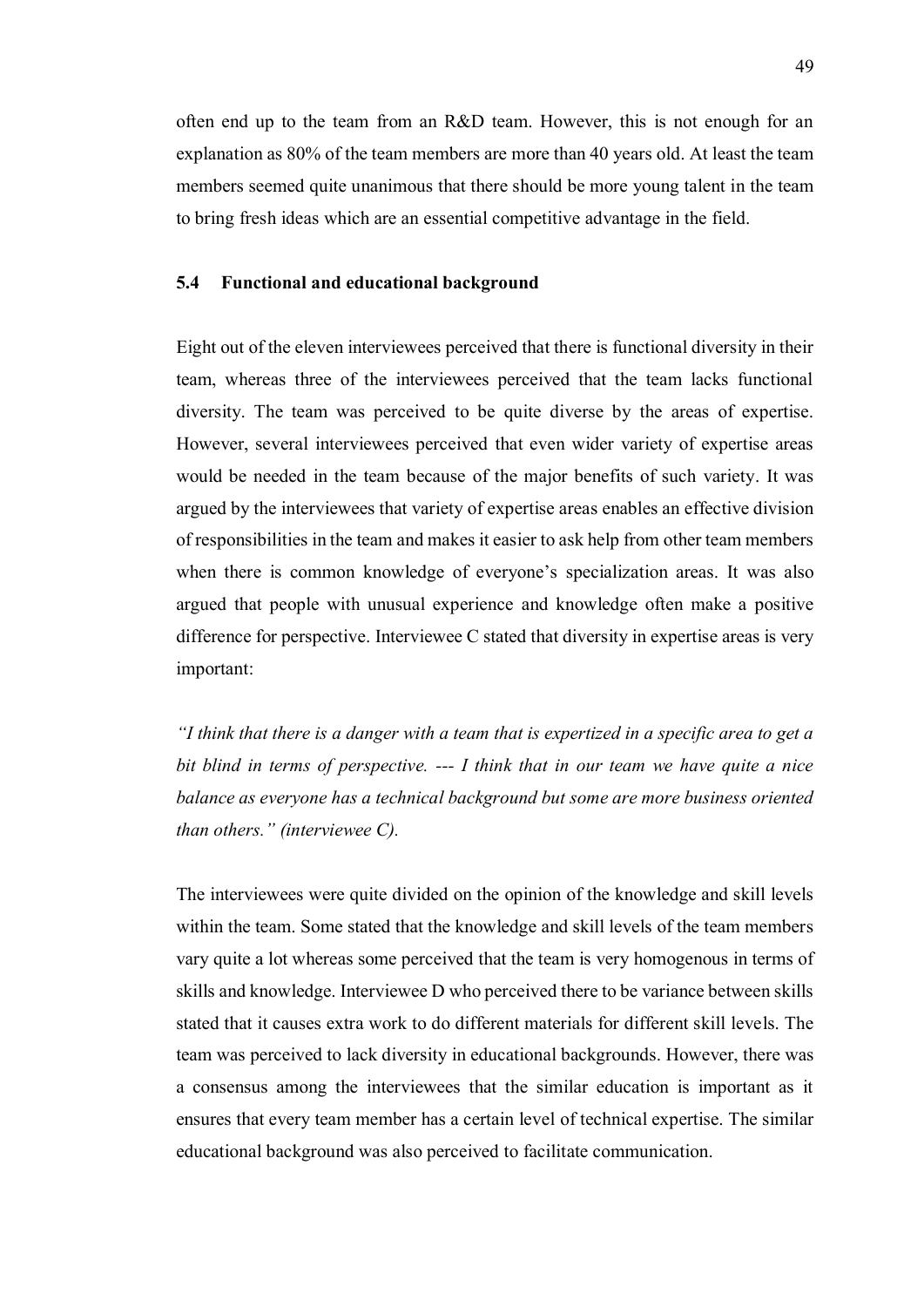often end up to the team from an R&D team. However, this is not enough for an explanation as 80% of the team members are more than 40 years old. At least the team members seemed quite unanimous that there should be more young talent in the team to bring fresh ideas which are an essential competitive advantage in the field.

### 5.4 Functional and educational background

Eight out of the eleven interviewees perceived that there is functional diversity in their team, whereas three of the interviewees perceived that the team lacks functional diversity. The team was perceived to be quite diverse by the areas of expertise. However, several interviewees perceived that even wider variety of expertise areas would be needed in the team because of the major benefits of such variety. It was argued by the interviewees that variety of expertise areas enables an effective division of responsibilities in the team and makes it easier to ask help from other team members when there is common knowledge of everyone's specialization areas. It was also argued that people with unusual experience and knowledge often make a positive difference for perspective. Interviewee C stated that diversity in expertise areas is very important:

*"I think that there is a danger with a team that is expertized in a specific area to get a bit blind in terms of perspective. --- I think that in our team we have quite a nice balance as everyone has a technical background but some are more business oriented than others." (interviewee C).*

The interviewees were quite divided on the opinion of the knowledge and skill levels within the team. Some stated that the knowledge and skill levels of the team members vary quite a lot whereas some perceived that the team is very homogenous in terms of skills and knowledge. Interviewee D who perceived there to be variance between skills stated that it causes extra work to do different materials for different skill levels. The team was perceived to lack diversity in educational backgrounds. However, there was a consensus among the interviewees that the similar education is important as it ensures that every team member has a certain level of technical expertise. The similar educational background was also perceived to facilitate communication.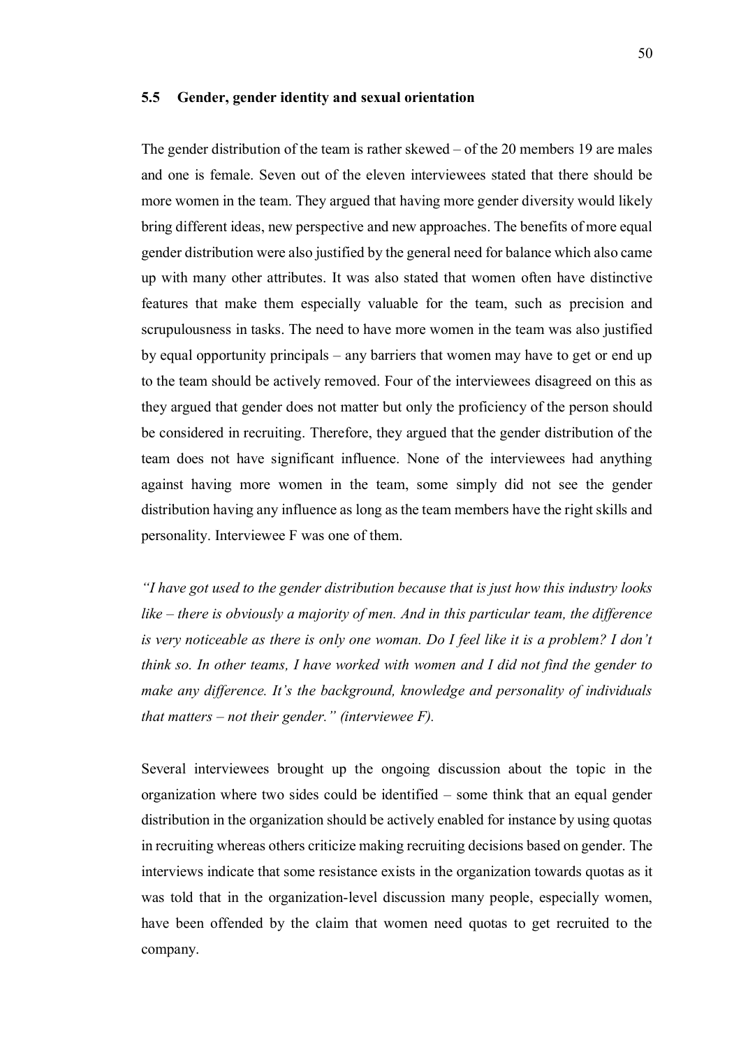### 5.5 Gender, gender identity and sexual orientation

The gender distribution of the team is rather skewed – of the 20 members 19 are males and one is female. Seven out of the eleven interviewees stated that there should be more women in the team. They argued that having more gender diversity would likely bring different ideas, new perspective and new approaches. The benefits of more equal gender distribution were also justified by the general need for balance which also came up with many other attributes. It was also stated that women often have distinctive features that make them especially valuable for the team, such as precision and scrupulousness in tasks. The need to have more women in the team was also justified by equal opportunity principals – any barriers that women may have to get or end up to the team should be actively removed. Four of the interviewees disagreed on this as they argued that gender does not matter but only the proficiency of the person should be considered in recruiting. Therefore, they argued that the gender distribution of the team does not have significant influence. None of the interviewees had anything against having more women in the team, some simply did not see the gender distribution having any influence as long as the team members have the right skills and personality. Interviewee F was one of them.

*"I have got used to the gender distribution because that is just how this industry looks like – there is obviously a majority of men. And in this particular team, the difference is very noticeable as there is only one woman. Do I feel like it is a problem? I don't think so. In other teams, I have worked with women and I did not find the gender to make any difference. It's the background, knowledge and personality of individuals that matters – not their gender." (interviewee F).*

Several interviewees brought up the ongoing discussion about the topic in the organization where two sides could be identified – some think that an equal gender distribution in the organization should be actively enabled for instance by using quotas in recruiting whereas others criticize making recruiting decisions based on gender. The interviews indicate that some resistance exists in the organization towards quotas as it was told that in the organization-level discussion many people, especially women, have been offended by the claim that women need quotas to get recruited to the company.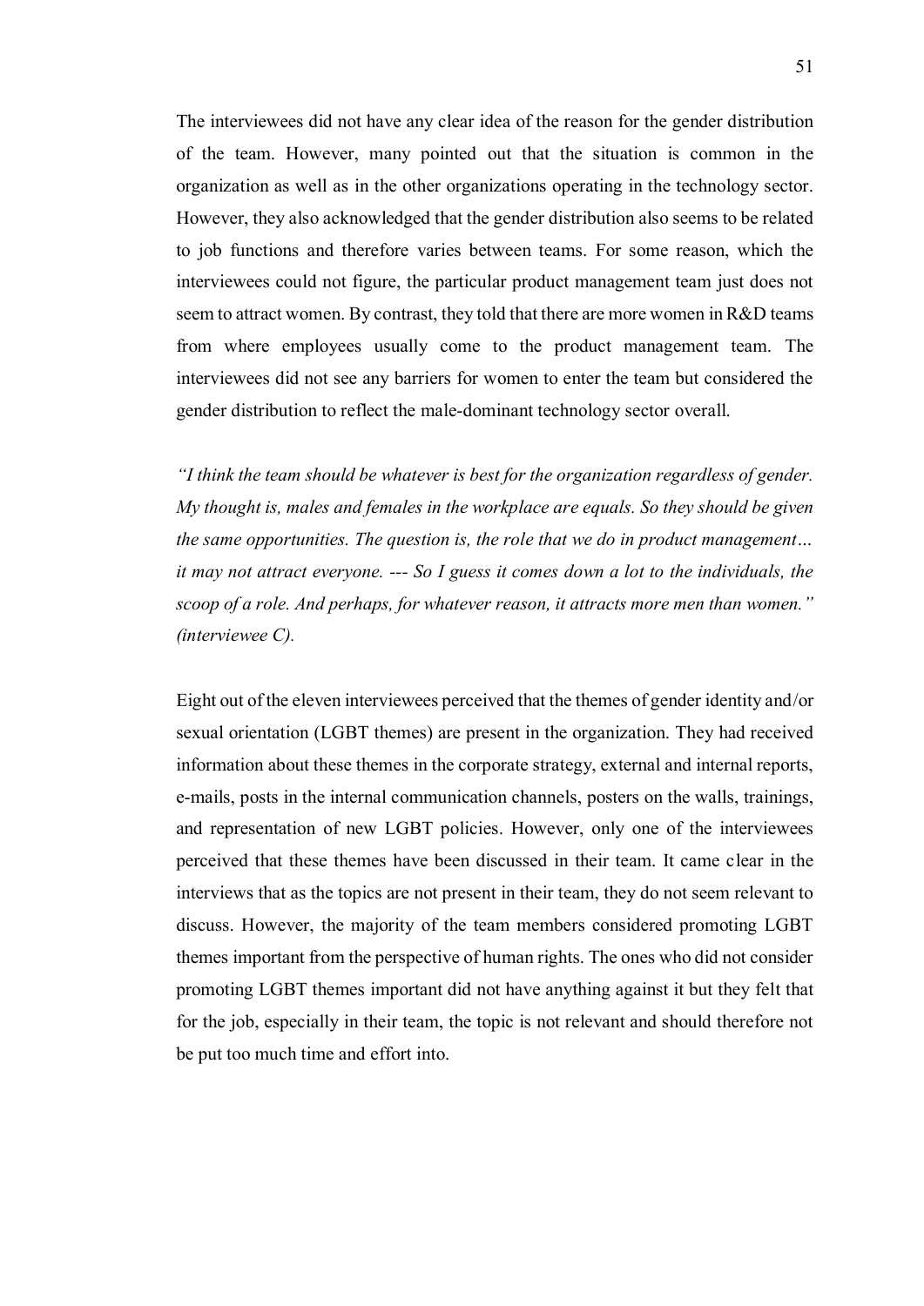The interviewees did not have any clear idea of the reason for the gender distribution of the team. However, many pointed out that the situation is common in the organization as well as in the other organizations operating in the technology sector. However, they also acknowledged that the gender distribution also seems to be related to job functions and therefore varies between teams. For some reason, which the interviewees could not figure, the particular product management team just does not seem to attract women. By contrast, they told that there are more women in R&D teams from where employees usually come to the product management team. The interviewees did not see any barriers for women to enter the team but considered the gender distribution to reflect the male-dominant technology sector overall.

*"I think the team should be whatever is best for the organization regardless of gender. My thought is, males and females in the workplace are equals. So they should be given the same opportunities. The question is, the role that we do in product management… it may not attract everyone. --- So I guess it comes down a lot to the individuals, the scoop of a role. And perhaps, for whatever reason, it attracts more men than women." (interviewee C).*

Eight out of the eleven interviewees perceived that the themes of gender identity and/or sexual orientation (LGBT themes) are present in the organization. They had received information about these themes in the corporate strategy, external and internal reports, e-mails, posts in the internal communication channels, posters on the walls, trainings, and representation of new LGBT policies. However, only one of the interviewees perceived that these themes have been discussed in their team. It came clear in the interviews that as the topics are not present in their team, they do not seem relevant to discuss. However, the majority of the team members considered promoting LGBT themes important from the perspective of human rights. The ones who did not consider promoting LGBT themes important did not have anything against it but they felt that for the job, especially in their team, the topic is not relevant and should therefore not be put too much time and effort into.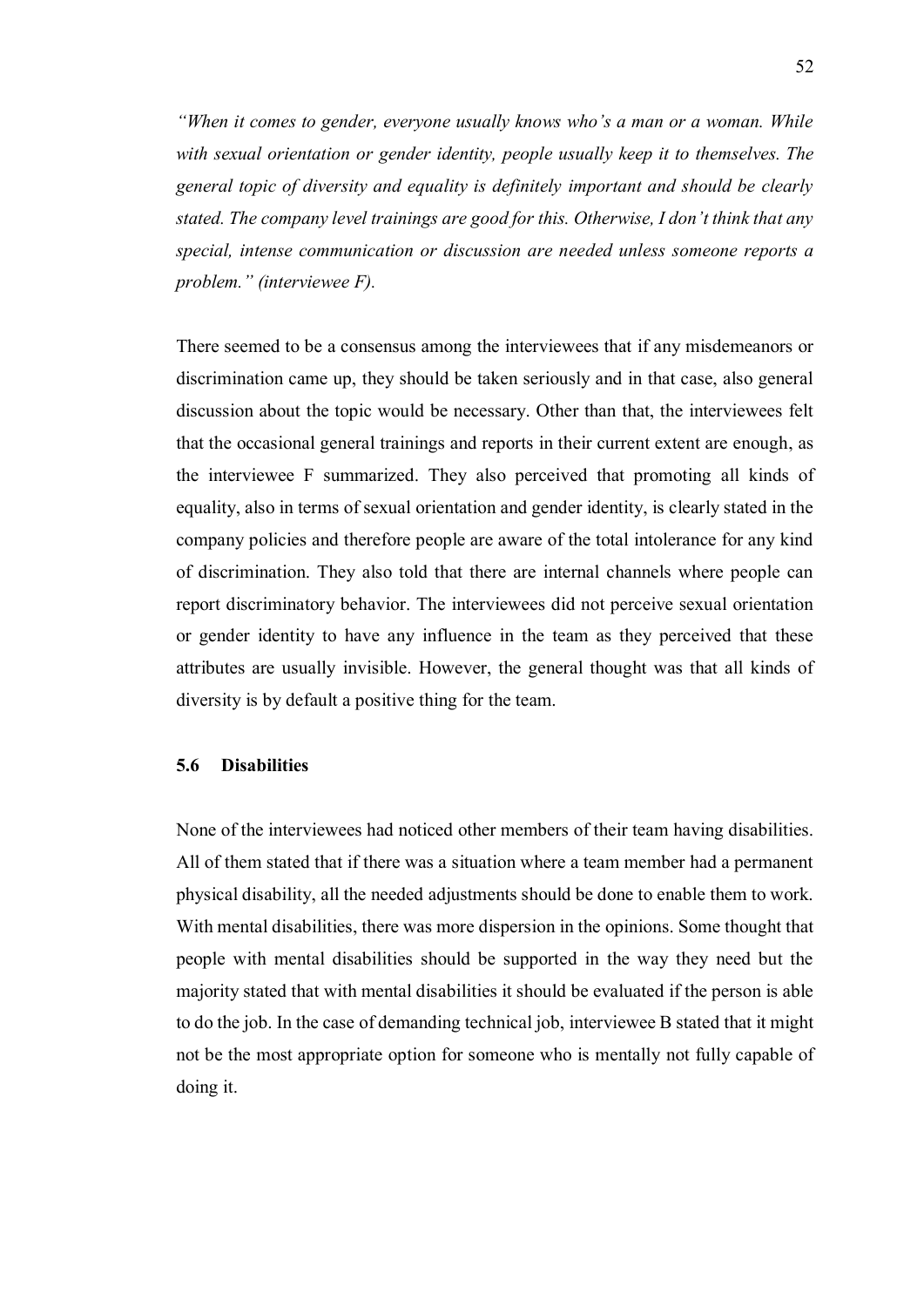*"When it comes to gender, everyone usually knows who's a man or a woman. While with sexual orientation or gender identity, people usually keep it to themselves. The general topic of diversity and equality is definitely important and should be clearly stated. The company level trainings are good for this. Otherwise, I don't think that any special, intense communication or discussion are needed unless someone reports a problem." (interviewee F).*

There seemed to be a consensus among the interviewees that if any misdemeanors or discrimination came up, they should be taken seriously and in that case, also general discussion about the topic would be necessary. Other than that, the interviewees felt that the occasional general trainings and reports in their current extent are enough, as the interviewee F summarized. They also perceived that promoting all kinds of equality, also in terms of sexual orientation and gender identity, is clearly stated in the company policies and therefore people are aware of the total intolerance for any kind of discrimination. They also told that there are internal channels where people can report discriminatory behavior. The interviewees did not perceive sexual orientation or gender identity to have any influence in the team as they perceived that these attributes are usually invisible. However, the general thought was that all kinds of diversity is by default a positive thing for the team.

### 5.6 Disabilities

None of the interviewees had noticed other members of their team having disabilities. All of them stated that if there was a situation where a team member had a permanent physical disability, all the needed adjustments should be done to enable them to work. With mental disabilities, there was more dispersion in the opinions. Some thought that people with mental disabilities should be supported in the way they need but the majority stated that with mental disabilities it should be evaluated if the person is able to do the job. In the case of demanding technical job, interviewee B stated that it might not be the most appropriate option for someone who is mentally not fully capable of doing it.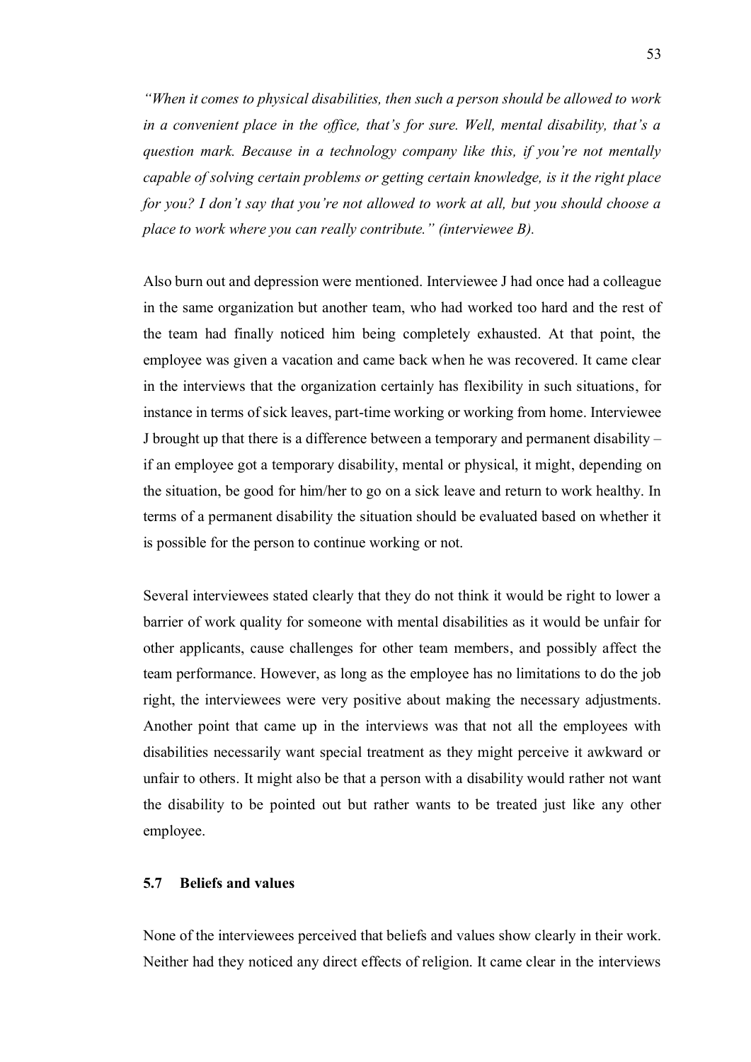*"When it comes to physical disabilities, then such a person should be allowed to work in a convenient place in the office, that's for sure. Well, mental disability, that's a question mark. Because in a technology company like this, if you're not mentally capable of solving certain problems or getting certain knowledge, is it the right place for you? I don't say that you're not allowed to work at all, but you should choose a place to work where you can really contribute." (interviewee B).*

Also burn out and depression were mentioned. Interviewee J had once had a colleague in the same organization but another team, who had worked too hard and the rest of the team had finally noticed him being completely exhausted. At that point, the employee was given a vacation and came back when he was recovered. It came clear in the interviews that the organization certainly has flexibility in such situations, for instance in terms of sick leaves, part-time working or working from home. Interviewee J brought up that there is a difference between a temporary and permanent disability – if an employee got a temporary disability, mental or physical, it might, depending on the situation, be good for him/her to go on a sick leave and return to work healthy. In terms of a permanent disability the situation should be evaluated based on whether it is possible for the person to continue working or not.

Several interviewees stated clearly that they do not think it would be right to lower a barrier of work quality for someone with mental disabilities as it would be unfair for other applicants, cause challenges for other team members, and possibly affect the team performance. However, as long as the employee has no limitations to do the job right, the interviewees were very positive about making the necessary adjustments. Another point that came up in the interviews was that not all the employees with disabilities necessarily want special treatment as they might perceive it awkward or unfair to others. It might also be that a person with a disability would rather not want the disability to be pointed out but rather wants to be treated just like any other employee.

## 5.7 Beliefs and values

None of the interviewees perceived that beliefs and values show clearly in their work. Neither had they noticed any direct effects of religion. It came clear in the interviews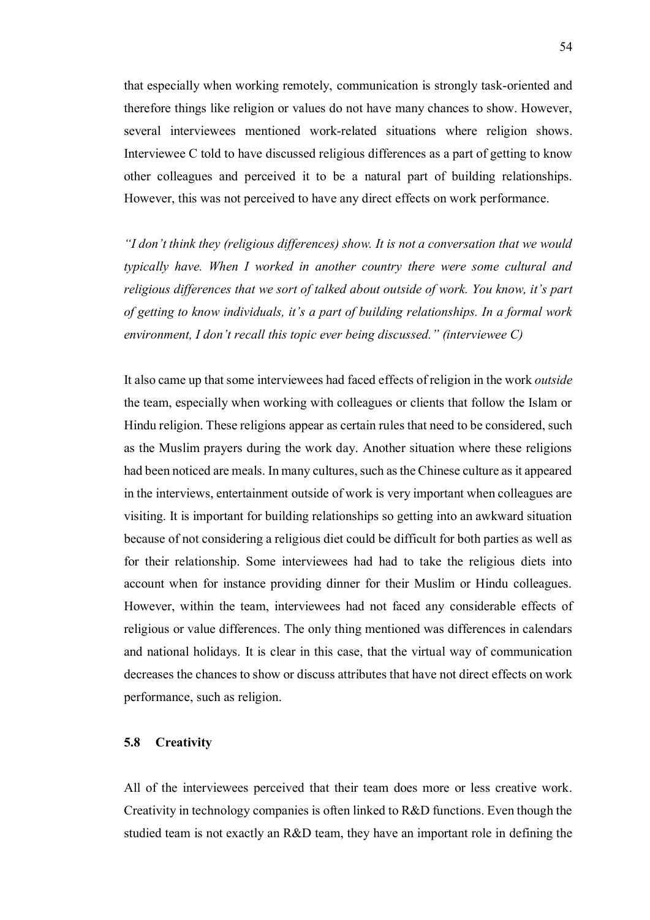that especially when working remotely, communication is strongly task-oriented and therefore things like religion or values do not have many chances to show. However, several interviewees mentioned work-related situations where religion shows. Interviewee C told to have discussed religious differences as a part of getting to know other colleagues and perceived it to be a natural part of building relationships. However, this was not perceived to have any direct effects on work performance.

*"I don't think they (religious differences) show. It is not a conversation that we would typically have. When I worked in another country there were some cultural and religious differences that we sort of talked about outside of work. You know, it's part of getting to know individuals, it's a part of building relationships. In a formal work environment, I don't recall this topic ever being discussed." (interviewee C)*

It also came up that some interviewees had faced effects of religion in the work *outside* the team, especially when working with colleagues or clients that follow the Islam or Hindu religion. These religions appear as certain rules that need to be considered, such as the Muslim prayers during the work day. Another situation where these religions had been noticed are meals. In many cultures, such as the Chinese culture as it appeared in the interviews, entertainment outside of work is very important when colleagues are visiting. It is important for building relationships so getting into an awkward situation because of not considering a religious diet could be difficult for both parties as well as for their relationship. Some interviewees had had to take the religious diets into account when for instance providing dinner for their Muslim or Hindu colleagues. However, within the team, interviewees had not faced any considerable effects of religious or value differences. The only thing mentioned was differences in calendars and national holidays. It is clear in this case, that the virtual way of communication decreases the chances to show or discuss attributes that have not direct effects on work performance, such as religion.

### 5.8 Creativity

All of the interviewees perceived that their team does more or less creative work. Creativity in technology companies is often linked to R&D functions. Even though the studied team is not exactly an R&D team, they have an important role in defining the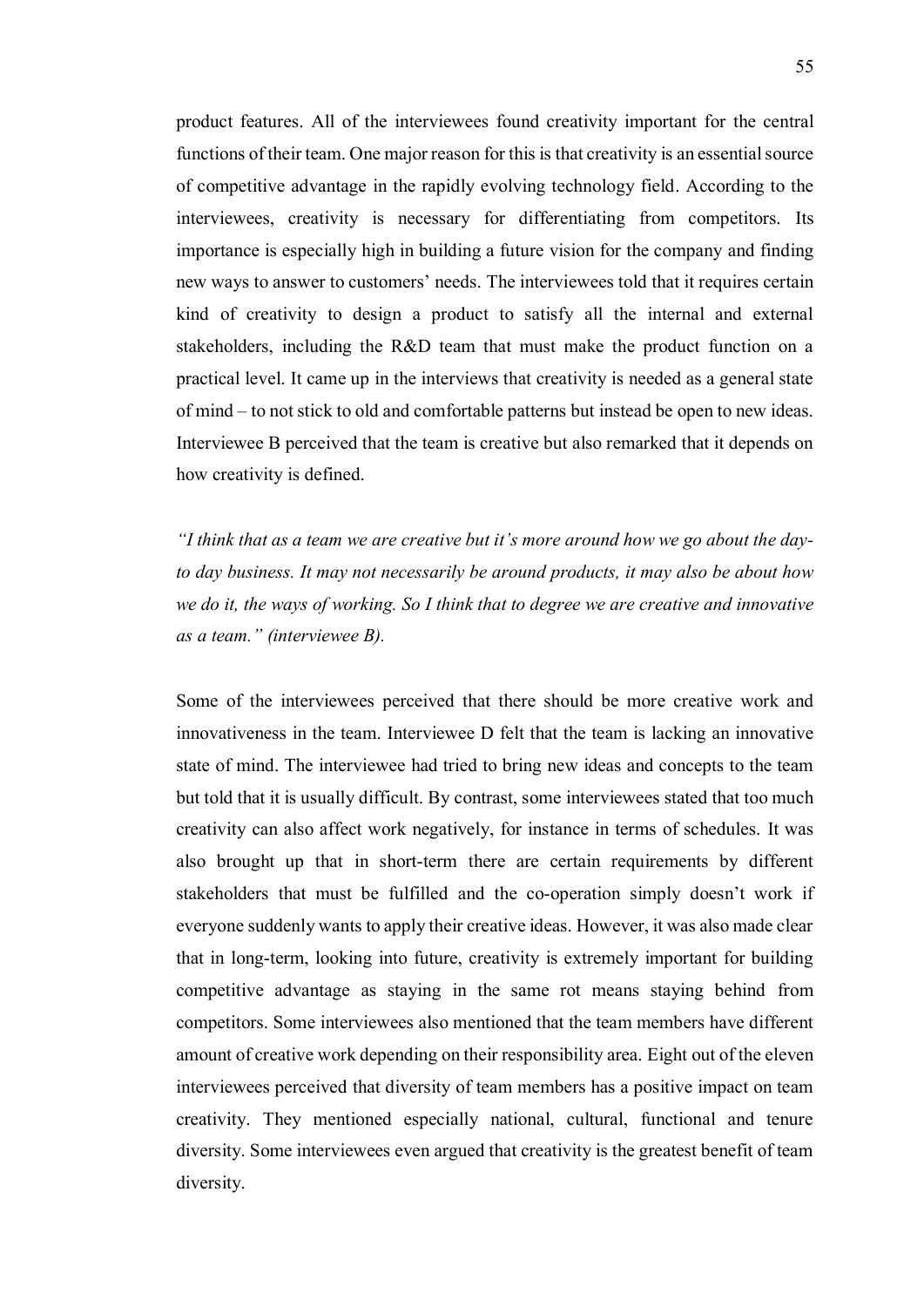product features. All of the interviewees found creativity important for the central functions of their team. One major reason for this is that creativity is an essential source of competitive advantage in the rapidly evolving technology field. According to the interviewees, creativity is necessary for differentiating from competitors. Its importance is especially high in building a future vision for the company and finding new ways to answer to customers' needs. The interviewees told that it requires certain kind of creativity to design a product to satisfy all the internal and external stakeholders, including the R&D team that must make the product function on a practical level. It came up in the interviews that creativity is needed as a general state of mind – to not stick to old and comfortable patterns but instead be open to new ideas. Interviewee B perceived that the team is creative but also remarked that it depends on how creativity is defined.

*"I think that as a team we are creative but it's more around how we go about the day-to day business. It may not necessarily be around products, it may also be about how we do it, the ways of working. So I think that to degree we are creative and innovative as a team." (interviewee B).*

Some of the interviewees perceived that there should be more creative work and innovativeness in the team. Interviewee D felt that the team is lacking an innovative state of mind. The interviewee had tried to bring new ideas and concepts to the team but told that it is usually difficult. By contrast, some interviewees stated that too much creativity can also affect work negatively, for instance in terms of schedules. It was also brought up that in short-term there are certain requirements by different stakeholders that must be fulfilled and the co-operation simply doesn't work if everyone suddenly wants to apply their creative ideas. However, it was also made clear that in long-term, looking into future, creativity is extremely important for building competitive advantage as staying in the same rot means staying behind from competitors. Some interviewees also mentioned that the team members have different amount of creative work depending on their responsibility area. Eight out of the eleven interviewees perceived that diversity of team members has a positive impact on team creativity. They mentioned especially national, cultural, functional and tenure diversity. Some interviewees even argued that creativity is the greatest benefit of team diversity.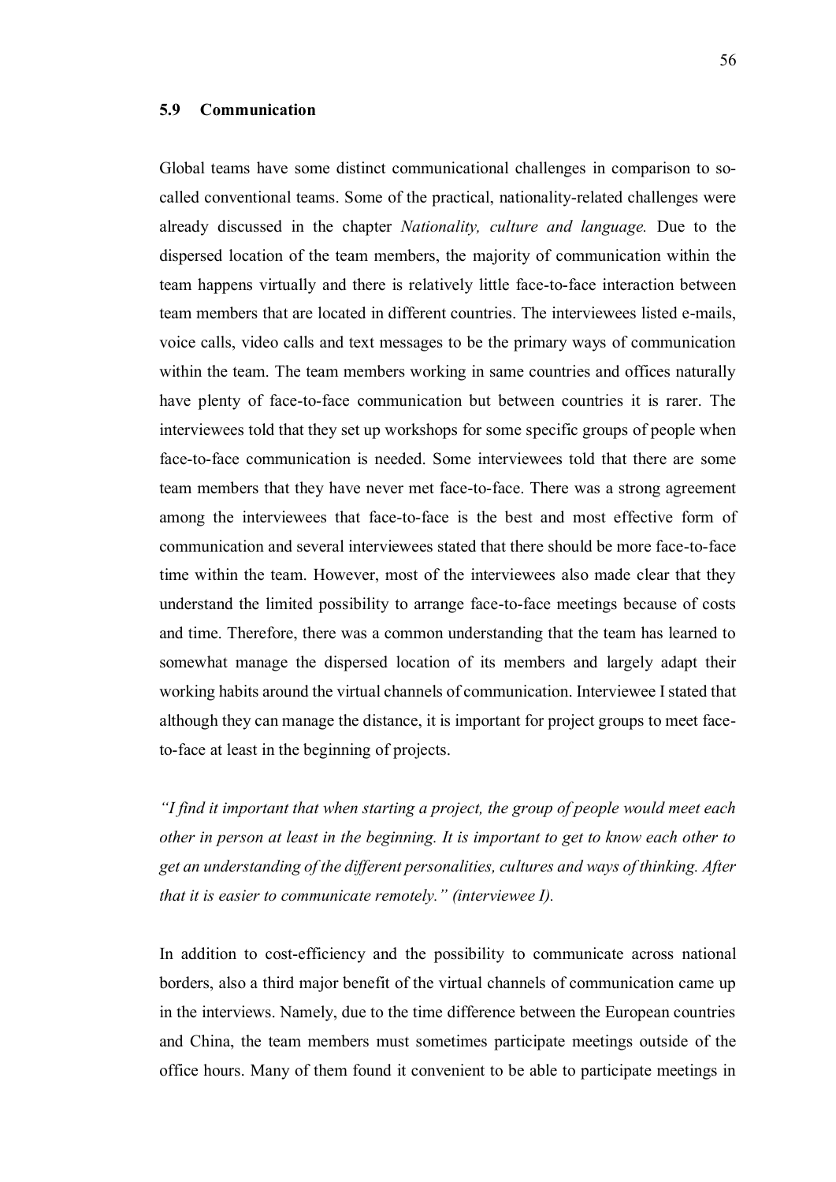## 5.9 Communication

Global teams have some distinct communicational challenges in comparison to so-called conventional teams. Some of the practical, nationality-related challenges were already discussed in the chapter *Nationality, culture and language.* Due to the dispersed location of the team members, the majority of communication within the team happens virtually and there is relatively little face-to-face interaction between team members that are located in different countries. The interviewees listed e-mails, voice calls, video calls and text messages to be the primary ways of communication within the team. The team members working in same countries and offices naturally have plenty of face-to-face communication but between countries it is rarer. The interviewees told that they set up workshops for some specific groups of people when face-to-face communication is needed. Some interviewees told that there are some team members that they have never met face-to-face. There was a strong agreement among the interviewees that face-to-face is the best and most effective form of communication and several interviewees stated that there should be more face-to-face time within the team. However, most of the interviewees also made clear that they understand the limited possibility to arrange face-to-face meetings because of costs and time. Therefore, there was a common understanding that the team has learned to somewhat manage the dispersed location of its members and largely adapt their working habits around the virtual channels of communication. Interviewee I stated that although they can manage the distance, it is important for project groups to meet face-to-face at least in the beginning of projects.

*"I find it important that when starting a project, the group of people would meet each other in person at least in the beginning. It is important to get to know each other to get an understanding of the different personalities, cultures and ways of thinking. After that it is easier to communicate remotely." (interviewee I).*

In addition to cost-efficiency and the possibility to communicate across national borders, also a third major benefit of the virtual channels of communication came up in the interviews. Namely, due to the time difference between the European countries and China, the team members must sometimes participate meetings outside of the office hours. Many of them found it convenient to be able to participate meetings in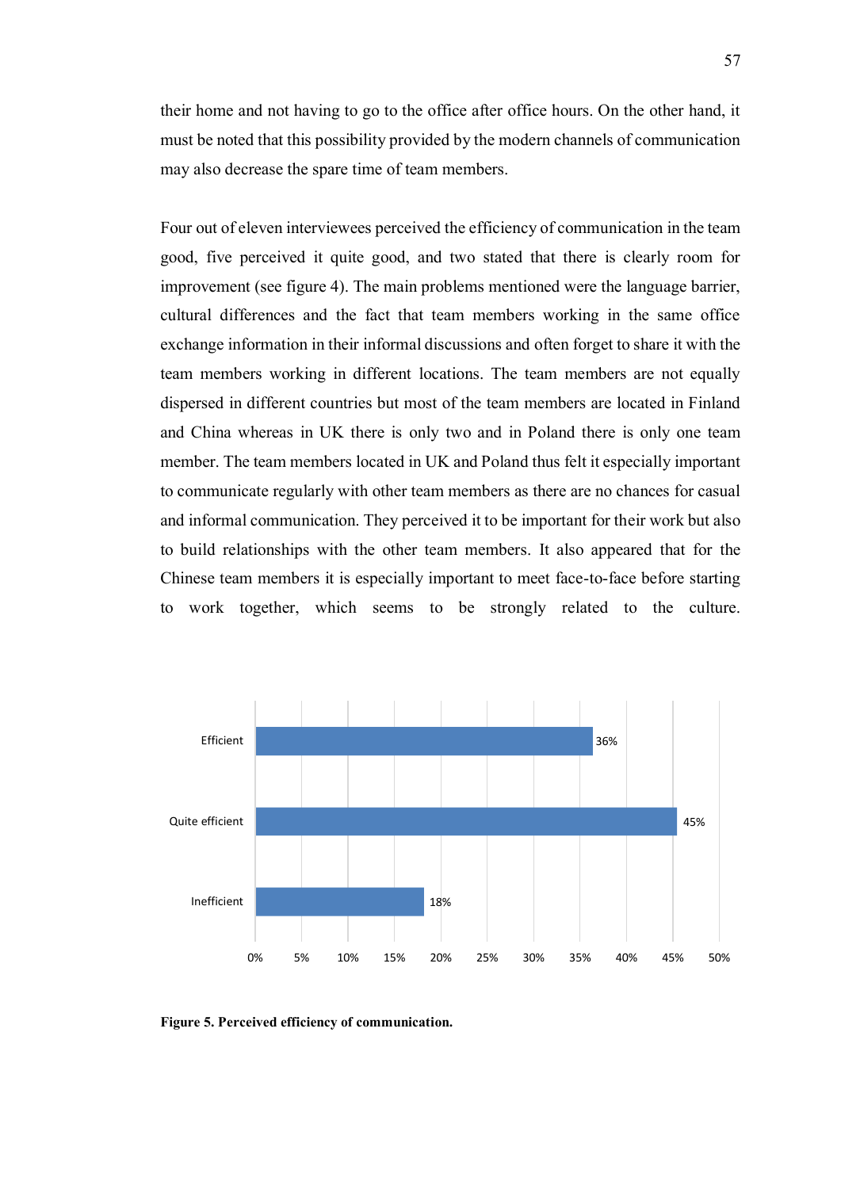their home and not having to go to the office after office hours. On the other hand, it must be noted that this possibility provided by the modern channels of communication may also decrease the spare time of team members.

Four out of eleven interviewees perceived the efficiency of communication in the team good, five perceived it quite good, and two stated that there is clearly room for improvement (see figure 4). The main problems mentioned were the language barrier, cultural differences and the fact that team members working in the same office exchange information in their informal discussions and often forget to share it with the team members working in different locations. The team members are not equally dispersed in different countries but most of the team members are located in Finland and China whereas in UK there is only two and in Poland there is only one team member. The team members located in UK and Poland thus felt it especially important to communicate regularly with other team members as there are no chances for casual and informal communication. They perceived it to be important for their work but also to build relationships with the other team members. It also appeared that for the Chinese team members it is especially important to meet face-to-face before starting to work together, which seems to be strongly related to the culture.

| Perceived efficiency | Share of interviewees |
| --- | --- |
| Efficient | 36% |
| Quite efficient | 45% |
| Inefficient | 18% |

**Figure 5. Perceived efficiency of communication.**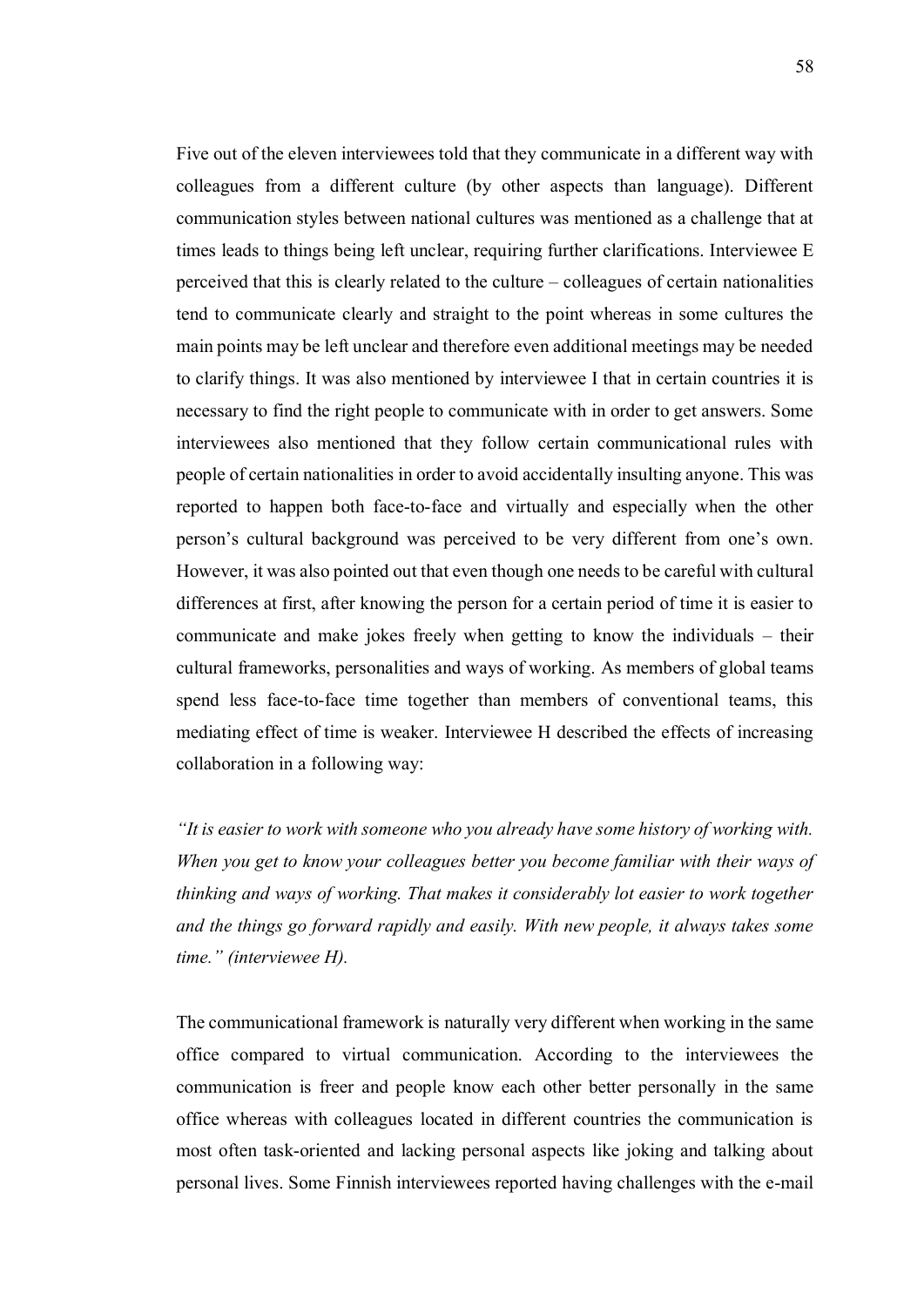Five out of the eleven interviewees told that they communicate in a different way with colleagues from a different culture (by other aspects than language). Different communication styles between national cultures was mentioned as a challenge that at times leads to things being left unclear, requiring further clarifications. Interviewee E perceived that this is clearly related to the culture – colleagues of certain nationalities tend to communicate clearly and straight to the point whereas in some cultures the main points may be left unclear and therefore even additional meetings may be needed to clarify things. It was also mentioned by interviewee I that in certain countries it is necessary to find the right people to communicate with in order to get answers. Some interviewees also mentioned that they follow certain communicational rules with people of certain nationalities in order to avoid accidentally insulting anyone. This was reported to happen both face-to-face and virtually and especially when the other person's cultural background was perceived to be very different from one's own. However, it was also pointed out that even though one needs to be careful with cultural differences at first, after knowing the person for a certain period of time it is easier to communicate and make jokes freely when getting to know the individuals – their cultural frameworks, personalities and ways of working. As members of global teams spend less face-to-face time together than members of conventional teams, this mediating effect of time is weaker. Interviewee H described the effects of increasing collaboration in a following way:

*"It is easier to work with someone who you already have some history of working with. When you get to know your colleagues better you become familiar with their ways of thinking and ways of working. That makes it considerably lot easier to work together and the things go forward rapidly and easily. With new people, it always takes some time." (interviewee H).*

The communicational framework is naturally very different when working in the same office compared to virtual communication. According to the interviewees the communication is freer and people know each other better personally in the same office whereas with colleagues located in different countries the communication is most often task-oriented and lacking personal aspects like joking and talking about personal lives. Some Finnish interviewees reported having challenges with the e-mail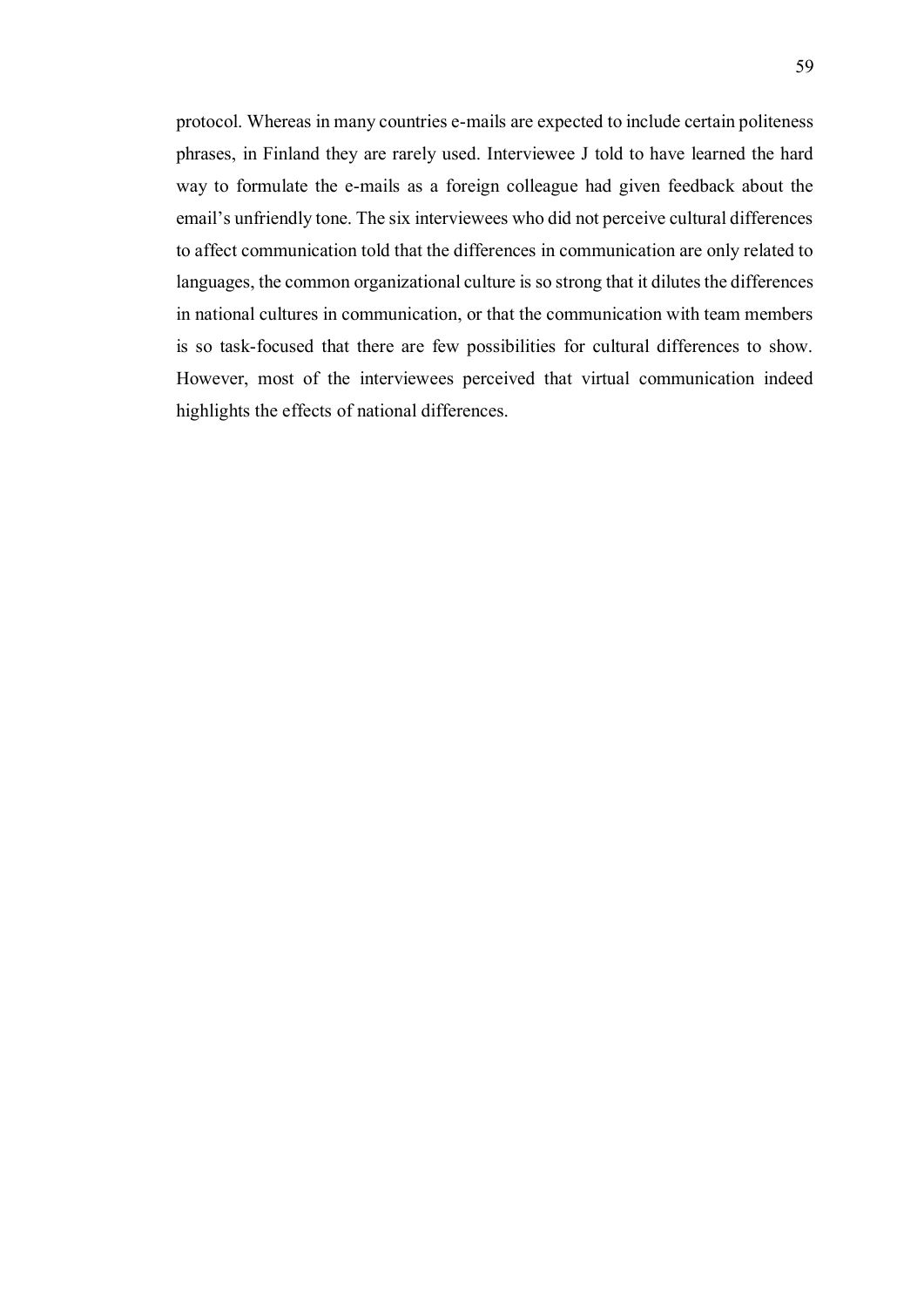protocol. Whereas in many countries e-mails are expected to include certain politeness phrases, in Finland they are rarely used. Interviewee J told to have learned the hard way to formulate the e-mails as a foreign colleague had given feedback about the email's unfriendly tone. The six interviewees who did not perceive cultural differences to affect communication told that the differences in communication are only related to languages, the common organizational culture is so strong that it dilutes the differences in national cultures in communication, or that the communication with team members is so task-focused that there are few possibilities for cultural differences to show. However, most of the interviewees perceived that virtual communication indeed highlights the effects of national differences.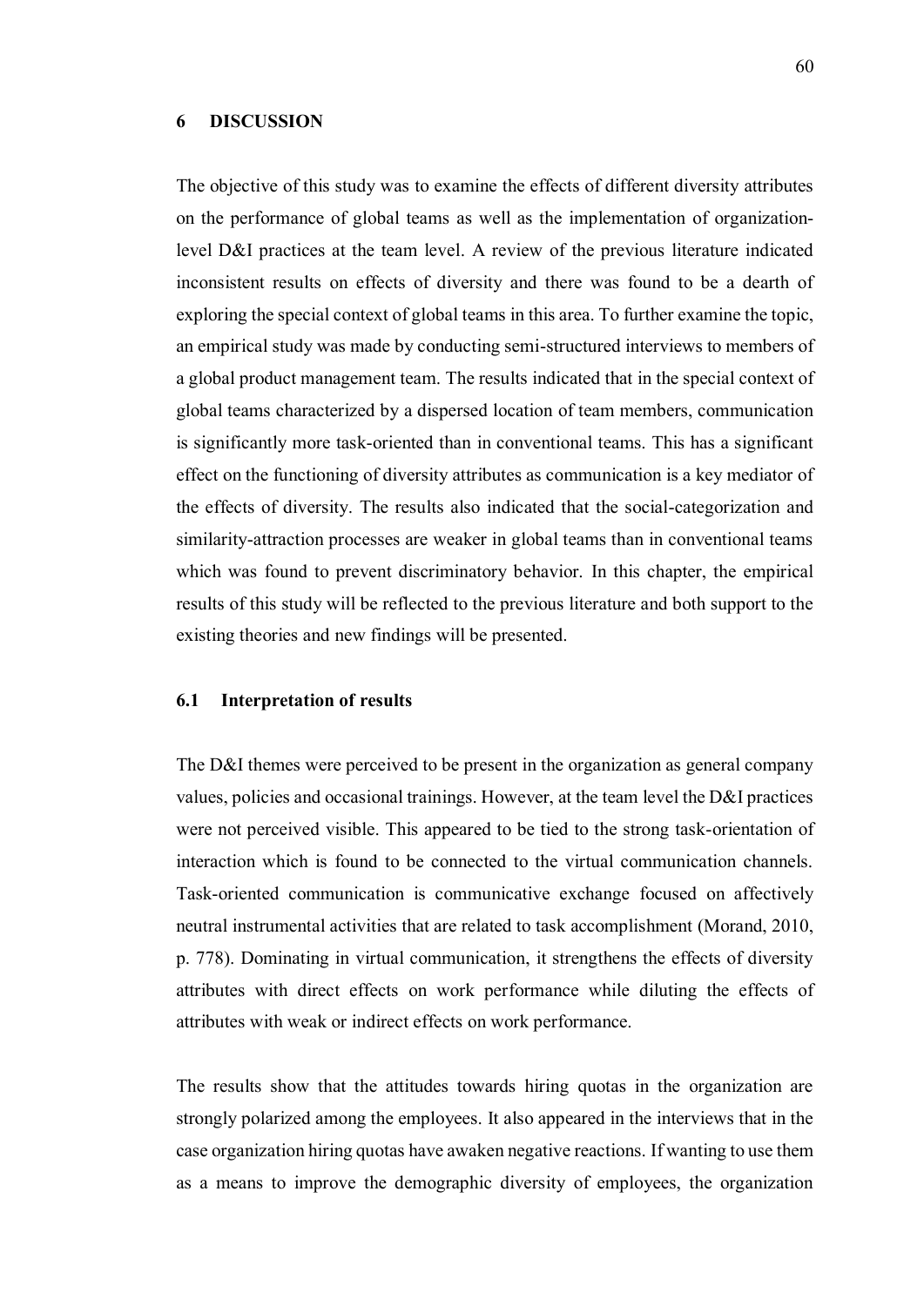# 6 DISCUSSION

The objective of this study was to examine the effects of different diversity attributes on the performance of global teams as well as the implementation of organization-level D&I practices at the team level. A review of the previous literature indicated inconsistent results on effects of diversity and there was found to be a dearth of exploring the special context of global teams in this area. To further examine the topic, an empirical study was made by conducting semi-structured interviews to members of a global product management team. The results indicated that in the special context of global teams characterized by a dispersed location of team members, communication is significantly more task-oriented than in conventional teams. This has a significant effect on the functioning of diversity attributes as communication is a key mediator of the effects of diversity. The results also indicated that the social-categorization and similarity-attraction processes are weaker in global teams than in conventional teams which was found to prevent discriminatory behavior. In this chapter, the empirical results of this study will be reflected to the previous literature and both support to the existing theories and new findings will be presented.

## 6.1 Interpretation of results

The D&I themes were perceived to be present in the organization as general company values, policies and occasional trainings. However, at the team level the D&I practices were not perceived visible. This appeared to be tied to the strong task-orientation of interaction which is found to be connected to the virtual communication channels. Task-oriented communication is communicative exchange focused on affectively neutral instrumental activities that are related to task accomplishment (Morand, 2010, p. 778). Dominating in virtual communication, it strengthens the effects of diversity attributes with direct effects on work performance while diluting the effects of attributes with weak or indirect effects on work performance.

The results show that the attitudes towards hiring quotas in the organization are strongly polarized among the employees. It also appeared in the interviews that in the case organization hiring quotas have awaken negative reactions. If wanting to use them as a means to improve the demographic diversity of employees, the organization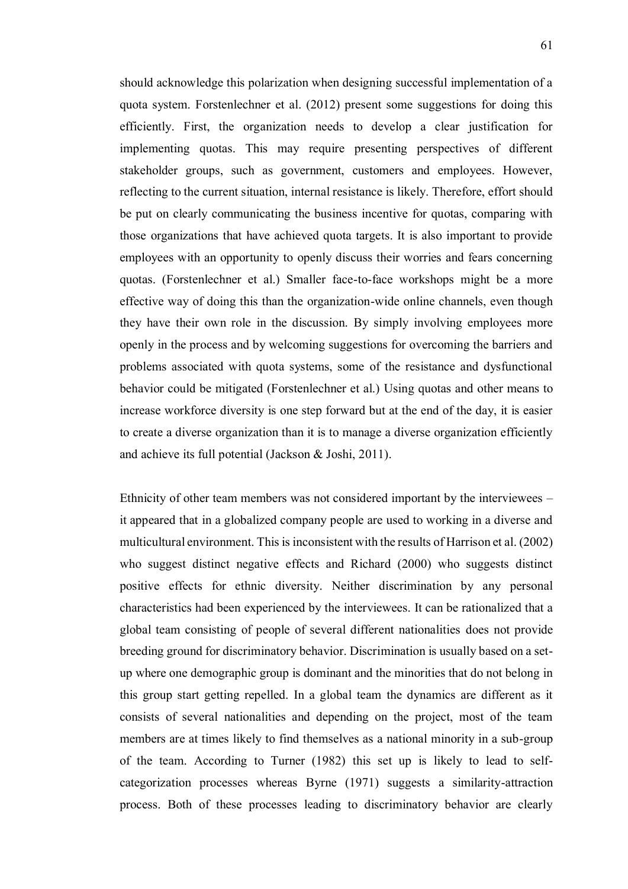should acknowledge this polarization when designing successful implementation of a quota system. Forstenlechner et al. (2012) present some suggestions for doing this efficiently. First, the organization needs to develop a clear justification for implementing quotas. This may require presenting perspectives of different stakeholder groups, such as government, customers and employees. However, reflecting to the current situation, internal resistance is likely. Therefore, effort should be put on clearly communicating the business incentive for quotas, comparing with those organizations that have achieved quota targets. It is also important to provide employees with an opportunity to openly discuss their worries and fears concerning quotas. (Forstenlechner et al.) Smaller face-to-face workshops might be a more effective way of doing this than the organization-wide online channels, even though they have their own role in the discussion. By simply involving employees more openly in the process and by welcoming suggestions for overcoming the barriers and problems associated with quota systems, some of the resistance and dysfunctional behavior could be mitigated (Forstenlechner et al.) Using quotas and other means to increase workforce diversity is one step forward but at the end of the day, it is easier to create a diverse organization than it is to manage a diverse organization efficiently and achieve its full potential (Jackson & Joshi, 2011).

Ethnicity of other team members was not considered important by the interviewees – it appeared that in a globalized company people are used to working in a diverse and multicultural environment. This is inconsistent with the results of Harrison et al. (2002) who suggest distinct negative effects and Richard (2000) who suggests distinct positive effects for ethnic diversity. Neither discrimination by any personal characteristics had been experienced by the interviewees. It can be rationalized that a global team consisting of people of several different nationalities does not provide breeding ground for discriminatory behavior. Discrimination is usually based on a set-up where one demographic group is dominant and the minorities that do not belong in this group start getting repelled. In a global team the dynamics are different as it consists of several nationalities and depending on the project, most of the team members are at times likely to find themselves as a national minority in a sub-group of the team. According to Turner (1982) this set up is likely to lead to self-categorization processes whereas Byrne (1971) suggests a similarity-attraction process. Both of these processes leading to discriminatory behavior are clearly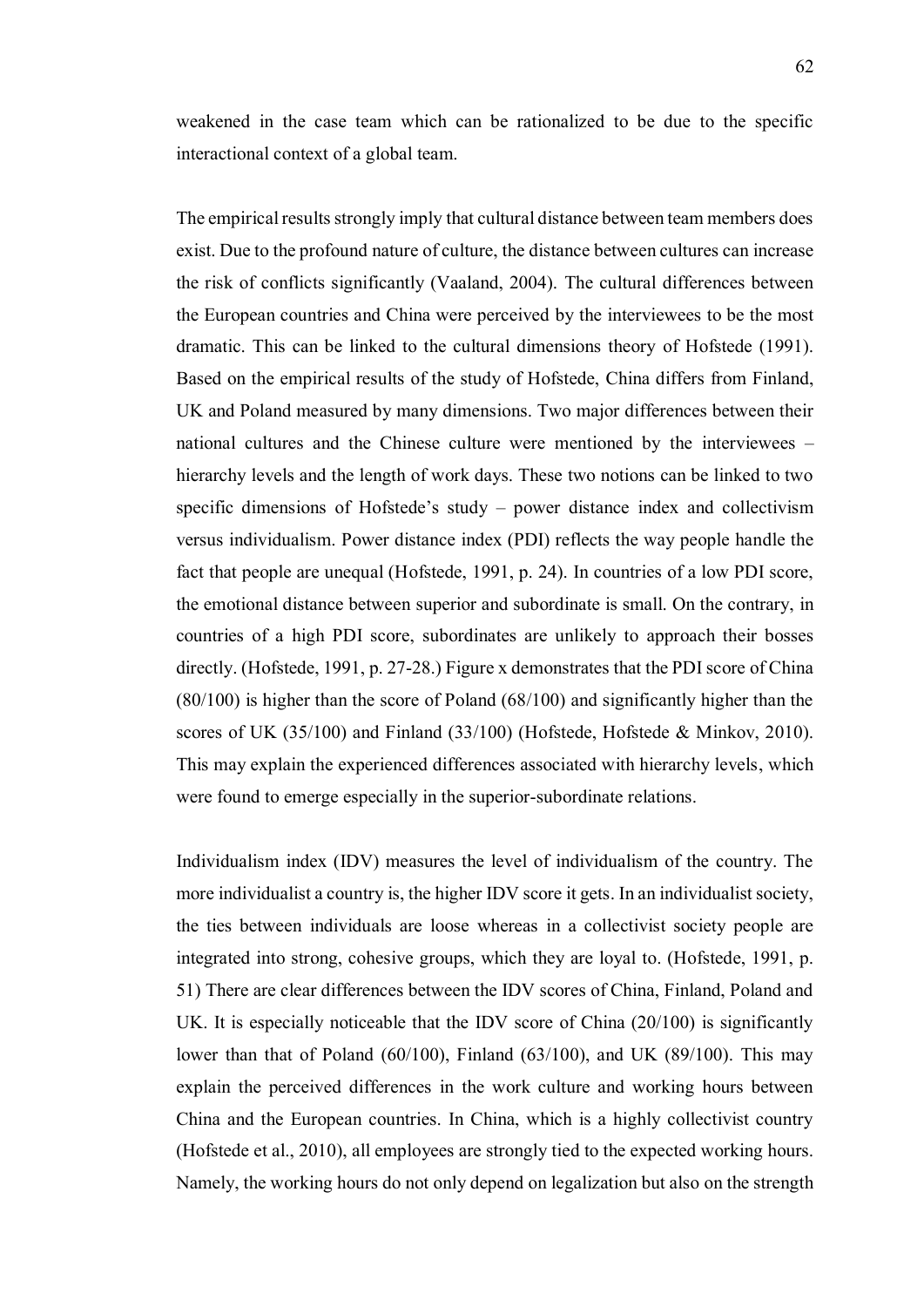weakened in the case team which can be rationalized to be due to the specific interactional context of a global team.

The empirical results strongly imply that cultural distance between team members does exist. Due to the profound nature of culture, the distance between cultures can increase the risk of conflicts significantly (Vaaland, 2004). The cultural differences between the European countries and China were perceived by the interviewees to be the most dramatic. This can be linked to the cultural dimensions theory of Hofstede (1991). Based on the empirical results of the study of Hofstede, China differs from Finland, UK and Poland measured by many dimensions. Two major differences between their national cultures and the Chinese culture were mentioned by the interviewees – hierarchy levels and the length of work days. These two notions can be linked to two specific dimensions of Hofstede's study – power distance index and collectivism versus individualism. Power distance index (PDI) reflects the way people handle the fact that people are unequal (Hofstede, 1991, p. 24). In countries of a low PDI score, the emotional distance between superior and subordinate is small. On the contrary, in countries of a high PDI score, subordinates are unlikely to approach their bosses directly. (Hofstede, 1991, p. 27-28.) Figure x demonstrates that the PDI score of China (80/100) is higher than the score of Poland (68/100) and significantly higher than the scores of UK (35/100) and Finland (33/100) (Hofstede, Hofstede & Minkov, 2010). This may explain the experienced differences associated with hierarchy levels, which were found to emerge especially in the superior-subordinate relations.

Individualism index (IDV) measures the level of individualism of the country. The more individualist a country is, the higher IDV score it gets. In an individualist society, the ties between individuals are loose whereas in a collectivist society people are integrated into strong, cohesive groups, which they are loyal to. (Hofstede, 1991, p. 51) There are clear differences between the IDV scores of China, Finland, Poland and UK. It is especially noticeable that the IDV score of China (20/100) is significantly lower than that of Poland (60/100), Finland (63/100), and UK (89/100). This may explain the perceived differences in the work culture and working hours between China and the European countries. In China, which is a highly collectivist country (Hofstede et al., 2010), all employees are strongly tied to the expected working hours. Namely, the working hours do not only depend on legalization but also on the strength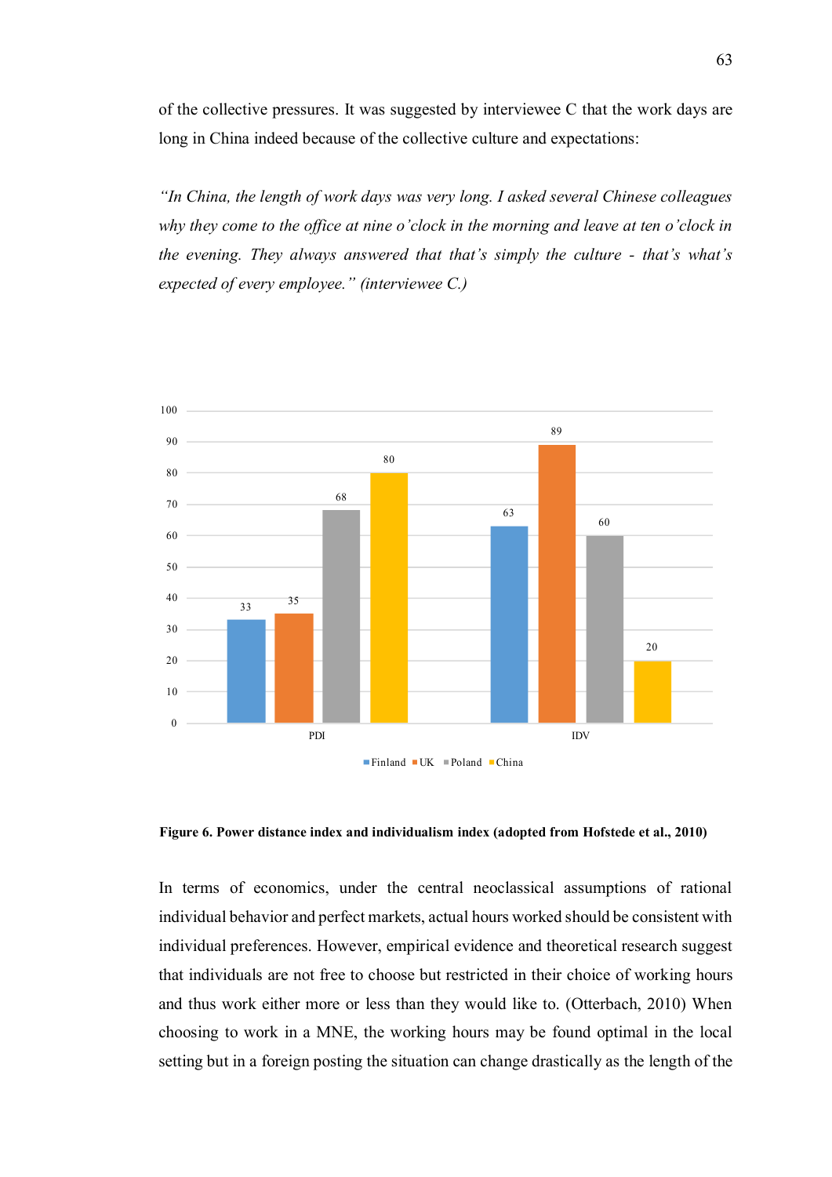of the collective pressures. It was suggested by interviewee C that the work days are long in China indeed because of the collective culture and expectations:

*"In China, the length of work days was very long. I asked several Chinese colleagues why they come to the office at nine o'clock in the morning and leave at ten o'clock in the evening. They always answered that that's simply the culture - that's what's expected of every employee." (interviewee C.)*

| | Finland | UK | Poland | China |
|---|---|---|---|---|
| PDI | 33 | 35 | 68 | 80 |
| IDV | 63 | 89 | 60 | 20 |

**Figure 6. Power distance index and individualism index (adopted from Hofstede et al., 2010)**

In terms of economics, under the central neoclassical assumptions of rational individual behavior and perfect markets, actual hours worked should be consistent with individual preferences. However, empirical evidence and theoretical research suggest that individuals are not free to choose but restricted in their choice of working hours and thus work either more or less than they would like to. (Otterbach, 2010) When choosing to work in a MNE, the working hours may be found optimal in the local setting but in a foreign posting the situation can change drastically as the length of the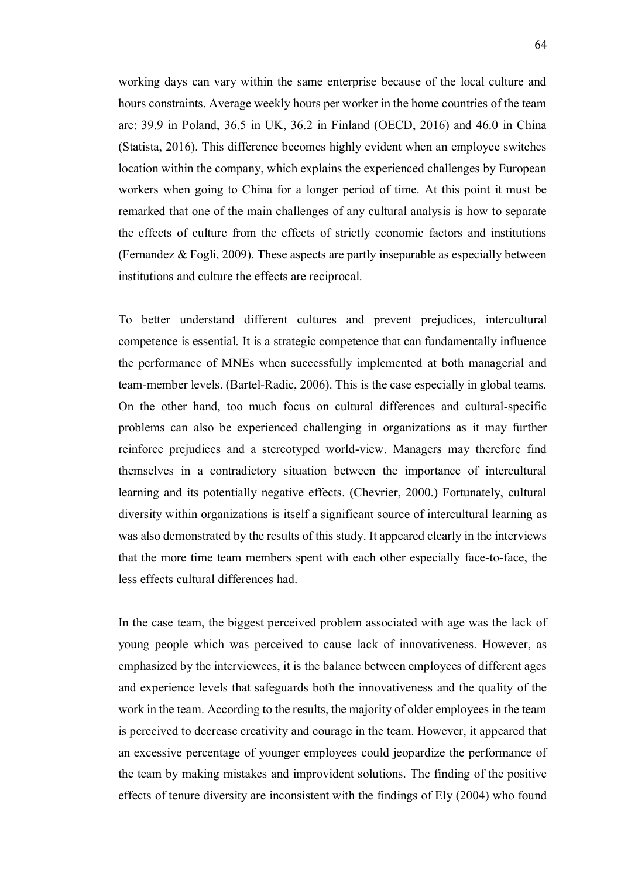working days can vary within the same enterprise because of the local culture and hours constraints. Average weekly hours per worker in the home countries of the team are: 39.9 in Poland, 36.5 in UK, 36.2 in Finland (OECD, 2016) and 46.0 in China (Statista, 2016). This difference becomes highly evident when an employee switches location within the company, which explains the experienced challenges by European workers when going to China for a longer period of time. At this point it must be remarked that one of the main challenges of any cultural analysis is how to separate the effects of culture from the effects of strictly economic factors and institutions (Fernandez & Fogli, 2009). These aspects are partly inseparable as especially between institutions and culture the effects are reciprocal.

To better understand different cultures and prevent prejudices, intercultural competence is essential. It is a strategic competence that can fundamentally influence the performance of MNEs when successfully implemented at both managerial and team-member levels. (Bartel-Radic, 2006). This is the case especially in global teams. On the other hand, too much focus on cultural differences and cultural-specific problems can also be experienced challenging in organizations as it may further reinforce prejudices and a stereotyped world-view. Managers may therefore find themselves in a contradictory situation between the importance of intercultural learning and its potentially negative effects. (Chevrier, 2000.) Fortunately, cultural diversity within organizations is itself a significant source of intercultural learning as was also demonstrated by the results of this study. It appeared clearly in the interviews that the more time team members spent with each other especially face-to-face, the less effects cultural differences had.

In the case team, the biggest perceived problem associated with age was the lack of young people which was perceived to cause lack of innovativeness. However, as emphasized by the interviewees, it is the balance between employees of different ages and experience levels that safeguards both the innovativeness and the quality of the work in the team. According to the results, the majority of older employees in the team is perceived to decrease creativity and courage in the team. However, it appeared that an excessive percentage of younger employees could jeopardize the performance of the team by making mistakes and improvident solutions. The finding of the positive effects of tenure diversity are inconsistent with the findings of Ely (2004) who found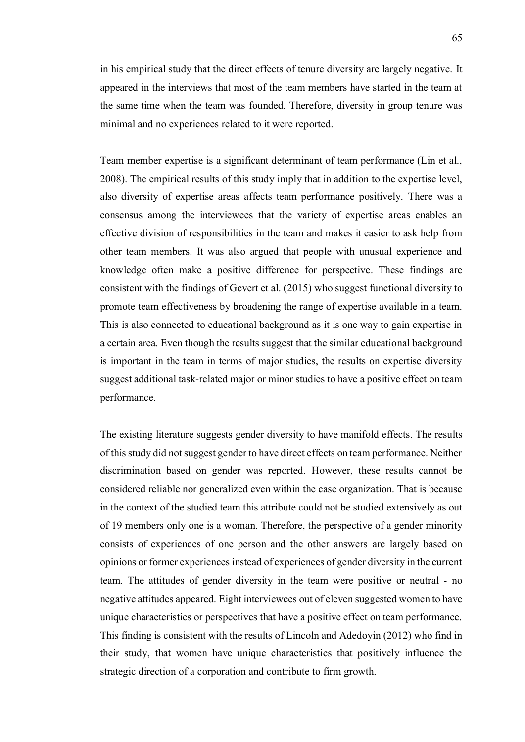in his empirical study that the direct effects of tenure diversity are largely negative. It appeared in the interviews that most of the team members have started in the team at the same time when the team was founded. Therefore, diversity in group tenure was minimal and no experiences related to it were reported.

Team member expertise is a significant determinant of team performance (Lin et al., 2008). The empirical results of this study imply that in addition to the expertise level, also diversity of expertise areas affects team performance positively. There was a consensus among the interviewees that the variety of expertise areas enables an effective division of responsibilities in the team and makes it easier to ask help from other team members. It was also argued that people with unusual experience and knowledge often make a positive difference for perspective. These findings are consistent with the findings of Gevert et al. (2015) who suggest functional diversity to promote team effectiveness by broadening the range of expertise available in a team. This is also connected to educational background as it is one way to gain expertise in a certain area. Even though the results suggest that the similar educational background is important in the team in terms of major studies, the results on expertise diversity suggest additional task-related major or minor studies to have a positive effect on team performance.

The existing literature suggests gender diversity to have manifold effects. The results of this study did not suggest gender to have direct effects on team performance. Neither discrimination based on gender was reported. However, these results cannot be considered reliable nor generalized even within the case organization. That is because in the context of the studied team this attribute could not be studied extensively as out of 19 members only one is a woman. Therefore, the perspective of a gender minority consists of experiences of one person and the other answers are largely based on opinions or former experiences instead of experiences of gender diversity in the current team. The attitudes of gender diversity in the team were positive or neutral - no negative attitudes appeared. Eight interviewees out of eleven suggested women to have unique characteristics or perspectives that have a positive effect on team performance. This finding is consistent with the results of Lincoln and Adedoyin (2012) who find in their study, that women have unique characteristics that positively influence the strategic direction of a corporation and contribute to firm growth.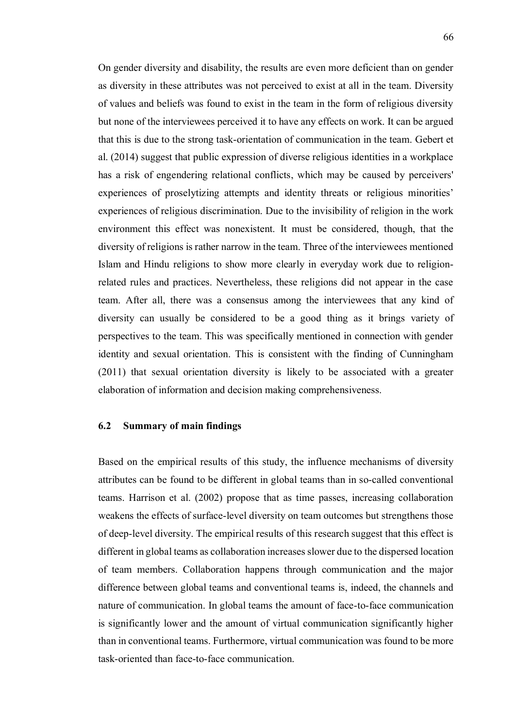On gender diversity and disability, the results are even more deficient than on gender as diversity in these attributes was not perceived to exist at all in the team. Diversity of values and beliefs was found to exist in the team in the form of religious diversity but none of the interviewees perceived it to have any effects on work. It can be argued that this is due to the strong task-orientation of communication in the team. Gebert et al. (2014) suggest that public expression of diverse religious identities in a workplace has a risk of engendering relational conflicts, which may be caused by perceivers' experiences of proselytizing attempts and identity threats or religious minorities' experiences of religious discrimination. Due to the invisibility of religion in the work environment this effect was nonexistent. It must be considered, though, that the diversity of religions is rather narrow in the team. Three of the interviewees mentioned Islam and Hindu religions to show more clearly in everyday work due to religion-related rules and practices. Nevertheless, these religions did not appear in the case team. After all, there was a consensus among the interviewees that any kind of diversity can usually be considered to be a good thing as it brings variety of perspectives to the team. This was specifically mentioned in connection with gender identity and sexual orientation. This is consistent with the finding of Cunningham (2011) that sexual orientation diversity is likely to be associated with a greater elaboration of information and decision making comprehensiveness.

## 6.2 Summary of main findings

Based on the empirical results of this study, the influence mechanisms of diversity attributes can be found to be different in global teams than in so-called conventional teams. Harrison et al. (2002) propose that as time passes, increasing collaboration weakens the effects of surface-level diversity on team outcomes but strengthens those of deep-level diversity. The empirical results of this research suggest that this effect is different in global teams as collaboration increases slower due to the dispersed location of team members. Collaboration happens through communication and the major difference between global teams and conventional teams is, indeed, the channels and nature of communication. In global teams the amount of face-to-face communication is significantly lower and the amount of virtual communication significantly higher than in conventional teams. Furthermore, virtual communication was found to be more task-oriented than face-to-face communication.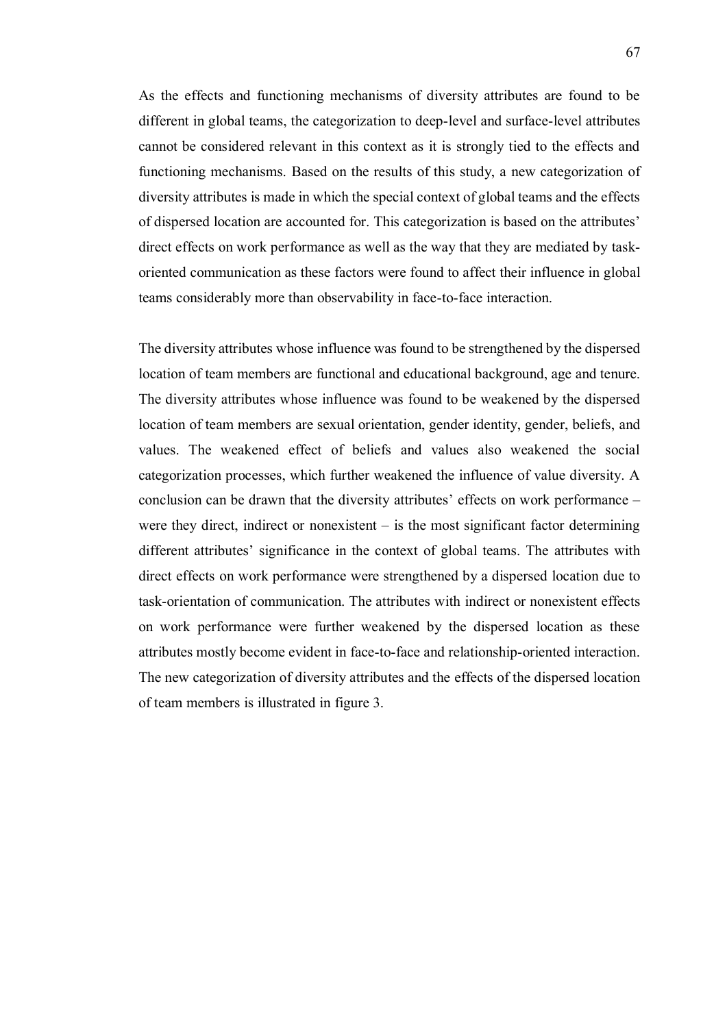As the effects and functioning mechanisms of diversity attributes are found to be different in global teams, the categorization to deep-level and surface-level attributes cannot be considered relevant in this context as it is strongly tied to the effects and functioning mechanisms. Based on the results of this study, a new categorization of diversity attributes is made in which the special context of global teams and the effects of dispersed location are accounted for. This categorization is based on the attributes' direct effects on work performance as well as the way that they are mediated by task-oriented communication as these factors were found to affect their influence in global teams considerably more than observability in face-to-face interaction.

The diversity attributes whose influence was found to be strengthened by the dispersed location of team members are functional and educational background, age and tenure. The diversity attributes whose influence was found to be weakened by the dispersed location of team members are sexual orientation, gender identity, gender, beliefs, and values. The weakened effect of beliefs and values also weakened the social categorization processes, which further weakened the influence of value diversity. A conclusion can be drawn that the diversity attributes' effects on work performance – were they direct, indirect or nonexistent – is the most significant factor determining different attributes' significance in the context of global teams. The attributes with direct effects on work performance were strengthened by a dispersed location due to task-orientation of communication. The attributes with indirect or nonexistent effects on work performance were further weakened by the dispersed location as these attributes mostly become evident in face-to-face and relationship-oriented interaction. The new categorization of diversity attributes and the effects of the dispersed location of team members is illustrated in figure 3.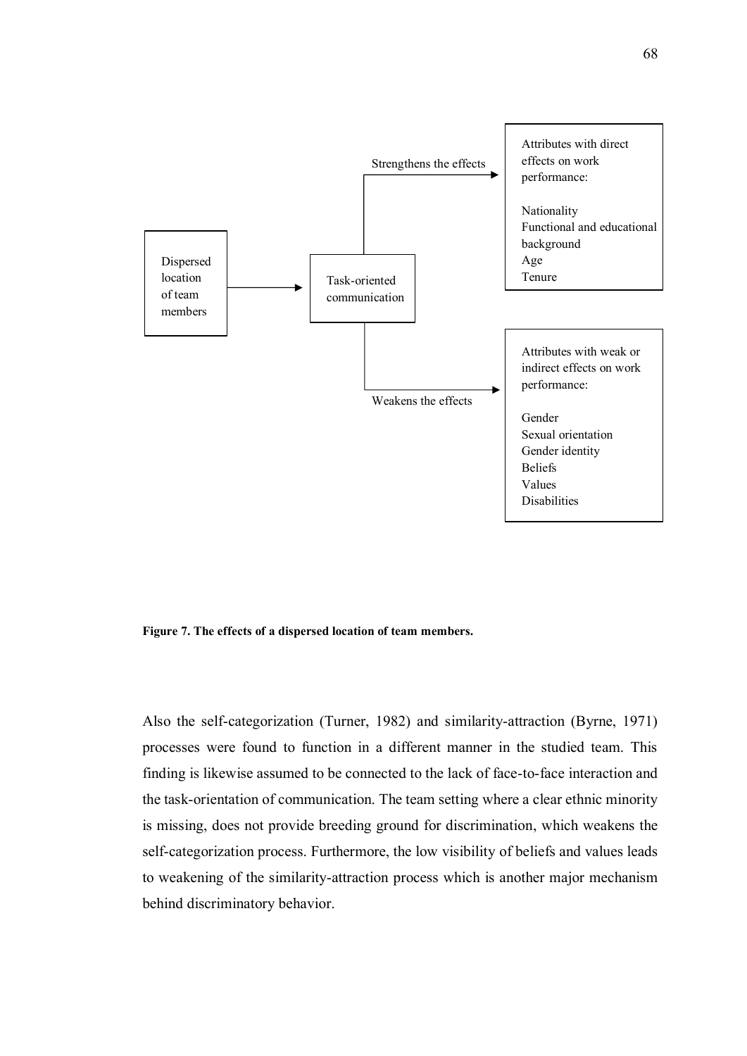Dispersed location of team members → Task-oriented communication

Strengthens the effects → Attributes with direct effects on work performance:

Nationality
Functional and educational background
Age
Tenure

Weakens the effects → Attributes with weak or indirect effects on work performance:

Gender
Sexual orientation
Gender identity
Beliefs
Values
Disabilities

**Figure 7. The effects of a dispersed location of team members.**

Also the self-categorization (Turner, 1982) and similarity-attraction (Byrne, 1971) processes were found to function in a different manner in the studied team. This finding is likewise assumed to be connected to the lack of face-to-face interaction and the task-orientation of communication. The team setting where a clear ethnic minority is missing, does not provide breeding ground for discrimination, which weakens the self-categorization process. Furthermore, the low visibility of beliefs and values leads to weakening of the similarity-attraction process which is another major mechanism behind discriminatory behavior.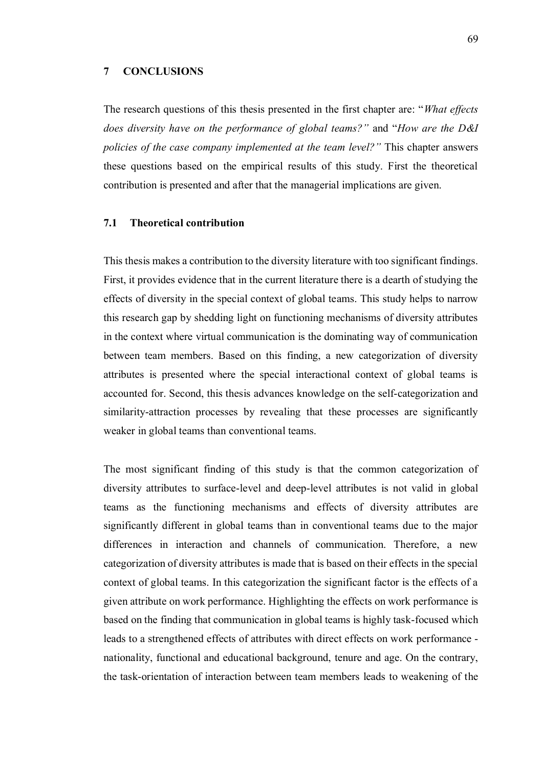# 7 CONCLUSIONS

The research questions of this thesis presented in the first chapter are: "*What effects does diversity have on the performance of global teams?*" and "*How are the D&I policies of the case company implemented at the team level?*" This chapter answers these questions based on the empirical results of this study. First the theoretical contribution is presented and after that the managerial implications are given.

## 7.1 Theoretical contribution

This thesis makes a contribution to the diversity literature with too significant findings. First, it provides evidence that in the current literature there is a dearth of studying the effects of diversity in the special context of global teams. This study helps to narrow this research gap by shedding light on functioning mechanisms of diversity attributes in the context where virtual communication is the dominating way of communication between team members. Based on this finding, a new categorization of diversity attributes is presented where the special interactional context of global teams is accounted for. Second, this thesis advances knowledge on the self-categorization and similarity-attraction processes by revealing that these processes are significantly weaker in global teams than conventional teams.

The most significant finding of this study is that the common categorization of diversity attributes to surface-level and deep-level attributes is not valid in global teams as the functioning mechanisms and effects of diversity attributes are significantly different in global teams than in conventional teams due to the major differences in interaction and channels of communication. Therefore, a new categorization of diversity attributes is made that is based on their effects in the special context of global teams. In this categorization the significant factor is the effects of a given attribute on work performance. Highlighting the effects on work performance is based on the finding that communication in global teams is highly task-focused which leads to a strengthened effects of attributes with direct effects on work performance - nationality, functional and educational background, tenure and age. On the contrary, the task-orientation of interaction between team members leads to weakening of the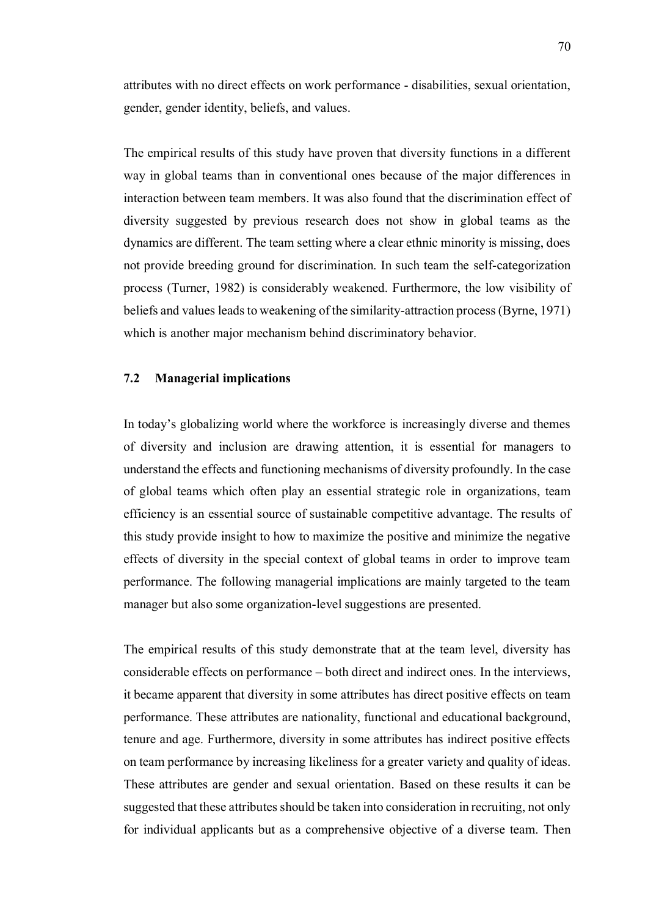attributes with no direct effects on work performance - disabilities, sexual orientation, gender, gender identity, beliefs, and values.

The empirical results of this study have proven that diversity functions in a different way in global teams than in conventional ones because of the major differences in interaction between team members. It was also found that the discrimination effect of diversity suggested by previous research does not show in global teams as the dynamics are different. The team setting where a clear ethnic minority is missing, does not provide breeding ground for discrimination. In such team the self-categorization process (Turner, 1982) is considerably weakened. Furthermore, the low visibility of beliefs and values leads to weakening of the similarity-attraction process (Byrne, 1971) which is another major mechanism behind discriminatory behavior.

### 7.2 Managerial implications

In today's globalizing world where the workforce is increasingly diverse and themes of diversity and inclusion are drawing attention, it is essential for managers to understand the effects and functioning mechanisms of diversity profoundly. In the case of global teams which often play an essential strategic role in organizations, team efficiency is an essential source of sustainable competitive advantage. The results of this study provide insight to how to maximize the positive and minimize the negative effects of diversity in the special context of global teams in order to improve team performance. The following managerial implications are mainly targeted to the team manager but also some organization-level suggestions are presented.

The empirical results of this study demonstrate that at the team level, diversity has considerable effects on performance – both direct and indirect ones. In the interviews, it became apparent that diversity in some attributes has direct positive effects on team performance. These attributes are nationality, functional and educational background, tenure and age. Furthermore, diversity in some attributes has indirect positive effects on team performance by increasing likeliness for a greater variety and quality of ideas. These attributes are gender and sexual orientation. Based on these results it can be suggested that these attributes should be taken into consideration in recruiting, not only for individual applicants but as a comprehensive objective of a diverse team. Then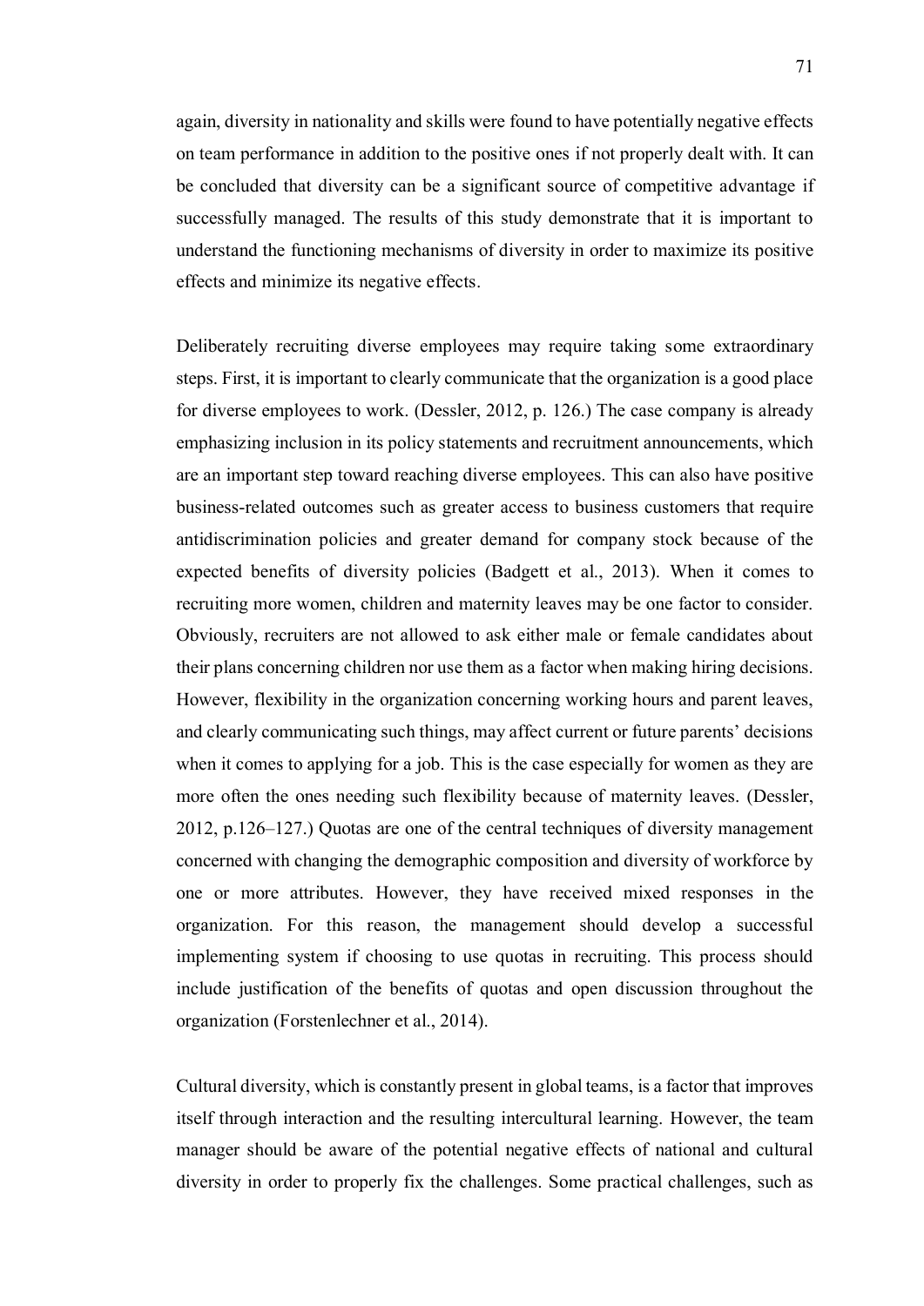again, diversity in nationality and skills were found to have potentially negative effects on team performance in addition to the positive ones if not properly dealt with. It can be concluded that diversity can be a significant source of competitive advantage if successfully managed. The results of this study demonstrate that it is important to understand the functioning mechanisms of diversity in order to maximize its positive effects and minimize its negative effects.

Deliberately recruiting diverse employees may require taking some extraordinary steps. First, it is important to clearly communicate that the organization is a good place for diverse employees to work. (Dessler, 2012, p. 126.) The case company is already emphasizing inclusion in its policy statements and recruitment announcements, which are an important step toward reaching diverse employees. This can also have positive business-related outcomes such as greater access to business customers that require antidiscrimination policies and greater demand for company stock because of the expected benefits of diversity policies (Badgett et al., 2013). When it comes to recruiting more women, children and maternity leaves may be one factor to consider. Obviously, recruiters are not allowed to ask either male or female candidates about their plans concerning children nor use them as a factor when making hiring decisions. However, flexibility in the organization concerning working hours and parent leaves, and clearly communicating such things, may affect current or future parents' decisions when it comes to applying for a job. This is the case especially for women as they are more often the ones needing such flexibility because of maternity leaves. (Dessler, 2012, p.126–127.) Quotas are one of the central techniques of diversity management concerned with changing the demographic composition and diversity of workforce by one or more attributes. However, they have received mixed responses in the organization. For this reason, the management should develop a successful implementing system if choosing to use quotas in recruiting. This process should include justification of the benefits of quotas and open discussion throughout the organization (Forstenlechner et al., 2014).

Cultural diversity, which is constantly present in global teams, is a factor that improves itself through interaction and the resulting intercultural learning. However, the team manager should be aware of the potential negative effects of national and cultural diversity in order to properly fix the challenges. Some practical challenges, such as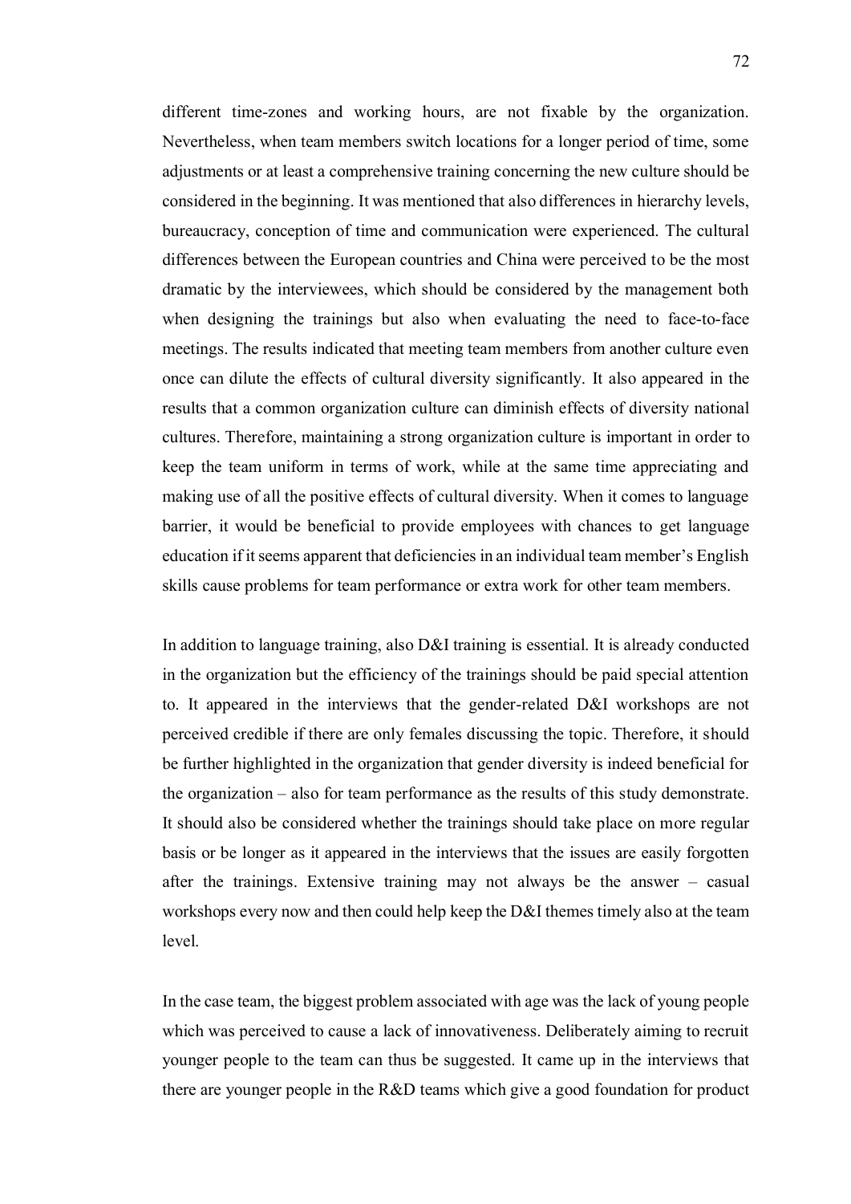different time-zones and working hours, are not fixable by the organization. Nevertheless, when team members switch locations for a longer period of time, some adjustments or at least a comprehensive training concerning the new culture should be considered in the beginning. It was mentioned that also differences in hierarchy levels, bureaucracy, conception of time and communication were experienced. The cultural differences between the European countries and China were perceived to be the most dramatic by the interviewees, which should be considered by the management both when designing the trainings but also when evaluating the need to face-to-face meetings. The results indicated that meeting team members from another culture even once can dilute the effects of cultural diversity significantly. It also appeared in the results that a common organization culture can diminish effects of diversity national cultures. Therefore, maintaining a strong organization culture is important in order to keep the team uniform in terms of work, while at the same time appreciating and making use of all the positive effects of cultural diversity. When it comes to language barrier, it would be beneficial to provide employees with chances to get language education if it seems apparent that deficiencies in an individual team member's English skills cause problems for team performance or extra work for other team members.

In addition to language training, also D&I training is essential. It is already conducted in the organization but the efficiency of the trainings should be paid special attention to. It appeared in the interviews that the gender-related D&I workshops are not perceived credible if there are only females discussing the topic. Therefore, it should be further highlighted in the organization that gender diversity is indeed beneficial for the organization – also for team performance as the results of this study demonstrate. It should also be considered whether the trainings should take place on more regular basis or be longer as it appeared in the interviews that the issues are easily forgotten after the trainings. Extensive training may not always be the answer – casual workshops every now and then could help keep the D&I themes timely also at the team level.

In the case team, the biggest problem associated with age was the lack of young people which was perceived to cause a lack of innovativeness. Deliberately aiming to recruit younger people to the team can thus be suggested. It came up in the interviews that there are younger people in the R&D teams which give a good foundation for product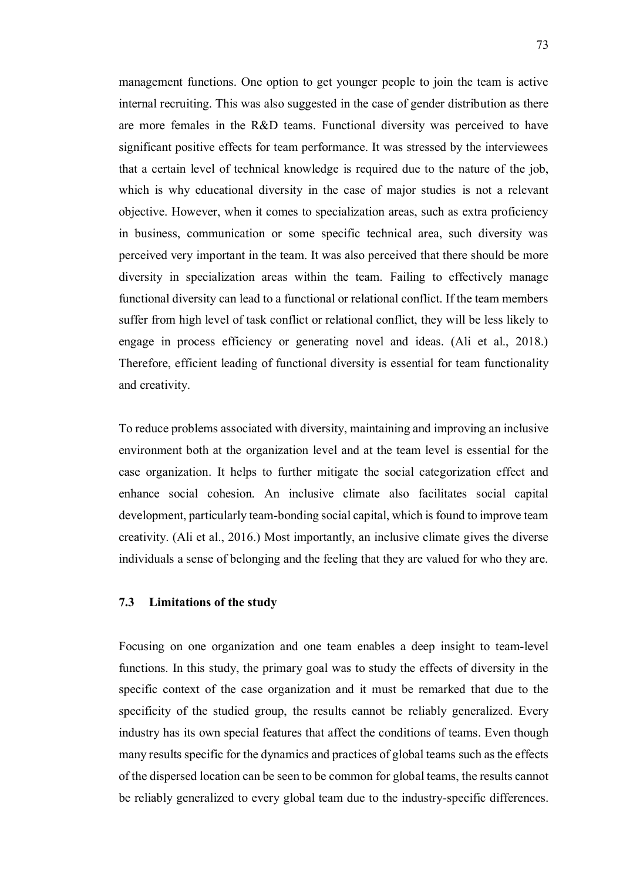management functions. One option to get younger people to join the team is active internal recruiting. This was also suggested in the case of gender distribution as there are more females in the R&D teams. Functional diversity was perceived to have significant positive effects for team performance. It was stressed by the interviewees that a certain level of technical knowledge is required due to the nature of the job, which is why educational diversity in the case of major studies is not a relevant objective. However, when it comes to specialization areas, such as extra proficiency in business, communication or some specific technical area, such diversity was perceived very important in the team. It was also perceived that there should be more diversity in specialization areas within the team. Failing to effectively manage functional diversity can lead to a functional or relational conflict. If the team members suffer from high level of task conflict or relational conflict, they will be less likely to engage in process efficiency or generating novel and ideas. (Ali et al., 2018.) Therefore, efficient leading of functional diversity is essential for team functionality and creativity.

To reduce problems associated with diversity, maintaining and improving an inclusive environment both at the organization level and at the team level is essential for the case organization. It helps to further mitigate the social categorization effect and enhance social cohesion. An inclusive climate also facilitates social capital development, particularly team-bonding social capital, which is found to improve team creativity. (Ali et al., 2016.) Most importantly, an inclusive climate gives the diverse individuals a sense of belonging and the feeling that they are valued for who they are.

### 7.3 Limitations of the study

Focusing on one organization and one team enables a deep insight to team-level functions. In this study, the primary goal was to study the effects of diversity in the specific context of the case organization and it must be remarked that due to the specificity of the studied group, the results cannot be reliably generalized. Every industry has its own special features that affect the conditions of teams. Even though many results specific for the dynamics and practices of global teams such as the effects of the dispersed location can be seen to be common for global teams, the results cannot be reliably generalized to every global team due to the industry-specific differences.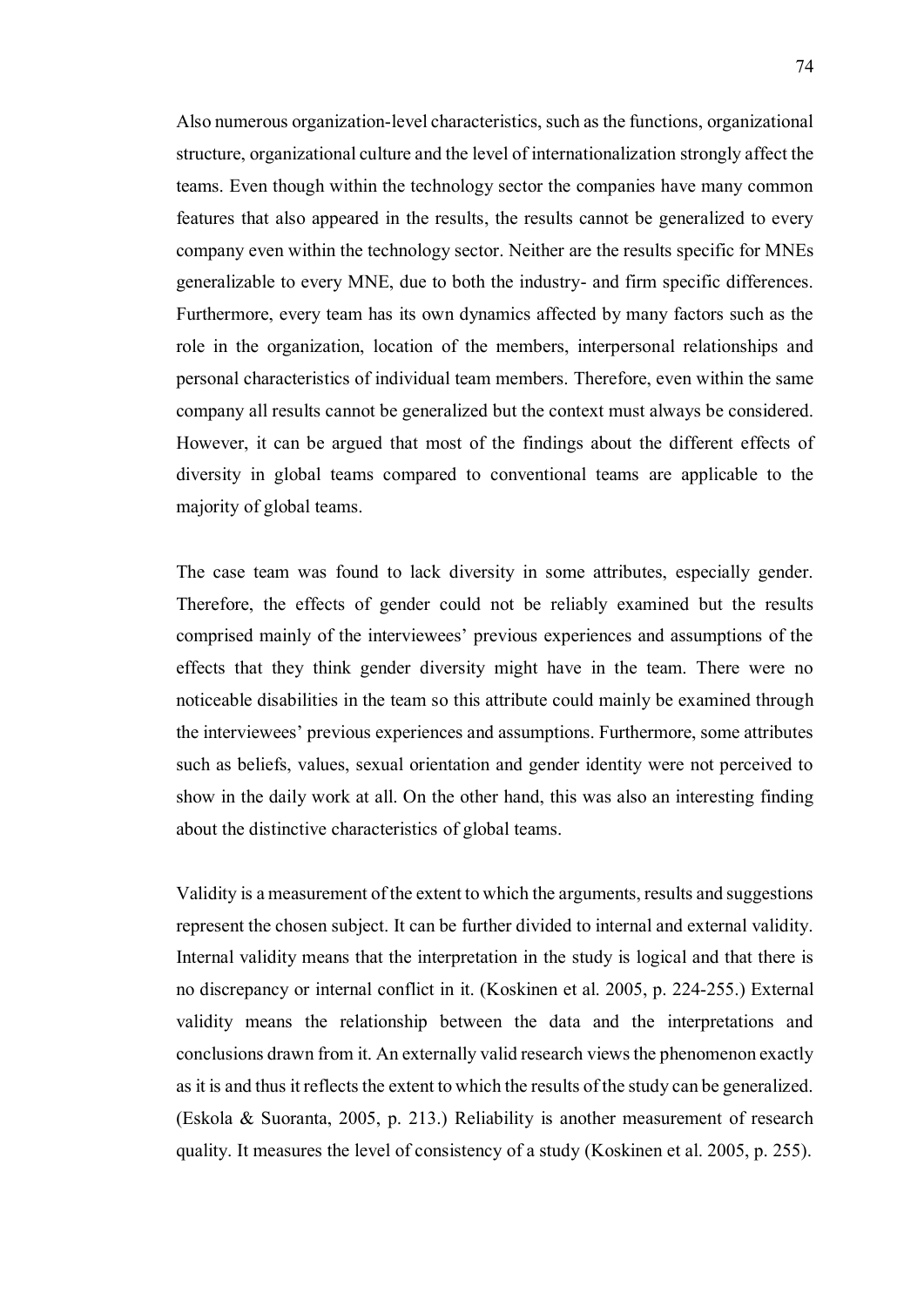Also numerous organization-level characteristics, such as the functions, organizational structure, organizational culture and the level of internationalization strongly affect the teams. Even though within the technology sector the companies have many common features that also appeared in the results, the results cannot be generalized to every company even within the technology sector. Neither are the results specific for MNEs generalizable to every MNE, due to both the industry- and firm specific differences. Furthermore, every team has its own dynamics affected by many factors such as the role in the organization, location of the members, interpersonal relationships and personal characteristics of individual team members. Therefore, even within the same company all results cannot be generalized but the context must always be considered. However, it can be argued that most of the findings about the different effects of diversity in global teams compared to conventional teams are applicable to the majority of global teams.

The case team was found to lack diversity in some attributes, especially gender. Therefore, the effects of gender could not be reliably examined but the results comprised mainly of the interviewees' previous experiences and assumptions of the effects that they think gender diversity might have in the team. There were no noticeable disabilities in the team so this attribute could mainly be examined through the interviewees' previous experiences and assumptions. Furthermore, some attributes such as beliefs, values, sexual orientation and gender identity were not perceived to show in the daily work at all. On the other hand, this was also an interesting finding about the distinctive characteristics of global teams.

Validity is a measurement of the extent to which the arguments, results and suggestions represent the chosen subject. It can be further divided to internal and external validity. Internal validity means that the interpretation in the study is logical and that there is no discrepancy or internal conflict in it. (Koskinen et al. 2005, p. 224-255.) External validity means the relationship between the data and the interpretations and conclusions drawn from it. An externally valid research views the phenomenon exactly as it is and thus it reflects the extent to which the results of the study can be generalized. (Eskola & Suoranta, 2005, p. 213.) Reliability is another measurement of research quality. It measures the level of consistency of a study (Koskinen et al. 2005, p. 255).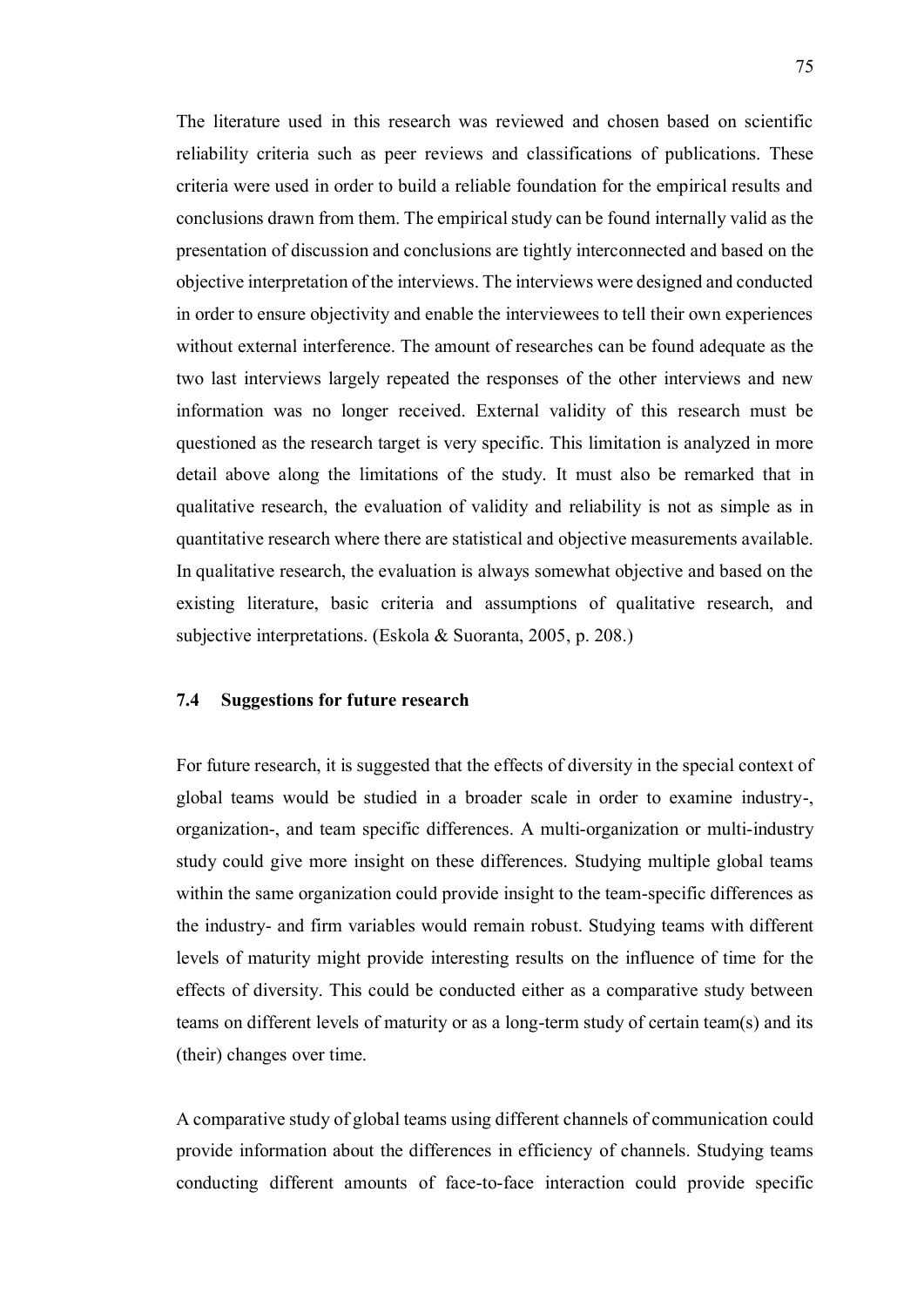The literature used in this research was reviewed and chosen based on scientific reliability criteria such as peer reviews and classifications of publications. These criteria were used in order to build a reliable foundation for the empirical results and conclusions drawn from them. The empirical study can be found internally valid as the presentation of discussion and conclusions are tightly interconnected and based on the objective interpretation of the interviews. The interviews were designed and conducted in order to ensure objectivity and enable the interviewees to tell their own experiences without external interference. The amount of researches can be found adequate as the two last interviews largely repeated the responses of the other interviews and new information was no longer received. External validity of this research must be questioned as the research target is very specific. This limitation is analyzed in more detail above along the limitations of the study. It must also be remarked that in qualitative research, the evaluation of validity and reliability is not as simple as in quantitative research where there are statistical and objective measurements available. In qualitative research, the evaluation is always somewhat objective and based on the existing literature, basic criteria and assumptions of qualitative research, and subjective interpretations. (Eskola & Suoranta, 2005, p. 208.)

### 7.4 Suggestions for future research

For future research, it is suggested that the effects of diversity in the special context of global teams would be studied in a broader scale in order to examine industry-, organization-, and team specific differences. A multi-organization or multi-industry study could give more insight on these differences. Studying multiple global teams within the same organization could provide insight to the team-specific differences as the industry- and firm variables would remain robust. Studying teams with different levels of maturity might provide interesting results on the influence of time for the effects of diversity. This could be conducted either as a comparative study between teams on different levels of maturity or as a long-term study of certain team(s) and its (their) changes over time.

A comparative study of global teams using different channels of communication could provide information about the differences in efficiency of channels. Studying teams conducting different amounts of face-to-face interaction could provide specific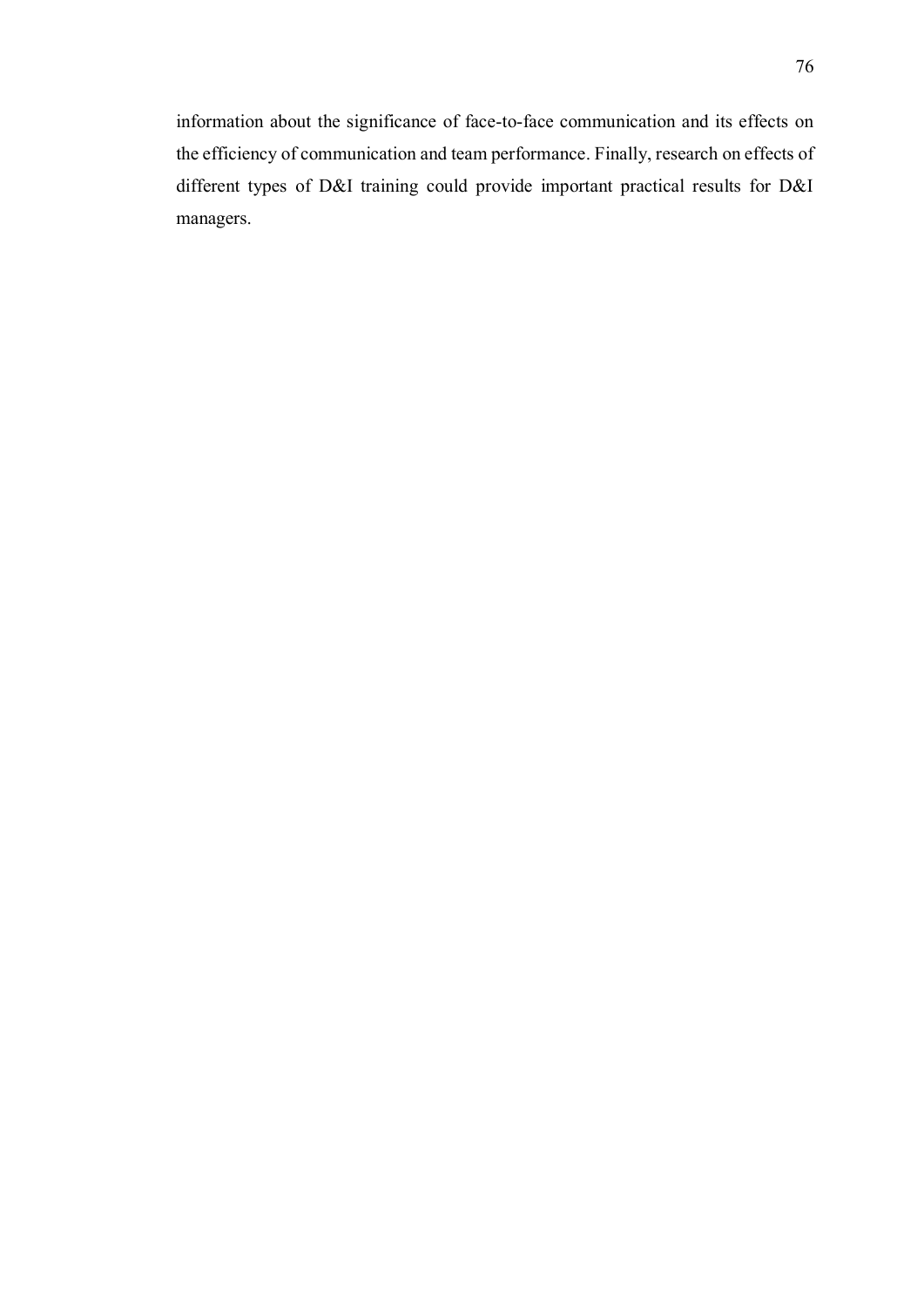information about the significance of face-to-face communication and its effects on the efficiency of communication and team performance. Finally, research on effects of different types of D&I training could provide important practical results for D&I managers.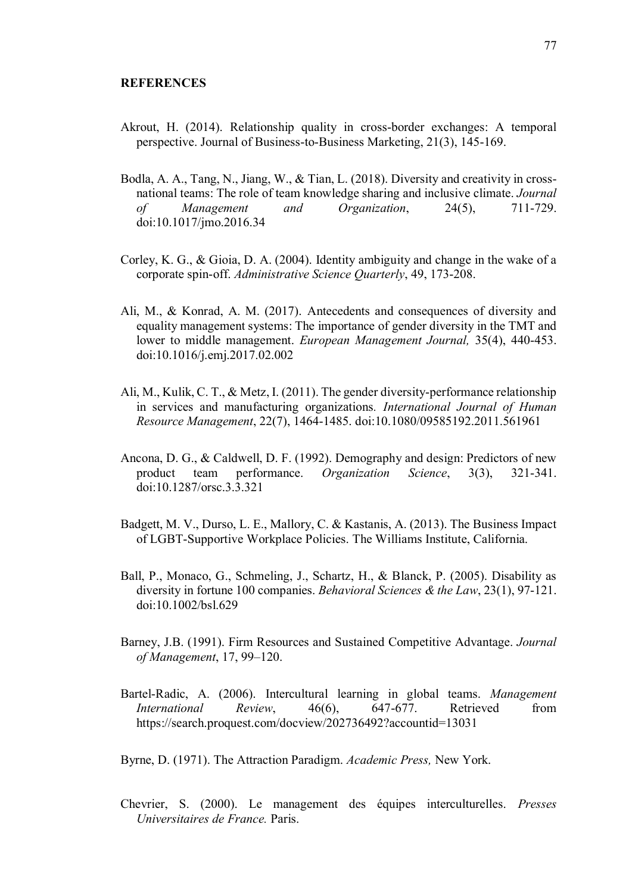**REFERENCES**

Akrout, H. (2014). Relationship quality in cross-border exchanges: A temporal perspective. Journal of Business-to-Business Marketing, 21(3), 145-169.

Bodla, A. A., Tang, N., Jiang, W., & Tian, L. (2018). Diversity and creativity in cross-national teams: The role of team knowledge sharing and inclusive climate. *Journal of Management and Organization*, 24(5), 711-729. doi:10.1017/jmo.2016.34

Corley, K. G., & Gioia, D. A. (2004). Identity ambiguity and change in the wake of a corporate spin-off. *Administrative Science Quarterly*, 49, 173-208.

Ali, M., & Konrad, A. M. (2017). Antecedents and consequences of diversity and equality management systems: The importance of gender diversity in the TMT and lower to middle management. *European Management Journal,* 35(4), 440-453. doi:10.1016/j.emj.2017.02.002

Ali, M., Kulik, C. T., & Metz, I. (2011). The gender diversity-performance relationship in services and manufacturing organizations. *International Journal of Human Resource Management*, 22(7), 1464-1485. doi:10.1080/09585192.2011.561961

Ancona, D. G., & Caldwell, D. F. (1992). Demography and design: Predictors of new product team performance. *Organization Science*, 3(3), 321-341. doi:10.1287/orsc.3.3.321

Badgett, M. V., Durso, L. E., Mallory, C. & Kastanis, A. (2013). The Business Impact of LGBT-Supportive Workplace Policies. The Williams Institute, California.

Ball, P., Monaco, G., Schmeling, J., Schartz, H., & Blanck, P. (2005). Disability as diversity in fortune 100 companies. *Behavioral Sciences & the Law*, 23(1), 97-121. doi:10.1002/bsl.629

Barney, J.B. (1991). Firm Resources and Sustained Competitive Advantage. *Journal of Management*, 17, 99–120.

Bartel-Radic, A. (2006). Intercultural learning in global teams. *Management International Review*, 46(6), 647-677. Retrieved from https://search.proquest.com/docview/202736492?accountid=13031

Byrne, D. (1971). The Attraction Paradigm. *Academic Press,* New York.

Chevrier, S. (2000). Le management des équipes interculturelles. *Presses Universitaires de France.* Paris.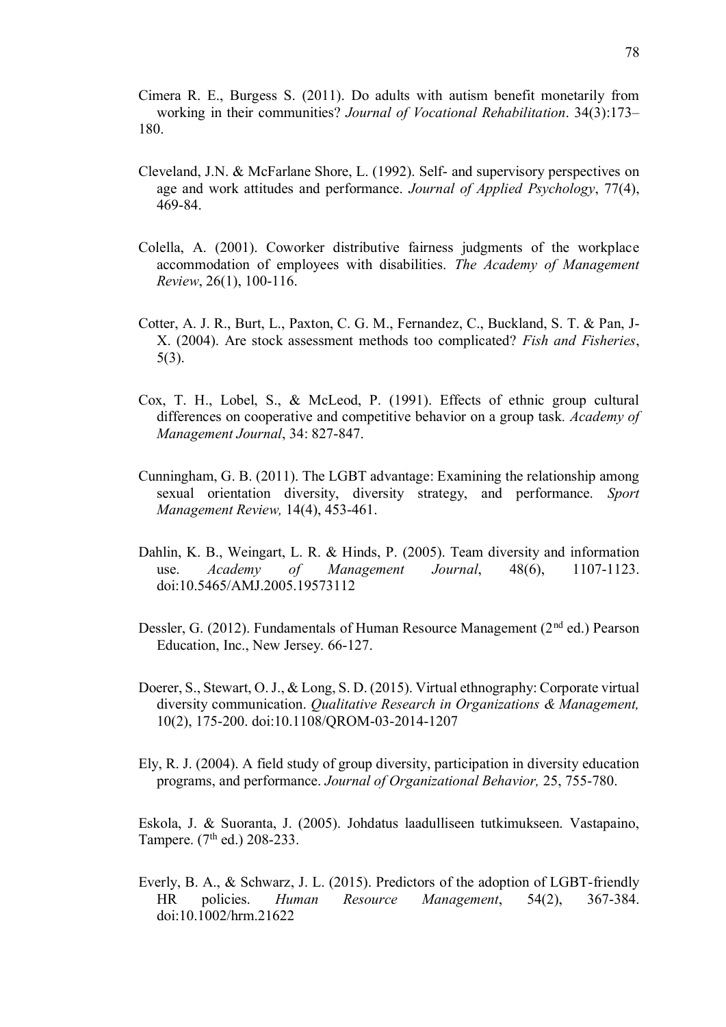Cimera R. E., Burgess S. (2011). Do adults with autism benefit monetarily from working in their communities? *Journal of Vocational Rehabilitation*. 34(3):173–180.

Cleveland, J.N. & McFarlane Shore, L. (1992). Self- and supervisory perspectives on age and work attitudes and performance. *Journal of Applied Psychology*, 77(4), 469-84.

Colella, A. (2001). Coworker distributive fairness judgments of the workplace accommodation of employees with disabilities. *The Academy of Management Review*, 26(1), 100-116.

Cotter, A. J. R., Burt, L., Paxton, C. G. M., Fernandez, C., Buckland, S. T. & Pan, J-X. (2004). Are stock assessment methods too complicated? *Fish and Fisheries*, 5(3).

Cox, T. H., Lobel, S., & McLeod, P. (1991). Effects of ethnic group cultural differences on cooperative and competitive behavior on a group task. *Academy of Management Journal*, 34: 827-847.

Cunningham, G. B. (2011). The LGBT advantage: Examining the relationship among sexual orientation diversity, diversity strategy, and performance. *Sport Management Review,* 14(4), 453-461.

Dahlin, K. B., Weingart, L. R. & Hinds, P. (2005). Team diversity and information use. *Academy of Management Journal*, 48(6), 1107-1123. doi:10.5465/AMJ.2005.19573112

Dessler, G. (2012). Fundamentals of Human Resource Management (2nd ed.) Pearson Education, Inc., New Jersey. 66-127.

Doerer, S., Stewart, O. J., & Long, S. D. (2015). Virtual ethnography: Corporate virtual diversity communication. *Qualitative Research in Organizations & Management,* 10(2), 175-200. doi:10.1108/QROM-03-2014-1207

Ely, R. J. (2004). A field study of group diversity, participation in diversity education programs, and performance. *Journal of Organizational Behavior,* 25, 755-780.

Eskola, J. & Suoranta, J. (2005). Johdatus laadulliseen tutkimukseen. Vastapaino, Tampere. (7th ed.) 208-233.

Everly, B. A., & Schwarz, J. L. (2015). Predictors of the adoption of LGBT-friendly HR policies. *Human Resource Management*, 54(2), 367-384. doi:10.1002/hrm.21622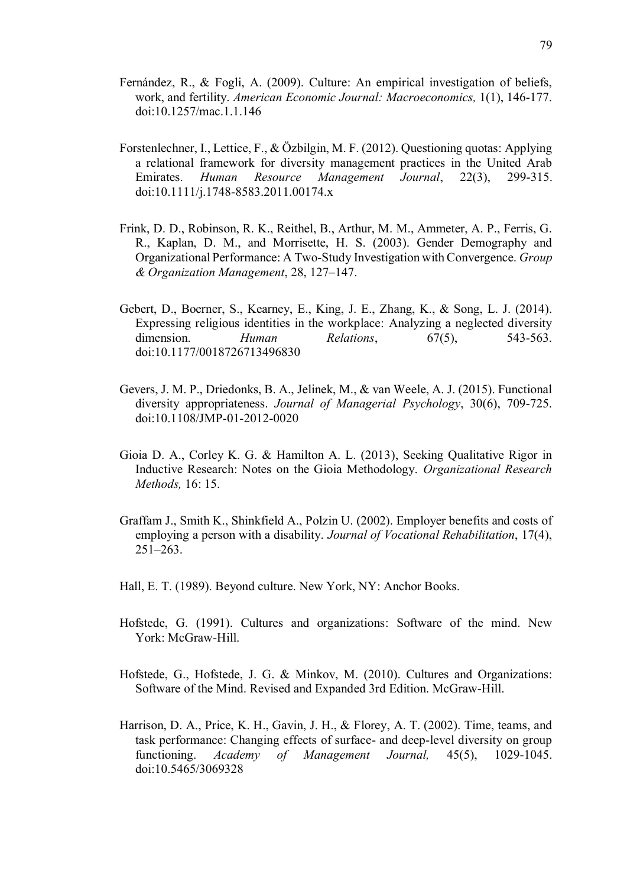Fernández, R., & Fogli, A. (2009). Culture: An empirical investigation of beliefs, work, and fertility. *American Economic Journal: Macroeconomics,* 1(1), 146-177. doi:10.1257/mac.1.1.146

Forstenlechner, I., Lettice, F., & Özbilgin, M. F. (2012). Questioning quotas: Applying a relational framework for diversity management practices in the United Arab Emirates. *Human Resource Management Journal*, 22(3), 299-315. doi:10.1111/j.1748-8583.2011.00174.x

Frink, D. D., Robinson, R. K., Reithel, B., Arthur, M. M., Ammeter, A. P., Ferris, G. R., Kaplan, D. M., and Morrisette, H. S. (2003). Gender Demography and Organizational Performance: A Two-Study Investigation with Convergence. *Group & Organization Management*, 28, 127–147.

Gebert, D., Boerner, S., Kearney, E., King, J. E., Zhang, K., & Song, L. J. (2014). Expressing religious identities in the workplace: Analyzing a neglected diversity dimension. *Human Relations*, 67(5), 543-563. doi:10.1177/0018726713496830

Gevers, J. M. P., Driedonks, B. A., Jelinek, M., & van Weele, A. J. (2015). Functional diversity appropriateness. *Journal of Managerial Psychology*, 30(6), 709-725. doi:10.1108/JMP-01-2012-0020

Gioia D. A., Corley K. G. & Hamilton A. L. (2013), Seeking Qualitative Rigor in Inductive Research: Notes on the Gioia Methodology. *Organizational Research Methods,* 16: 15.

Graffam J., Smith K., Shinkfield A., Polzin U. (2002). Employer benefits and costs of employing a person with a disability. *Journal of Vocational Rehabilitation*, 17(4), 251–263.

Hall, E. T. (1989). Beyond culture. New York, NY: Anchor Books.

Hofstede, G. (1991). Cultures and organizations: Software of the mind. New York: McGraw-Hill.

Hofstede, G., Hofstede, J. G. & Minkov, M. (2010). Cultures and Organizations: Software of the Mind. Revised and Expanded 3rd Edition. McGraw-Hill.

Harrison, D. A., Price, K. H., Gavin, J. H., & Florey, A. T. (2002). Time, teams, and task performance: Changing effects of surface- and deep-level diversity on group functioning. *Academy of Management Journal,* 45(5), 1029-1045. doi:10.5465/3069328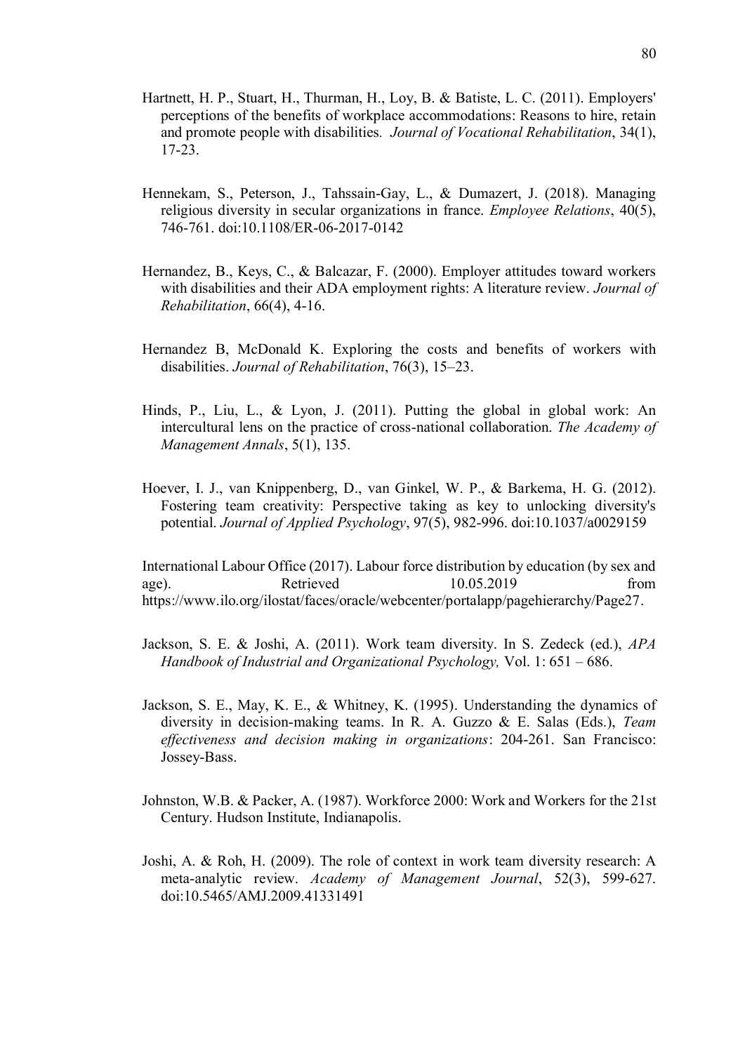Hartnett, H. P., Stuart, H., Thurman, H., Loy, B. & Batiste, L. C. (2011). Employers' perceptions of the benefits of workplace accommodations: Reasons to hire, retain and promote people with disabilities. *Journal of Vocational Rehabilitation*, 34(1), 17-23.

Hennekam, S., Peterson, J., Tahssain-Gay, L., & Dumazert, J. (2018). Managing religious diversity in secular organizations in france. *Employee Relations*, 40(5), 746-761. doi:10.1108/ER-06-2017-0142

Hernandez, B., Keys, C., & Balcazar, F. (2000). Employer attitudes toward workers with disabilities and their ADA employment rights: A literature review. *Journal of Rehabilitation*, 66(4), 4-16.

Hernandez B, McDonald K. Exploring the costs and benefits of workers with disabilities. *Journal of Rehabilitation*, 76(3), 15–23.

Hinds, P., Liu, L., & Lyon, J. (2011). Putting the global in global work: An intercultural lens on the practice of cross-national collaboration. *The Academy of Management Annals*, 5(1), 135.

Hoever, I. J., van Knippenberg, D., van Ginkel, W. P., & Barkema, H. G. (2012). Fostering team creativity: Perspective taking as key to unlocking diversity's potential. *Journal of Applied Psychology*, 97(5), 982-996. doi:10.1037/a0029159

International Labour Office (2017). Labour force distribution by education (by sex and age). Retrieved 10.05.2019 from https://www.ilo.org/ilostat/faces/oracle/webcenter/portalapp/pagehierarchy/Page27.

Jackson, S. E. & Joshi, A. (2011). Work team diversity. In S. Zedeck (ed.), *APA Handbook of Industrial and Organizational Psychology,* Vol. 1: 651 – 686.

Jackson, S. E., May, K. E., & Whitney, K. (1995). Understanding the dynamics of diversity in decision-making teams. In R. A. Guzzo & E. Salas (Eds.), *Team effectiveness and decision making in organizations*: 204-261. San Francisco: Jossey-Bass.

Johnston, W.B. & Packer, A. (1987). Workforce 2000: Work and Workers for the 21st Century. Hudson Institute, Indianapolis.

Joshi, A. & Roh, H. (2009). The role of context in work team diversity research: A meta-analytic review. *Academy of Management Journal*, 52(3), 599-627. doi:10.5465/AMJ.2009.41331491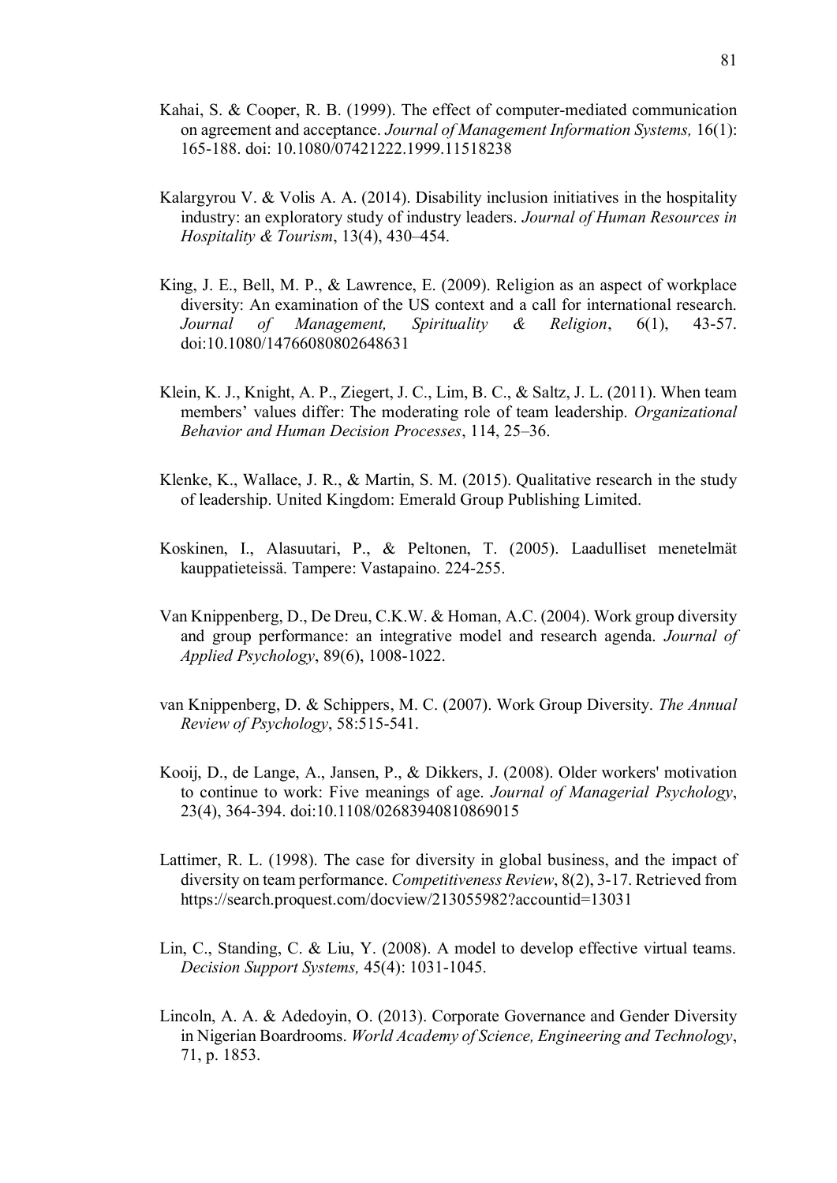Kahai, S. & Cooper, R. B. (1999). The effect of computer-mediated communication on agreement and acceptance. *Journal of Management Information Systems,* 16(1): 165-188. doi: 10.1080/07421222.1999.11518238

Kalargyrou V. & Volis A. A. (2014). Disability inclusion initiatives in the hospitality industry: an exploratory study of industry leaders. *Journal of Human Resources in Hospitality & Tourism*, 13(4), 430–454.

King, J. E., Bell, M. P., & Lawrence, E. (2009). Religion as an aspect of workplace diversity: An examination of the US context and a call for international research. *Journal of Management, Spirituality & Religion*, 6(1), 43-57. doi:10.1080/14766080802648631

Klein, K. J., Knight, A. P., Ziegert, J. C., Lim, B. C., & Saltz, J. L. (2011). When team members' values differ: The moderating role of team leadership. *Organizational Behavior and Human Decision Processes*, 114, 25–36.

Klenke, K., Wallace, J. R., & Martin, S. M. (2015). Qualitative research in the study of leadership. United Kingdom: Emerald Group Publishing Limited.

Koskinen, I., Alasuutari, P., & Peltonen, T. (2005). Laadulliset menetelmät kauppatieteissä. Tampere: Vastapaino. 224-255.

Van Knippenberg, D., De Dreu, C.K.W. & Homan, A.C. (2004). Work group diversity and group performance: an integrative model and research agenda. *Journal of Applied Psychology*, 89(6), 1008-1022.

van Knippenberg, D. & Schippers, M. C. (2007). Work Group Diversity. *The Annual Review of Psychology*, 58:515-541.

Kooij, D., de Lange, A., Jansen, P., & Dikkers, J. (2008). Older workers' motivation to continue to work: Five meanings of age. *Journal of Managerial Psychology*, 23(4), 364-394. doi:10.1108/02683940810869015

Lattimer, R. L. (1998). The case for diversity in global business, and the impact of diversity on team performance. *Competitiveness Review*, 8(2), 3-17. Retrieved from https://search.proquest.com/docview/213055982?accountid=13031

Lin, C., Standing, C. & Liu, Y. (2008). A model to develop effective virtual teams. *Decision Support Systems,* 45(4): 1031-1045.

Lincoln, A. A. & Adedoyin, O. (2013). Corporate Governance and Gender Diversity in Nigerian Boardrooms. *World Academy of Science, Engineering and Technology*, 71, p. 1853.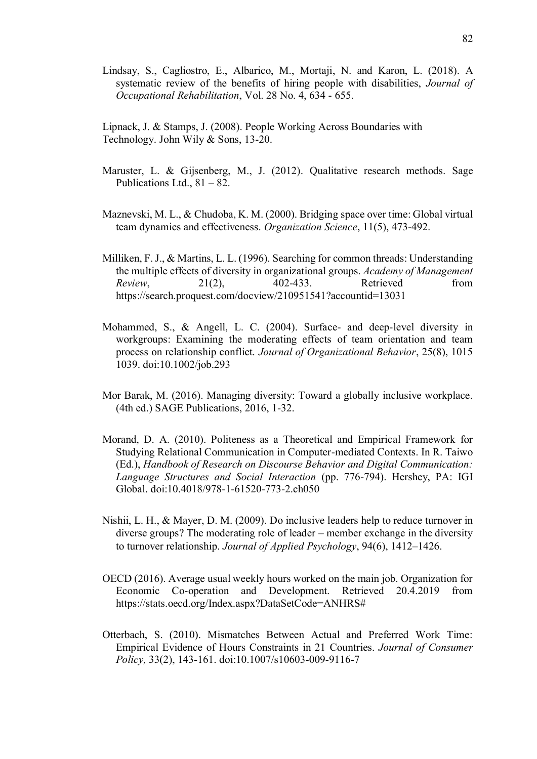Lindsay, S., Cagliostro, E., Albarico, M., Mortaji, N. and Karon, L. (2018). A systematic review of the benefits of hiring people with disabilities, *Journal of Occupational Rehabilitation*, Vol. 28 No. 4, 634 - 655.

Lipnack, J. & Stamps, J. (2008). People Working Across Boundaries with Technology. John Wily & Sons, 13-20.

Maruster, L. & Gijsenberg, M., J. (2012). Qualitative research methods. Sage Publications Ltd., 81 – 82.

Maznevski, M. L., & Chudoba, K. M. (2000). Bridging space over time: Global virtual team dynamics and effectiveness. *Organization Science*, 11(5), 473-492.

Milliken, F. J., & Martins, L. L. (1996). Searching for common threads: Understanding the multiple effects of diversity in organizational groups. *Academy of Management Review*, 21(2), 402-433. Retrieved from https://search.proquest.com/docview/210951541?accountid=13031

Mohammed, S., & Angell, L. C. (2004). Surface- and deep-level diversity in workgroups: Examining the moderating effects of team orientation and team process on relationship conflict. *Journal of Organizational Behavior*, 25(8), 1015 1039. doi:10.1002/job.293

Mor Barak, M. (2016). Managing diversity: Toward a globally inclusive workplace. (4th ed.) SAGE Publications, 2016, 1-32.

Morand, D. A. (2010). Politeness as a Theoretical and Empirical Framework for Studying Relational Communication in Computer-mediated Contexts. In R. Taiwo (Ed.), *Handbook of Research on Discourse Behavior and Digital Communication: Language Structures and Social Interaction* (pp. 776-794). Hershey, PA: IGI Global. doi:10.4018/978-1-61520-773-2.ch050

Nishii, L. H., & Mayer, D. M. (2009). Do inclusive leaders help to reduce turnover in diverse groups? The moderating role of leader – member exchange in the diversity to turnover relationship. *Journal of Applied Psychology*, 94(6), 1412–1426.

OECD (2016). Average usual weekly hours worked on the main job. Organization for Economic Co-operation and Development. Retrieved 20.4.2019 from https://stats.oecd.org/Index.aspx?DataSetCode=ANHRS#

Otterbach, S. (2010). Mismatches Between Actual and Preferred Work Time: Empirical Evidence of Hours Constraints in 21 Countries. *Journal of Consumer Policy,* 33(2), 143-161. doi:10.1007/s10603-009-9116-7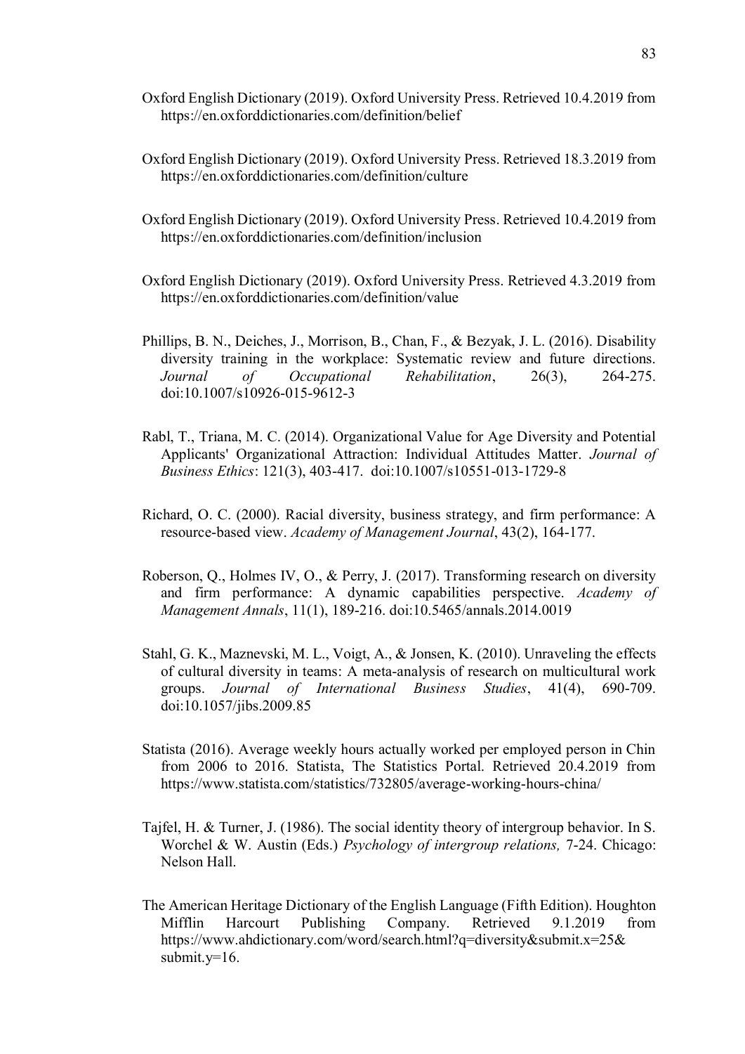Oxford English Dictionary (2019). Oxford University Press. Retrieved 10.4.2019 from https://en.oxforddictionaries.com/definition/belief

Oxford English Dictionary (2019). Oxford University Press. Retrieved 18.3.2019 from https://en.oxforddictionaries.com/definition/culture

Oxford English Dictionary (2019). Oxford University Press. Retrieved 10.4.2019 from https://en.oxforddictionaries.com/definition/inclusion

Oxford English Dictionary (2019). Oxford University Press. Retrieved 4.3.2019 from https://en.oxforddictionaries.com/definition/value

Phillips, B. N., Deiches, J., Morrison, B., Chan, F., & Bezyak, J. L. (2016). Disability diversity training in the workplace: Systematic review and future directions. *Journal of Occupational Rehabilitation*, 26(3), 264-275. doi:10.1007/s10926-015-9612-3

Rabl, T., Triana, M. C. (2014). Organizational Value for Age Diversity and Potential Applicants' Organizational Attraction: Individual Attitudes Matter. *Journal of Business Ethics*: 121(3), 403-417. doi:10.1007/s10551-013-1729-8

Richard, O. C. (2000). Racial diversity, business strategy, and firm performance: A resource-based view. *Academy of Management Journal*, 43(2), 164-177.

Roberson, Q., Holmes IV, O., & Perry, J. (2017). Transforming research on diversity and firm performance: A dynamic capabilities perspective. *Academy of Management Annals*, 11(1), 189-216. doi:10.5465/annals.2014.0019

Stahl, G. K., Maznevski, M. L., Voigt, A., & Jonsen, K. (2010). Unraveling the effects of cultural diversity in teams: A meta-analysis of research on multicultural work groups. *Journal of International Business Studies*, 41(4), 690-709. doi:10.1057/jibs.2009.85

Statista (2016). Average weekly hours actually worked per employed person in Chin from 2006 to 2016. Statista, The Statistics Portal. Retrieved 20.4.2019 from https://www.statista.com/statistics/732805/average-working-hours-china/

Tajfel, H. & Turner, J. (1986). The social identity theory of intergroup behavior. In S. Worchel & W. Austin (Eds.) *Psychology of intergroup relations,* 7-24. Chicago: Nelson Hall.

The American Heritage Dictionary of the English Language (Fifth Edition). Houghton Mifflin Harcourt Publishing Company. Retrieved 9.1.2019 from https://www.ahdictionary.com/word/search.html?q=diversity&submit.x=25&submit.y=16.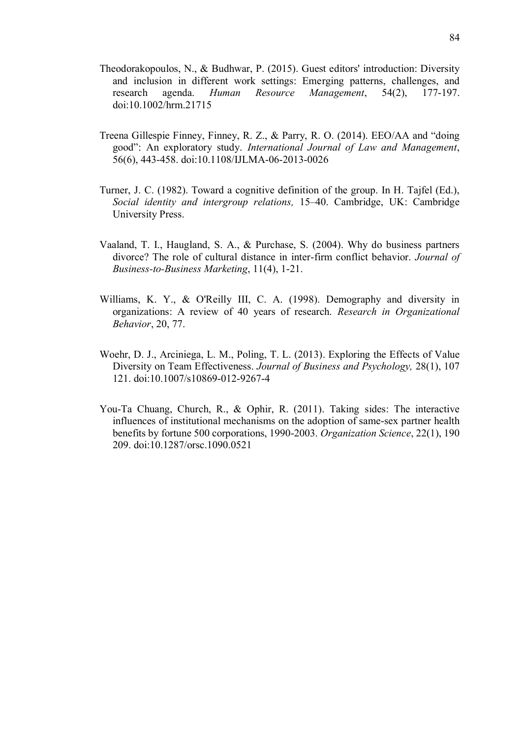Theodorakopoulos, N., & Budhwar, P. (2015). Guest editors' introduction: Diversity and inclusion in different work settings: Emerging patterns, challenges, and research agenda. *Human Resource Management*, 54(2), 177-197. doi:10.1002/hrm.21715

Treena Gillespie Finney, Finney, R. Z., & Parry, R. O. (2014). EEO/AA and "doing good": An exploratory study. *International Journal of Law and Management*, 56(6), 443-458. doi:10.1108/IJLMA-06-2013-0026

Turner, J. C. (1982). Toward a cognitive definition of the group. In H. Tajfel (Ed.), *Social identity and intergroup relations,* 15–40. Cambridge, UK: Cambridge University Press.

Vaaland, T. I., Haugland, S. A., & Purchase, S. (2004). Why do business partners divorce? The role of cultural distance in inter-firm conflict behavior. *Journal of Business-to-Business Marketing*, 11(4), 1-21.

Williams, K. Y., & O'Reilly III, C. A. (1998). Demography and diversity in organizations: A review of 40 years of research. *Research in Organizational Behavior*, 20, 77.

Woehr, D. J., Arciniega, L. M., Poling, T. L. (2013). Exploring the Effects of Value Diversity on Team Effectiveness. *Journal of Business and Psychology,* 28(1), 107 121. doi:10.1007/s10869-012-9267-4

You-Ta Chuang, Church, R., & Ophir, R. (2011). Taking sides: The interactive influences of institutional mechanisms on the adoption of same-sex partner health benefits by fortune 500 corporations, 1990-2003. *Organization Science*, 22(1), 190 209. doi:10.1287/orsc.1090.0521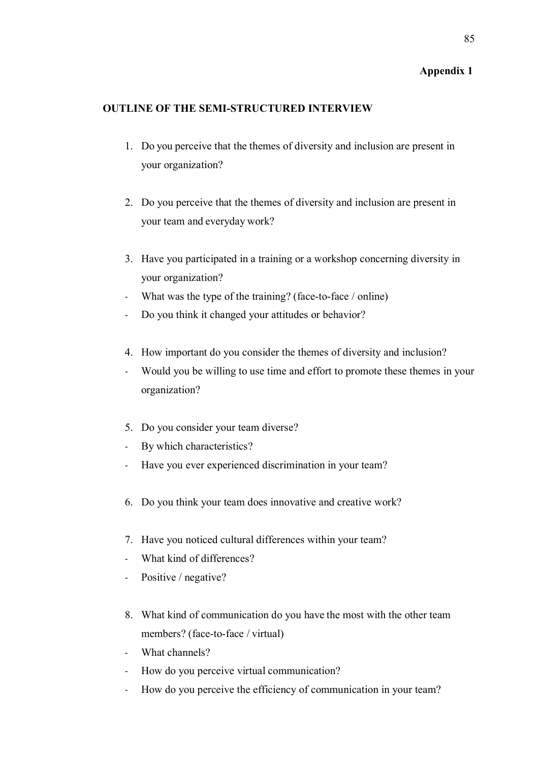**Appendix 1**

**OUTLINE OF THE SEMI-STRUCTURED INTERVIEW**

1. Do you perceive that the themes of diversity and inclusion are present in your organization?

2. Do you perceive that the themes of diversity and inclusion are present in your team and everyday work?

3. Have you participated in a training or a workshop concerning diversity in your organization?
   - What was the type of the training? (face-to-face / online)
   - Do you think it changed your attitudes or behavior?

4. How important do you consider the themes of diversity and inclusion?
   - Would you be willing to use time and effort to promote these themes in your organization?

5. Do you consider your team diverse?
   - By which characteristics?
   - Have you ever experienced discrimination in your team?

6. Do you think your team does innovative and creative work?

7. Have you noticed cultural differences within your team?
   - What kind of differences?
   - Positive / negative?

8. What kind of communication do you have the most with the other team members? (face-to-face / virtual)
   - What channels?
   - How do you perceive virtual communication?
   - How do you perceive the efficiency of communication in your team?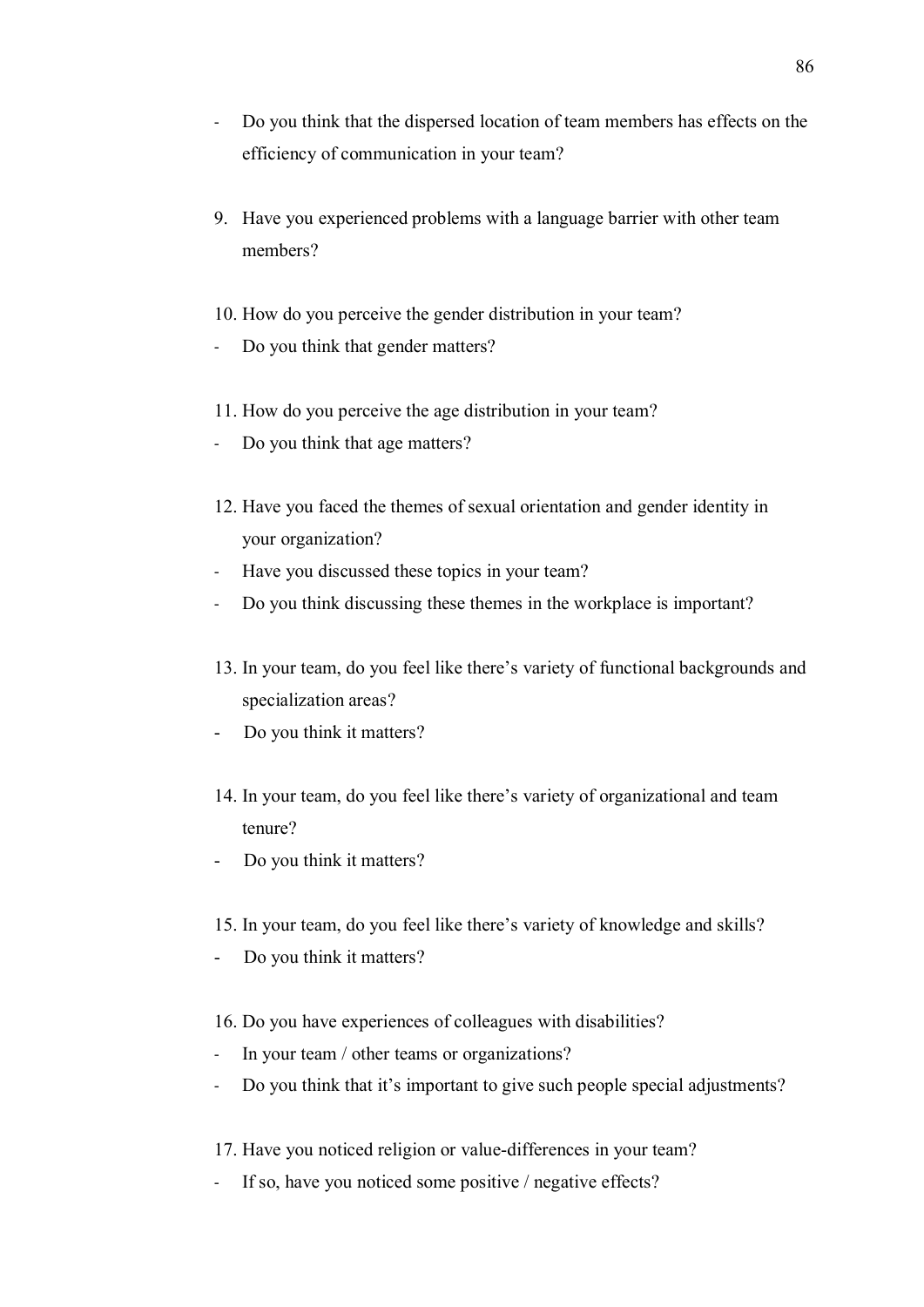- Do you think that the dispersed location of team members has effects on the efficiency of communication in your team?

9. Have you experienced problems with a language barrier with other team members?

10. How do you perceive the gender distribution in your team?
- Do you think that gender matters?

11. How do you perceive the age distribution in your team?
- Do you think that age matters?

12. Have you faced the themes of sexual orientation and gender identity in your organization?
- Have you discussed these topics in your team?
- Do you think discussing these themes in the workplace is important?

13. In your team, do you feel like there's variety of functional backgrounds and specialization areas?
- Do you think it matters?

14. In your team, do you feel like there's variety of organizational and team tenure?
- Do you think it matters?

15. In your team, do you feel like there's variety of knowledge and skills?
- Do you think it matters?

16. Do you have experiences of colleagues with disabilities?
- In your team / other teams or organizations?
- Do you think that it's important to give such people special adjustments?

17. Have you noticed religion or value-differences in your team?
- If so, have you noticed some positive / negative effects?